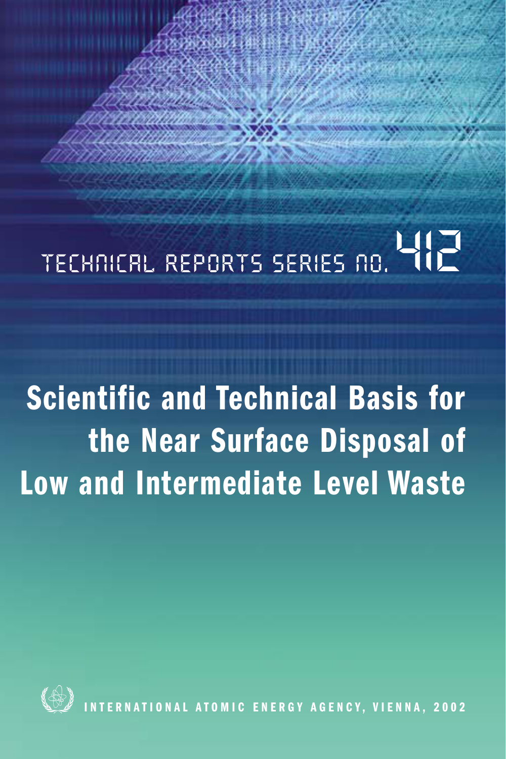TECHNICAL REPORTS SERIES No. 412

# Scientific and Technical Basis for the Near Surface Disposal of Low and Intermediate Level Waste

INTERNATIONAL ATOMIC ENERGY AGENCY, VIENNA, 2002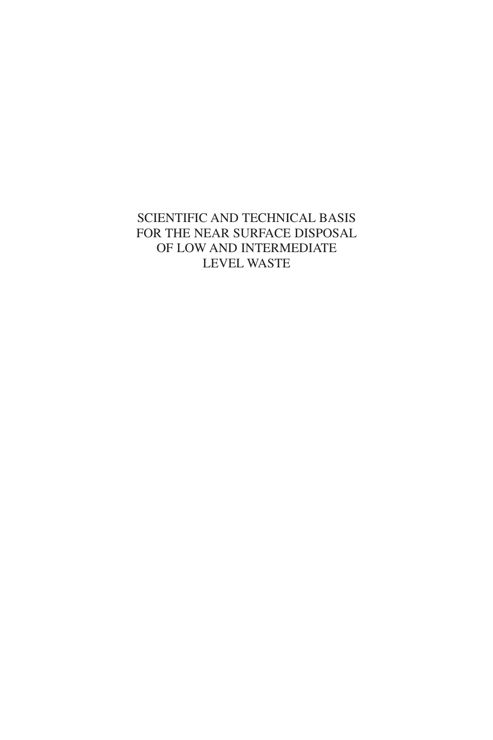# SCIENTIFIC AND TECHNICAL BASIS FOR THE NEAR SURFACE DISPOSAL OF LOW AND INTERMEDIATE LEVEL WASTE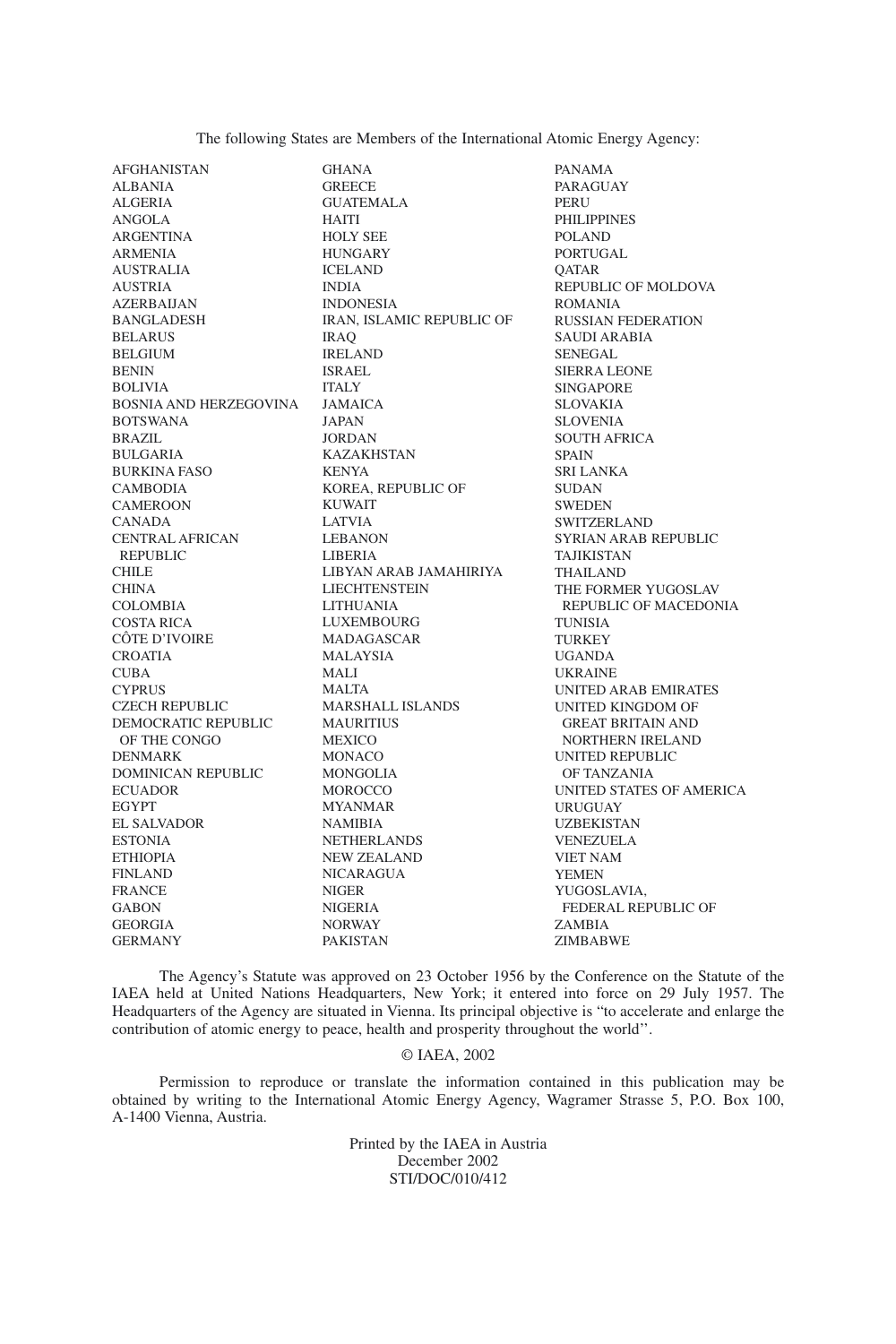The following States are Members of the International Atomic Energy Agency:

AFGHANISTAN
ALBANIA
ALGERIA
ANGOLA
ARGENTINA
ARMENIA
AUSTRALIA
AUSTRIA
AZERBAIJAN
BANGLADESH
BELARUS
BELGIUM
BENIN
BOLIVIA
BOSNIA AND HERZEGOVINA
BOTSWANA
BRAZIL
BULGARIA
BURKINA FASO
CAMBODIA
CAMEROON
CANADA
CENTRAL AFRICAN REPUBLIC
CHILE
CHINA
COLOMBIA
COSTA RICA
CÔTE D'IVOIRE
CROATIA
CUBA
CYPRUS
CZECH REPUBLIC
DEMOCRATIC REPUBLIC OF THE CONGO
DENMARK
DOMINICAN REPUBLIC
ECUADOR
EGYPT
EL SALVADOR
ESTONIA
ETHIOPIA
FINLAND
FRANCE
GABON
GEORGIA
GERMANY
GHANA
GREECE
GUATEMALA
HAITI
HOLY SEE
HUNGARY
ICELAND
INDIA
INDONESIA
IRAN, ISLAMIC REPUBLIC OF
IRAQ
IRELAND
ISRAEL
ITALY
JAMAICA
JAPAN
JORDAN
KAZAKHSTAN
KENYA
KOREA, REPUBLIC OF
KUWAIT
LATVIA
LEBANON
LIBERIA
LIBYAN ARAB JAMAHIRIYA
LIECHTENSTEIN
LITHUANIA
LUXEMBOURG
MADAGASCAR
MALAYSIA
MALI
MALTA
MARSHALL ISLANDS
MAURITIUS
MEXICO
MONACO
MONGOLIA
MOROCCO
MYANMAR
NAMIBIA
NETHERLANDS
NEW ZEALAND
NICARAGUA
NIGER
NIGERIA
NORWAY
PAKISTAN
PANAMA
PARAGUAY
PERU
PHILIPPINES
POLAND
PORTUGAL
QATAR
REPUBLIC OF MOLDOVA
ROMANIA
RUSSIAN FEDERATION
SAUDI ARABIA
SENEGAL
SIERRA LEONE
SINGAPORE
SLOVAKIA
SLOVENIA
SOUTH AFRICA
SPAIN
SRI LANKA
SUDAN
SWEDEN
SWITZERLAND
SYRIAN ARAB REPUBLIC
TAJIKISTAN
THAILAND
THE FORMER YUGOSLAV REPUBLIC OF MACEDONIA
TUNISIA
TURKEY
UGANDA
UKRAINE
UNITED ARAB EMIRATES
UNITED KINGDOM OF GREAT BRITAIN AND NORTHERN IRELAND
UNITED REPUBLIC OF TANZANIA
UNITED STATES OF AMERICA
URUGUAY
UZBEKISTAN
VENEZUELA
VIET NAM
YEMEN
YUGOSLAVIA, FEDERAL REPUBLIC OF
ZAMBIA
ZIMBABWE

The Agency's Statute was approved on 23 October 1956 by the Conference on the Statute of the IAEA held at United Nations Headquarters, New York; it entered into force on 29 July 1957. The Headquarters of the Agency are situated in Vienna. Its principal objective is "to accelerate and enlarge the contribution of atomic energy to peace, health and prosperity throughout the world''.

© IAEA, 2002

Permission to reproduce or translate the information contained in this publication may be obtained by writing to the International Atomic Energy Agency, Wagramer Strasse 5, P.O. Box 100, A-1400 Vienna, Austria.

Printed by the IAEA in Austria
December 2002
STI/DOC/010/412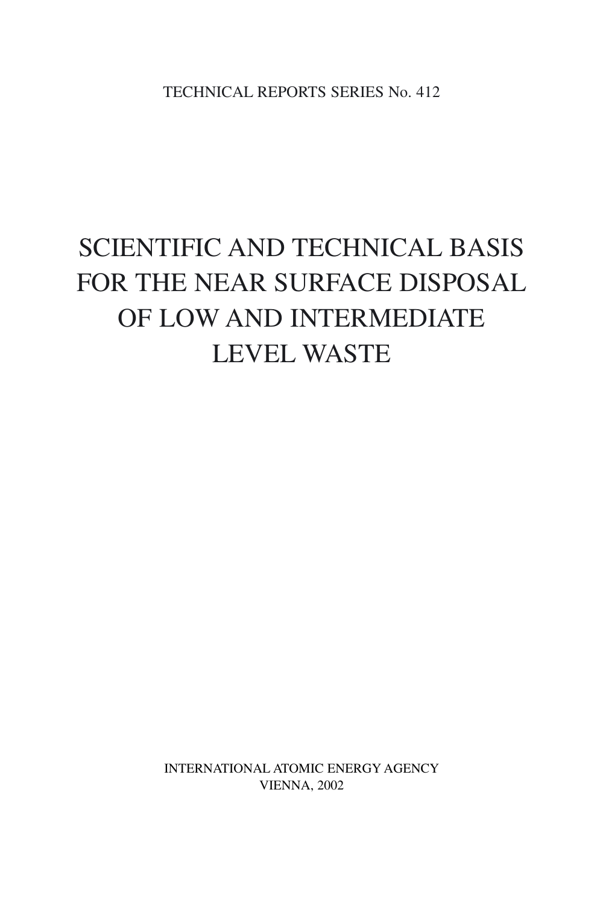TECHNICAL REPORTS SERIES No. 412

# SCIENTIFIC AND TECHNICAL BASIS FOR THE NEAR SURFACE DISPOSAL OF LOW AND INTERMEDIATE LEVEL WASTE

INTERNATIONAL ATOMIC ENERGY AGENCY
VIENNA, 2002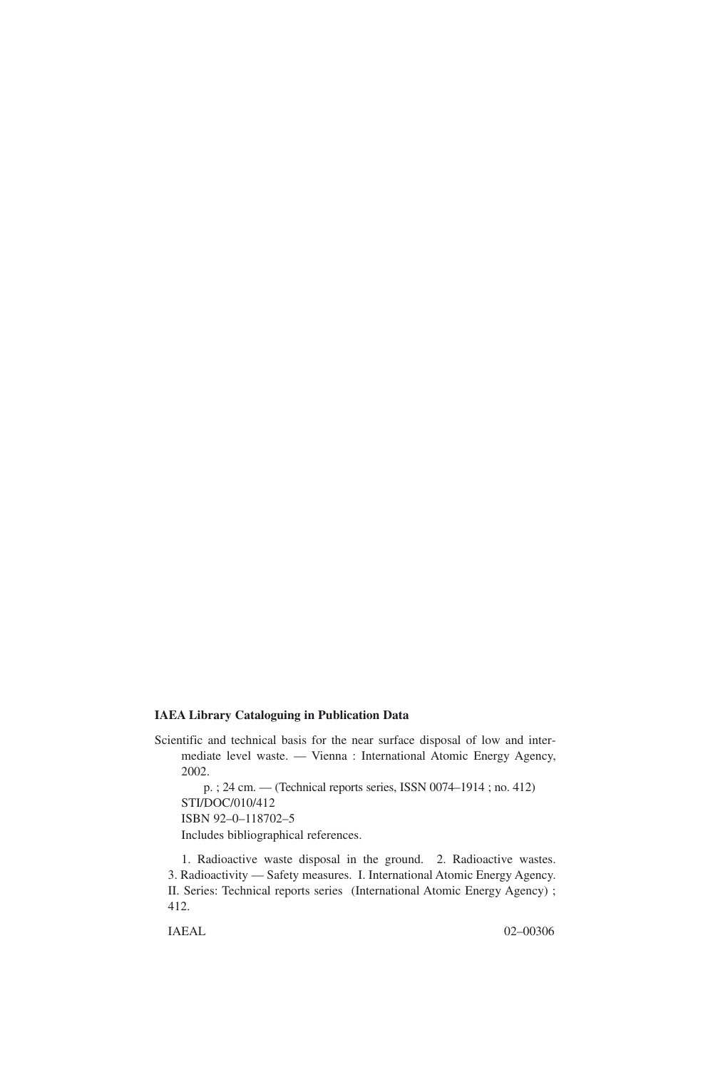**IAEA Library Cataloguing in Publication Data**

Scientific and technical basis for the near surface disposal of low and intermediate level waste. — Vienna : International Atomic Energy Agency, 2002.

p. ; 24 cm. — (Technical reports series, ISSN 0074–1914 ; no. 412)
STI/DOC/010/412
ISBN 92–0–118702–5
Includes bibliographical references.

1. Radioactive waste disposal in the ground. 2. Radioactive wastes. 3. Radioactivity — Safety measures. I. International Atomic Energy Agency. II. Series: Technical reports series (International Atomic Energy Agency) ; 412.

IAEAL 02–00306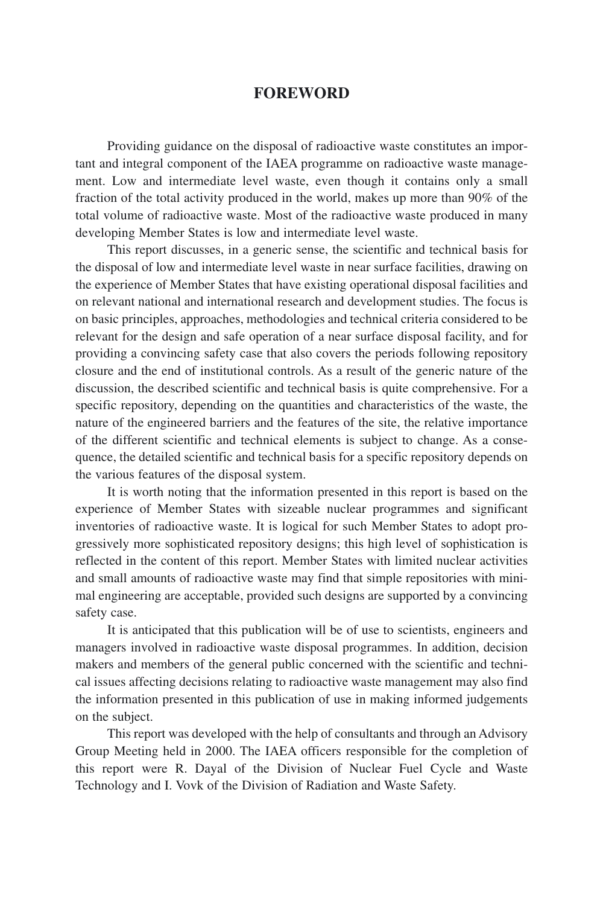# FOREWORD

Providing guidance on the disposal of radioactive waste constitutes an important and integral component of the IAEA programme on radioactive waste management. Low and intermediate level waste, even though it contains only a small fraction of the total activity produced in the world, makes up more than 90% of the total volume of radioactive waste. Most of the radioactive waste produced in many developing Member States is low and intermediate level waste.

This report discusses, in a generic sense, the scientific and technical basis for the disposal of low and intermediate level waste in near surface facilities, drawing on the experience of Member States that have existing operational disposal facilities and on relevant national and international research and development studies. The focus is on basic principles, approaches, methodologies and technical criteria considered to be relevant for the design and safe operation of a near surface disposal facility, and for providing a convincing safety case that also covers the periods following repository closure and the end of institutional controls. As a result of the generic nature of the discussion, the described scientific and technical basis is quite comprehensive. For a specific repository, depending on the quantities and characteristics of the waste, the nature of the engineered barriers and the features of the site, the relative importance of the different scientific and technical elements is subject to change. As a consequence, the detailed scientific and technical basis for a specific repository depends on the various features of the disposal system.

It is worth noting that the information presented in this report is based on the experience of Member States with sizeable nuclear programmes and significant inventories of radioactive waste. It is logical for such Member States to adopt progressively more sophisticated repository designs; this high level of sophistication is reflected in the content of this report. Member States with limited nuclear activities and small amounts of radioactive waste may find that simple repositories with minimal engineering are acceptable, provided such designs are supported by a convincing safety case.

It is anticipated that this publication will be of use to scientists, engineers and managers involved in radioactive waste disposal programmes. In addition, decision makers and members of the general public concerned with the scientific and technical issues affecting decisions relating to radioactive waste management may also find the information presented in this publication of use in making informed judgements on the subject.

This report was developed with the help of consultants and through an Advisory Group Meeting held in 2000. The IAEA officers responsible for the completion of this report were R. Dayal of the Division of Nuclear Fuel Cycle and Waste Technology and I. Vovk of the Division of Radiation and Waste Safety.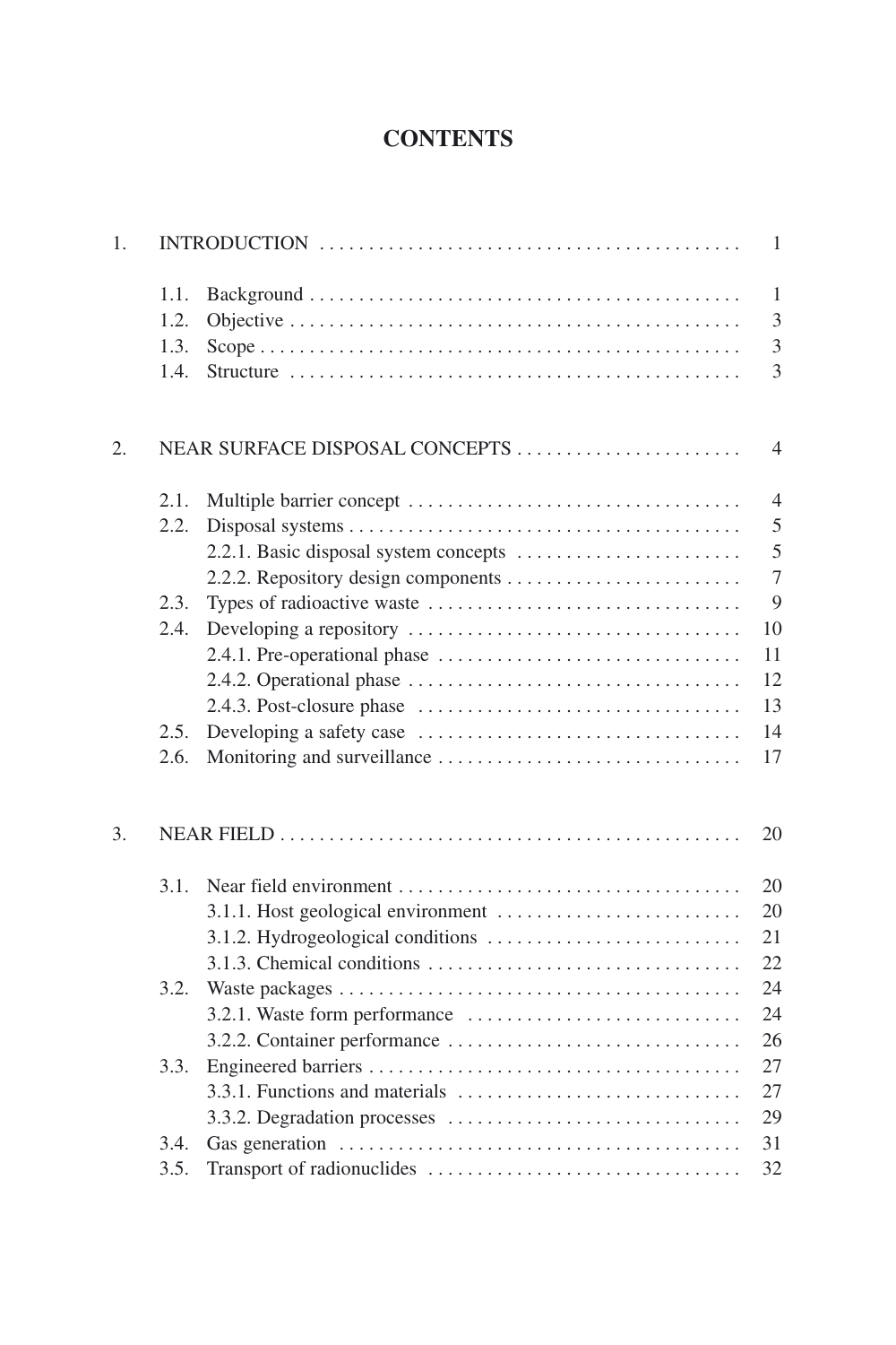# CONTENTS

| | | |
|---|---|---|
| 1. | INTRODUCTION | 1 |
| | 1.1. Background | 1 |
| | 1.2. Objective | 3 |
| | 1.3. Scope | 3 |
| | 1.4. Structure | 3 |
| 2. | NEAR SURFACE DISPOSAL CONCEPTS | 4 |
| | 2.1. Multiple barrier concept | 4 |
| | 2.2. Disposal systems | 5 |
| | 2.2.1. Basic disposal system concepts | 5 |
| | 2.2.2. Repository design components | 7 |
| | 2.3. Types of radioactive waste | 9 |
| | 2.4. Developing a repository | 10 |
| | 2.4.1. Pre-operational phase | 11 |
| | 2.4.2. Operational phase | 12 |
| | 2.4.3. Post-closure phase | 13 |
| | 2.5. Developing a safety case | 14 |
| | 2.6. Monitoring and surveillance | 17 |
| 3. | NEAR FIELD | 20 |
| | 3.1. Near field environment | 20 |
| | 3.1.1. Host geological environment | 20 |
| | 3.1.2. Hydrogeological conditions | 21 |
| | 3.1.3. Chemical conditions | 22 |
| | 3.2. Waste packages | 24 |
| | 3.2.1. Waste form performance | 24 |
| | 3.2.2. Container performance | 26 |
| | 3.3. Engineered barriers | 27 |
| | 3.3.1. Functions and materials | 27 |
| | 3.3.2. Degradation processes | 29 |
| | 3.4. Gas generation | 31 |
| | 3.5. Transport of radionuclides | 32 |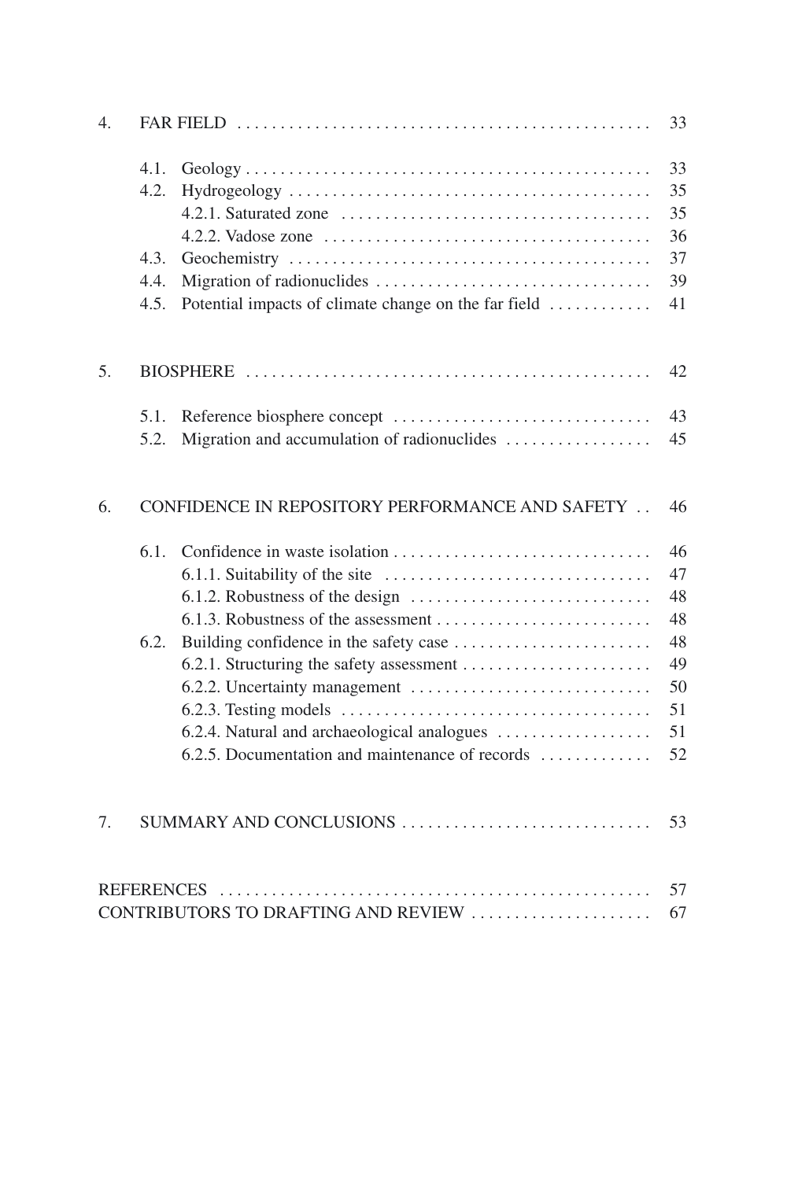| | | |
|---|---|---|
| 4. | FAR FIELD | 33 |
| | 4.1. Geology | 33 |
| | 4.2. Hydrogeology | 35 |
| | 4.2.1. Saturated zone | 35 |
| | 4.2.2. Vadose zone | 36 |
| | 4.3. Geochemistry | 37 |
| | 4.4. Migration of radionuclides | 39 |
| | 4.5. Potential impacts of climate change on the far field | 41 |
| 5. | BIOSPHERE | 42 |
| | 5.1. Reference biosphere concept | 43 |
| | 5.2. Migration and accumulation of radionuclides | 45 |
| 6. | CONFIDENCE IN REPOSITORY PERFORMANCE AND SAFETY | 46 |
| | 6.1. Confidence in waste isolation | 46 |
| | 6.1.1. Suitability of the site | 47 |
| | 6.1.2. Robustness of the design | 48 |
| | 6.1.3. Robustness of the assessment | 48 |
| | 6.2. Building confidence in the safety case | 48 |
| | 6.2.1. Structuring the safety assessment | 49 |
| | 6.2.2. Uncertainty management | 50 |
| | 6.2.3. Testing models | 51 |
| | 6.2.4. Natural and archaeological analogues | 51 |
| | 6.2.5. Documentation and maintenance of records | 52 |
| 7. | SUMMARY AND CONCLUSIONS | 53 |
| | REFERENCES | 57 |
| | CONTRIBUTORS TO DRAFTING AND REVIEW | 67 |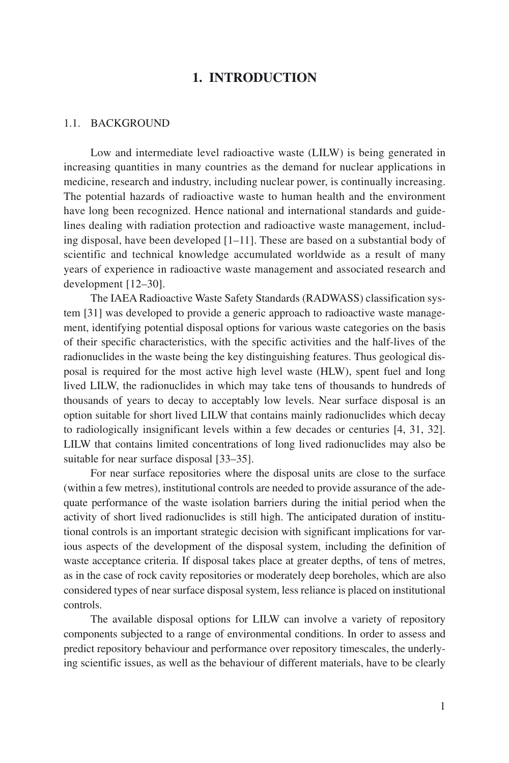# 1. INTRODUCTION

## 1.1. BACKGROUND

Low and intermediate level radioactive waste (LILW) is being generated in increasing quantities in many countries as the demand for nuclear applications in medicine, research and industry, including nuclear power, is continually increasing. The potential hazards of radioactive waste to human health and the environment have long been recognized. Hence national and international standards and guidelines dealing with radiation protection and radioactive waste management, including disposal, have been developed [1–11]. These are based on a substantial body of scientific and technical knowledge accumulated worldwide as a result of many years of experience in radioactive waste management and associated research and development [12–30].

The IAEA Radioactive Waste Safety Standards (RADWASS) classification system [31] was developed to provide a generic approach to radioactive waste management, identifying potential disposal options for various waste categories on the basis of their specific characteristics, with the specific activities and the half-lives of the radionuclides in the waste being the key distinguishing features. Thus geological disposal is required for the most active high level waste (HLW), spent fuel and long lived LILW, the radionuclides in which may take tens of thousands to hundreds of thousands of years to decay to acceptably low levels. Near surface disposal is an option suitable for short lived LILW that contains mainly radionuclides which decay to radiologically insignificant levels within a few decades or centuries [4, 31, 32]. LILW that contains limited concentrations of long lived radionuclides may also be suitable for near surface disposal [33–35].

For near surface repositories where the disposal units are close to the surface (within a few metres), institutional controls are needed to provide assurance of the adequate performance of the waste isolation barriers during the initial period when the activity of short lived radionuclides is still high. The anticipated duration of institutional controls is an important strategic decision with significant implications for various aspects of the development of the disposal system, including the definition of waste acceptance criteria. If disposal takes place at greater depths, of tens of metres, as in the case of rock cavity repositories or moderately deep boreholes, which are also considered types of near surface disposal system, less reliance is placed on institutional controls.

The available disposal options for LILW can involve a variety of repository components subjected to a range of environmental conditions. In order to assess and predict repository behaviour and performance over repository timescales, the underlying scientific issues, as well as the behaviour of different materials, have to be clearly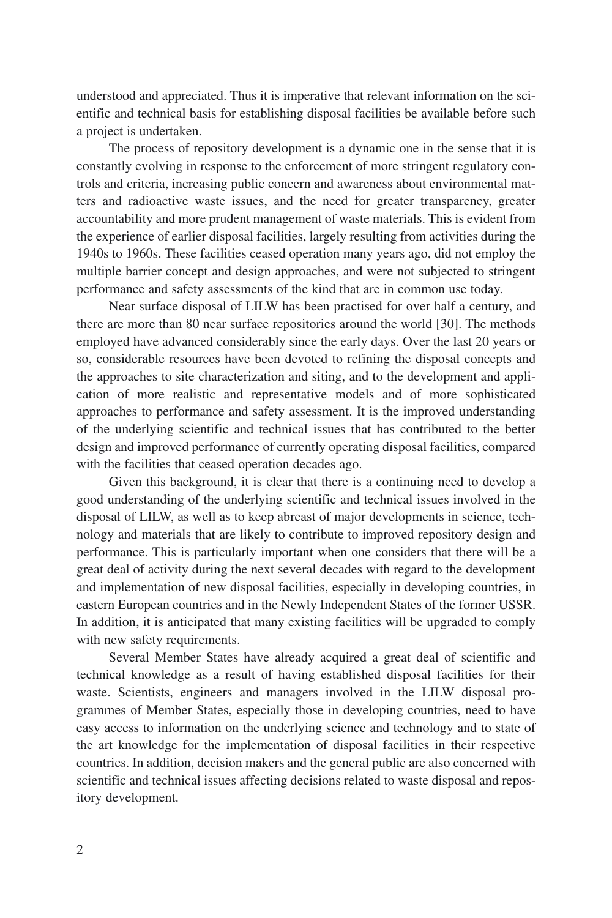understood and appreciated. Thus it is imperative that relevant information on the scientific and technical basis for establishing disposal facilities be available before such a project is undertaken.

The process of repository development is a dynamic one in the sense that it is constantly evolving in response to the enforcement of more stringent regulatory controls and criteria, increasing public concern and awareness about environmental matters and radioactive waste issues, and the need for greater transparency, greater accountability and more prudent management of waste materials. This is evident from the experience of earlier disposal facilities, largely resulting from activities during the 1940s to 1960s. These facilities ceased operation many years ago, did not employ the multiple barrier concept and design approaches, and were not subjected to stringent performance and safety assessments of the kind that are in common use today.

Near surface disposal of LILW has been practised for over half a century, and there are more than 80 near surface repositories around the world [30]. The methods employed have advanced considerably since the early days. Over the last 20 years or so, considerable resources have been devoted to refining the disposal concepts and the approaches to site characterization and siting, and to the development and application of more realistic and representative models and of more sophisticated approaches to performance and safety assessment. It is the improved understanding of the underlying scientific and technical issues that has contributed to the better design and improved performance of currently operating disposal facilities, compared with the facilities that ceased operation decades ago.

Given this background, it is clear that there is a continuing need to develop a good understanding of the underlying scientific and technical issues involved in the disposal of LILW, as well as to keep abreast of major developments in science, technology and materials that are likely to contribute to improved repository design and performance. This is particularly important when one considers that there will be a great deal of activity during the next several decades with regard to the development and implementation of new disposal facilities, especially in developing countries, in eastern European countries and in the Newly Independent States of the former USSR. In addition, it is anticipated that many existing facilities will be upgraded to comply with new safety requirements.

Several Member States have already acquired a great deal of scientific and technical knowledge as a result of having established disposal facilities for their waste. Scientists, engineers and managers involved in the LILW disposal programmes of Member States, especially those in developing countries, need to have easy access to information on the underlying science and technology and to state of the art knowledge for the implementation of disposal facilities in their respective countries. In addition, decision makers and the general public are also concerned with scientific and technical issues affecting decisions related to waste disposal and repository development.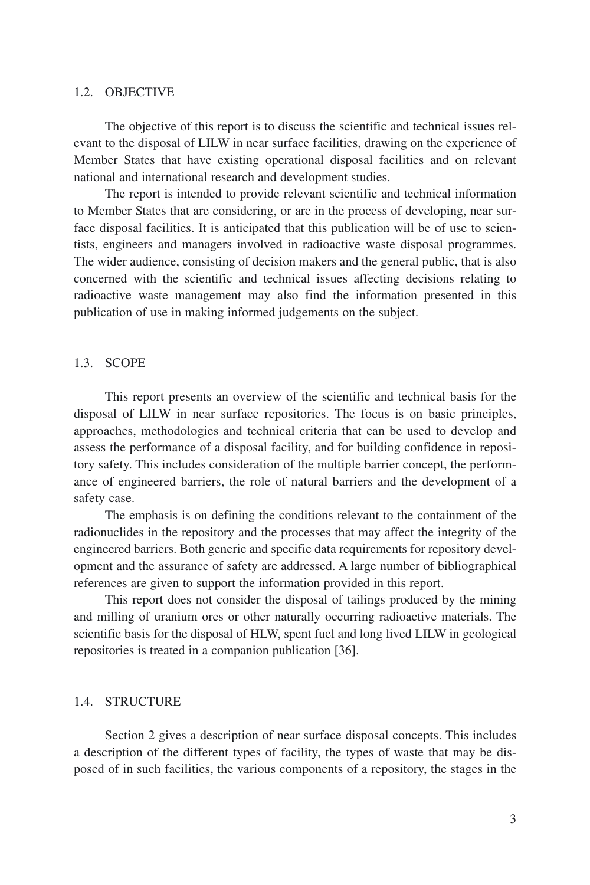## 1.2. OBJECTIVE

The objective of this report is to discuss the scientific and technical issues relevant to the disposal of LILW in near surface facilities, drawing on the experience of Member States that have existing operational disposal facilities and on relevant national and international research and development studies.

The report is intended to provide relevant scientific and technical information to Member States that are considering, or are in the process of developing, near surface disposal facilities. It is anticipated that this publication will be of use to scientists, engineers and managers involved in radioactive waste disposal programmes. The wider audience, consisting of decision makers and the general public, that is also concerned with the scientific and technical issues affecting decisions relating to radioactive waste management may also find the information presented in this publication of use in making informed judgements on the subject.

## 1.3. SCOPE

This report presents an overview of the scientific and technical basis for the disposal of LILW in near surface repositories. The focus is on basic principles, approaches, methodologies and technical criteria that can be used to develop and assess the performance of a disposal facility, and for building confidence in repository safety. This includes consideration of the multiple barrier concept, the performance of engineered barriers, the role of natural barriers and the development of a safety case.

The emphasis is on defining the conditions relevant to the containment of the radionuclides in the repository and the processes that may affect the integrity of the engineered barriers. Both generic and specific data requirements for repository development and the assurance of safety are addressed. A large number of bibliographical references are given to support the information provided in this report.

This report does not consider the disposal of tailings produced by the mining and milling of uranium ores or other naturally occurring radioactive materials. The scientific basis for the disposal of HLW, spent fuel and long lived LILW in geological repositories is treated in a companion publication [36].

## 1.4. STRUCTURE

Section 2 gives a description of near surface disposal concepts. This includes a description of the different types of facility, the types of waste that may be disposed of in such facilities, the various components of a repository, the stages in the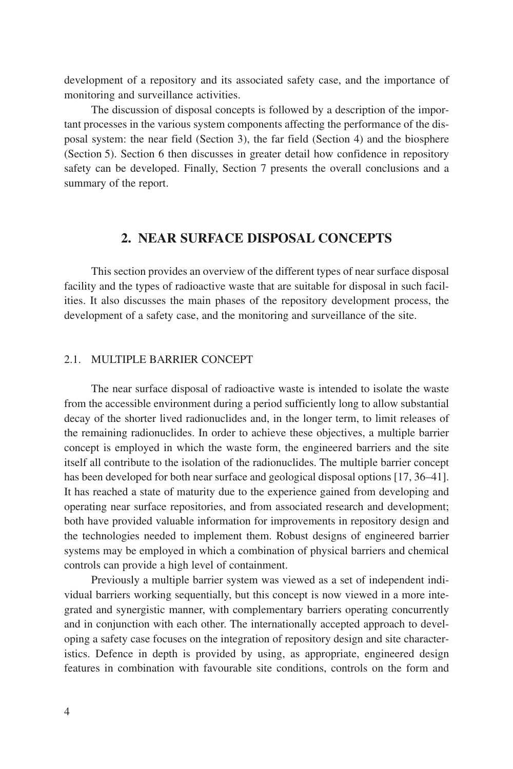development of a repository and its associated safety case, and the importance of monitoring and surveillance activities.

The discussion of disposal concepts is followed by a description of the important processes in the various system components affecting the performance of the disposal system: the near field (Section 3), the far field (Section 4) and the biosphere (Section 5). Section 6 then discusses in greater detail how confidence in repository safety can be developed. Finally, Section 7 presents the overall conclusions and a summary of the report.

## 2. NEAR SURFACE DISPOSAL CONCEPTS

This section provides an overview of the different types of near surface disposal facility and the types of radioactive waste that are suitable for disposal in such facilities. It also discusses the main phases of the repository development process, the development of a safety case, and the monitoring and surveillance of the site.

### 2.1. MULTIPLE BARRIER CONCEPT

The near surface disposal of radioactive waste is intended to isolate the waste from the accessible environment during a period sufficiently long to allow substantial decay of the shorter lived radionuclides and, in the longer term, to limit releases of the remaining radionuclides. In order to achieve these objectives, a multiple barrier concept is employed in which the waste form, the engineered barriers and the site itself all contribute to the isolation of the radionuclides. The multiple barrier concept has been developed for both near surface and geological disposal options [17, 36–41]. It has reached a state of maturity due to the experience gained from developing and operating near surface repositories, and from associated research and development; both have provided valuable information for improvements in repository design and the technologies needed to implement them. Robust designs of engineered barrier systems may be employed in which a combination of physical barriers and chemical controls can provide a high level of containment.

Previously a multiple barrier system was viewed as a set of independent individual barriers working sequentially, but this concept is now viewed in a more integrated and synergistic manner, with complementary barriers operating concurrently and in conjunction with each other. The internationally accepted approach to developing a safety case focuses on the integration of repository design and site characteristics. Defence in depth is provided by using, as appropriate, engineered design features in combination with favourable site conditions, controls on the form and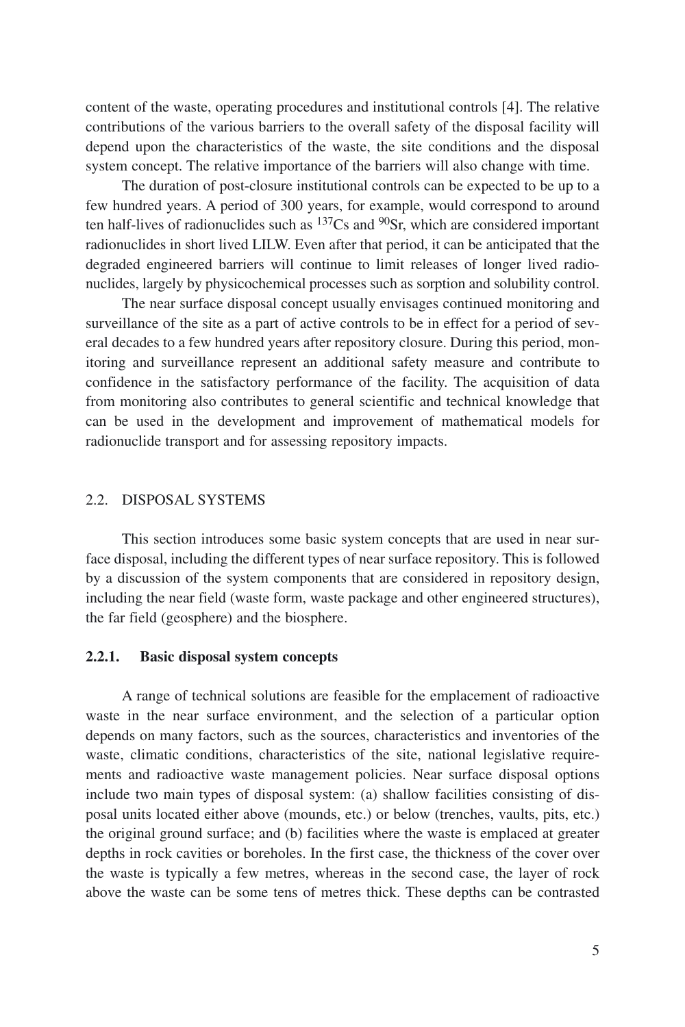content of the waste, operating procedures and institutional controls [4]. The relative contributions of the various barriers to the overall safety of the disposal facility will depend upon the characteristics of the waste, the site conditions and the disposal system concept. The relative importance of the barriers will also change with time.

The duration of post-closure institutional controls can be expected to be up to a few hundred years. A period of 300 years, for example, would correspond to around ten half-lives of radionuclides such as $^{137}Cs$ and $^{90}Sr$, which are considered important radionuclides in short lived LILW. Even after that period, it can be anticipated that the degraded engineered barriers will continue to limit releases of longer lived radionuclides, largely by physicochemical processes such as sorption and solubility control.

The near surface disposal concept usually envisages continued monitoring and surveillance of the site as a part of active controls to be in effect for a period of several decades to a few hundred years after repository closure. During this period, monitoring and surveillance represent an additional safety measure and contribute to confidence in the satisfactory performance of the facility. The acquisition of data from monitoring also contributes to general scientific and technical knowledge that can be used in the development and improvement of mathematical models for radionuclide transport and for assessing repository impacts.

## 2.2. DISPOSAL SYSTEMS

This section introduces some basic system concepts that are used in near surface disposal, including the different types of near surface repository. This is followed by a discussion of the system components that are considered in repository design, including the near field (waste form, waste package and other engineered structures), the far field (geosphere) and the biosphere.

### 2.2.1. Basic disposal system concepts

A range of technical solutions are feasible for the emplacement of radioactive waste in the near surface environment, and the selection of a particular option depends on many factors, such as the sources, characteristics and inventories of the waste, climatic conditions, characteristics of the site, national legislative requirements and radioactive waste management policies. Near surface disposal options include two main types of disposal system: (a) shallow facilities consisting of disposal units located either above (mounds, etc.) or below (trenches, vaults, pits, etc.) the original ground surface; and (b) facilities where the waste is emplaced at greater depths in rock cavities or boreholes. In the first case, the thickness of the cover over the waste is typically a few metres, whereas in the second case, the layer of rock above the waste can be some tens of metres thick. These depths can be contrasted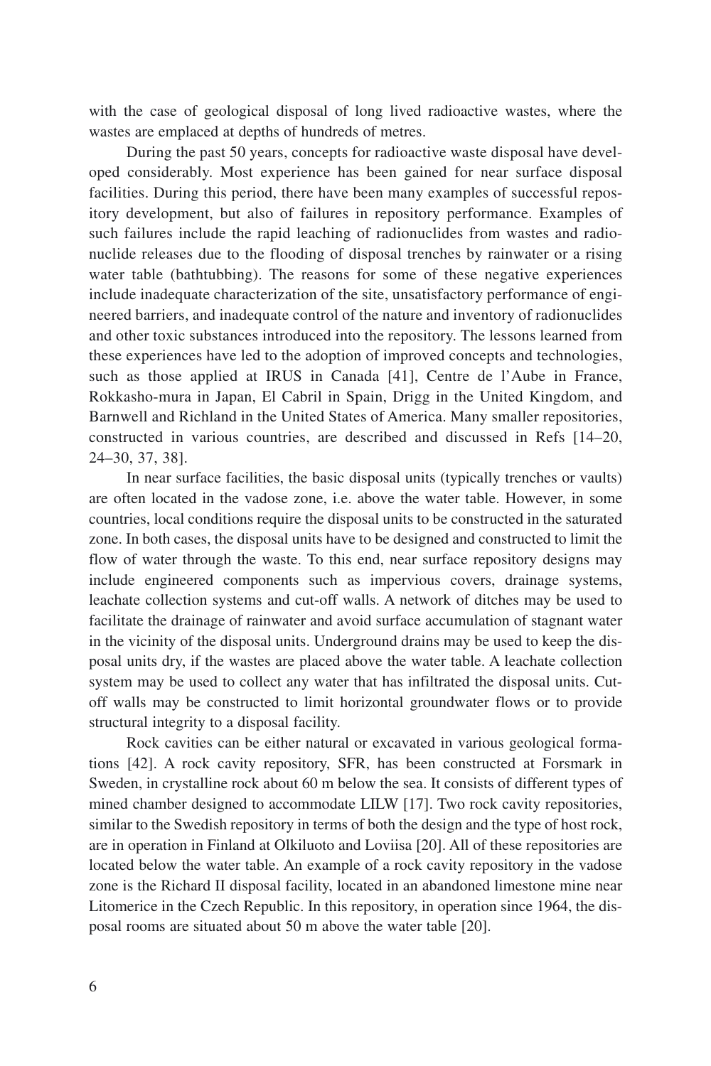with the case of geological disposal of long lived radioactive wastes, where the wastes are emplaced at depths of hundreds of metres.

During the past 50 years, concepts for radioactive waste disposal have developed considerably. Most experience has been gained for near surface disposal facilities. During this period, there have been many examples of successful repository development, but also of failures in repository performance. Examples of such failures include the rapid leaching of radionuclides from wastes and radionuclide releases due to the flooding of disposal trenches by rainwater or a rising water table (bathtubbing). The reasons for some of these negative experiences include inadequate characterization of the site, unsatisfactory performance of engineered barriers, and inadequate control of the nature and inventory of radionuclides and other toxic substances introduced into the repository. The lessons learned from these experiences have led to the adoption of improved concepts and technologies, such as those applied at IRUS in Canada [41], Centre de l'Aube in France, Rokkasho-mura in Japan, El Cabril in Spain, Drigg in the United Kingdom, and Barnwell and Richland in the United States of America. Many smaller repositories, constructed in various countries, are described and discussed in Refs [14–20, 24–30, 37, 38].

In near surface facilities, the basic disposal units (typically trenches or vaults) are often located in the vadose zone, i.e. above the water table. However, in some countries, local conditions require the disposal units to be constructed in the saturated zone. In both cases, the disposal units have to be designed and constructed to limit the flow of water through the waste. To this end, near surface repository designs may include engineered components such as impervious covers, drainage systems, leachate collection systems and cut-off walls. A network of ditches may be used to facilitate the drainage of rainwater and avoid surface accumulation of stagnant water in the vicinity of the disposal units. Underground drains may be used to keep the disposal units dry, if the wastes are placed above the water table. A leachate collection system may be used to collect any water that has infiltrated the disposal units. Cut-off walls may be constructed to limit horizontal groundwater flows or to provide structural integrity to a disposal facility.

Rock cavities can be either natural or excavated in various geological formations [42]. A rock cavity repository, SFR, has been constructed at Forsmark in Sweden, in crystalline rock about 60 m below the sea. It consists of different types of mined chamber designed to accommodate LILW [17]. Two rock cavity repositories, similar to the Swedish repository in terms of both the design and the type of host rock, are in operation in Finland at Olkiluoto and Loviisa [20]. All of these repositories are located below the water table. An example of a rock cavity repository in the vadose zone is the Richard II disposal facility, located in an abandoned limestone mine near Litomerice in the Czech Republic. In this repository, in operation since 1964, the disposal rooms are situated about 50 m above the water table [20].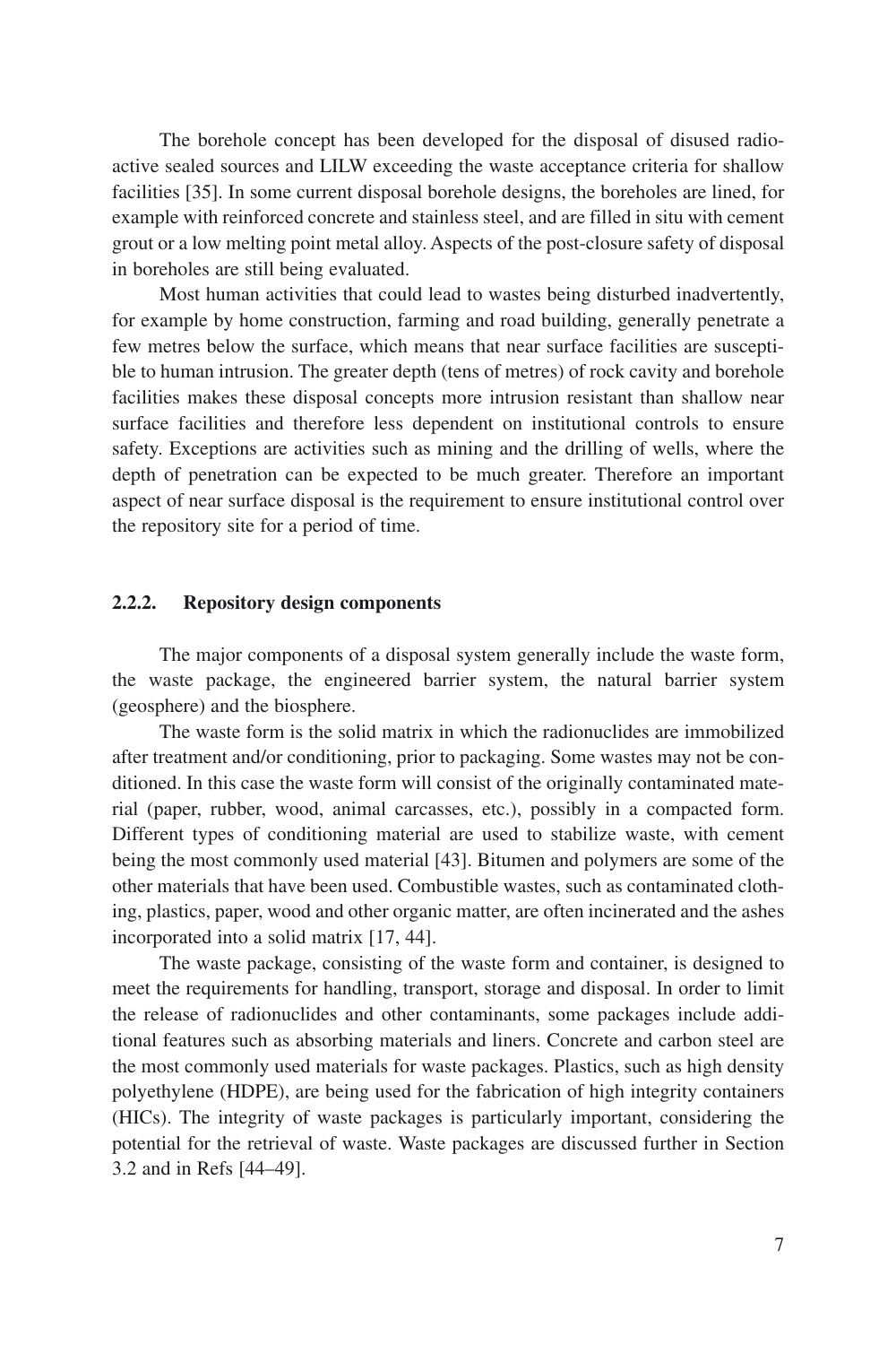The borehole concept has been developed for the disposal of disused radioactive sealed sources and LILW exceeding the waste acceptance criteria for shallow facilities [35]. In some current disposal borehole designs, the boreholes are lined, for example with reinforced concrete and stainless steel, and are filled in situ with cement grout or a low melting point metal alloy. Aspects of the post-closure safety of disposal in boreholes are still being evaluated.

Most human activities that could lead to wastes being disturbed inadvertently, for example by home construction, farming and road building, generally penetrate a few metres below the surface, which means that near surface facilities are susceptible to human intrusion. The greater depth (tens of metres) of rock cavity and borehole facilities makes these disposal concepts more intrusion resistant than shallow near surface facilities and therefore less dependent on institutional controls to ensure safety. Exceptions are activities such as mining and the drilling of wells, where the depth of penetration can be expected to be much greater. Therefore an important aspect of near surface disposal is the requirement to ensure institutional control over the repository site for a period of time.

### 2.2.2. Repository design components

The major components of a disposal system generally include the waste form, the waste package, the engineered barrier system, the natural barrier system (geosphere) and the biosphere.

The waste form is the solid matrix in which the radionuclides are immobilized after treatment and/or conditioning, prior to packaging. Some wastes may not be conditioned. In this case the waste form will consist of the originally contaminated material (paper, rubber, wood, animal carcasses, etc.), possibly in a compacted form. Different types of conditioning material are used to stabilize waste, with cement being the most commonly used material [43]. Bitumen and polymers are some of the other materials that have been used. Combustible wastes, such as contaminated clothing, plastics, paper, wood and other organic matter, are often incinerated and the ashes incorporated into a solid matrix [17, 44].

The waste package, consisting of the waste form and container, is designed to meet the requirements for handling, transport, storage and disposal. In order to limit the release of radionuclides and other contaminants, some packages include additional features such as absorbing materials and liners. Concrete and carbon steel are the most commonly used materials for waste packages. Plastics, such as high density polyethylene (HDPE), are being used for the fabrication of high integrity containers (HICs). The integrity of waste packages is particularly important, considering the potential for the retrieval of waste. Waste packages are discussed further in Section 3.2 and in Refs [44–49].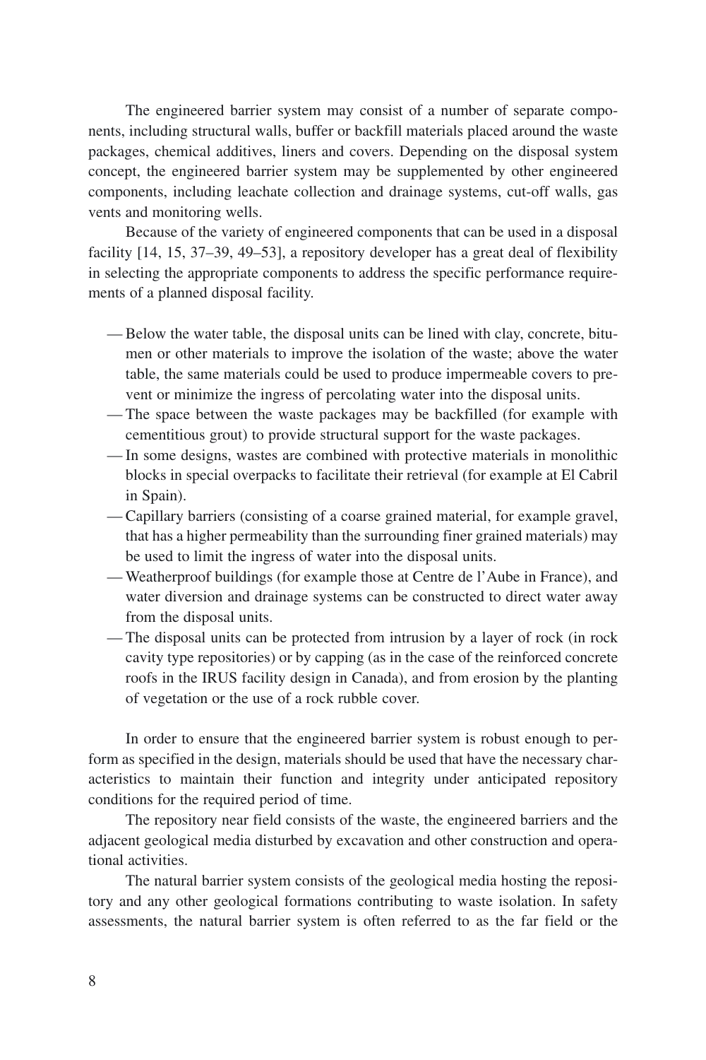The engineered barrier system may consist of a number of separate components, including structural walls, buffer or backfill materials placed around the waste packages, chemical additives, liners and covers. Depending on the disposal system concept, the engineered barrier system may be supplemented by other engineered components, including leachate collection and drainage systems, cut-off walls, gas vents and monitoring wells.

Because of the variety of engineered components that can be used in a disposal facility [14, 15, 37–39, 49–53], a repository developer has a great deal of flexibility in selecting the appropriate components to address the specific performance requirements of a planned disposal facility.

- Below the water table, the disposal units can be lined with clay, concrete, bitumen or other materials to improve the isolation of the waste; above the water table, the same materials could be used to produce impermeable covers to prevent or minimize the ingress of percolating water into the disposal units.
- The space between the waste packages may be backfilled (for example with cementitious grout) to provide structural support for the waste packages.
- In some designs, wastes are combined with protective materials in monolithic blocks in special overpacks to facilitate their retrieval (for example at El Cabril in Spain).
- Capillary barriers (consisting of a coarse grained material, for example gravel, that has a higher permeability than the surrounding finer grained materials) may be used to limit the ingress of water into the disposal units.
- Weatherproof buildings (for example those at Centre de l'Aube in France), and water diversion and drainage systems can be constructed to direct water away from the disposal units.
- The disposal units can be protected from intrusion by a layer of rock (in rock cavity type repositories) or by capping (as in the case of the reinforced concrete roofs in the IRUS facility design in Canada), and from erosion by the planting of vegetation or the use of a rock rubble cover.

In order to ensure that the engineered barrier system is robust enough to perform as specified in the design, materials should be used that have the necessary characteristics to maintain their function and integrity under anticipated repository conditions for the required period of time.

The repository near field consists of the waste, the engineered barriers and the adjacent geological media disturbed by excavation and other construction and operational activities.

The natural barrier system consists of the geological media hosting the repository and any other geological formations contributing to waste isolation. In safety assessments, the natural barrier system is often referred to as the far field or the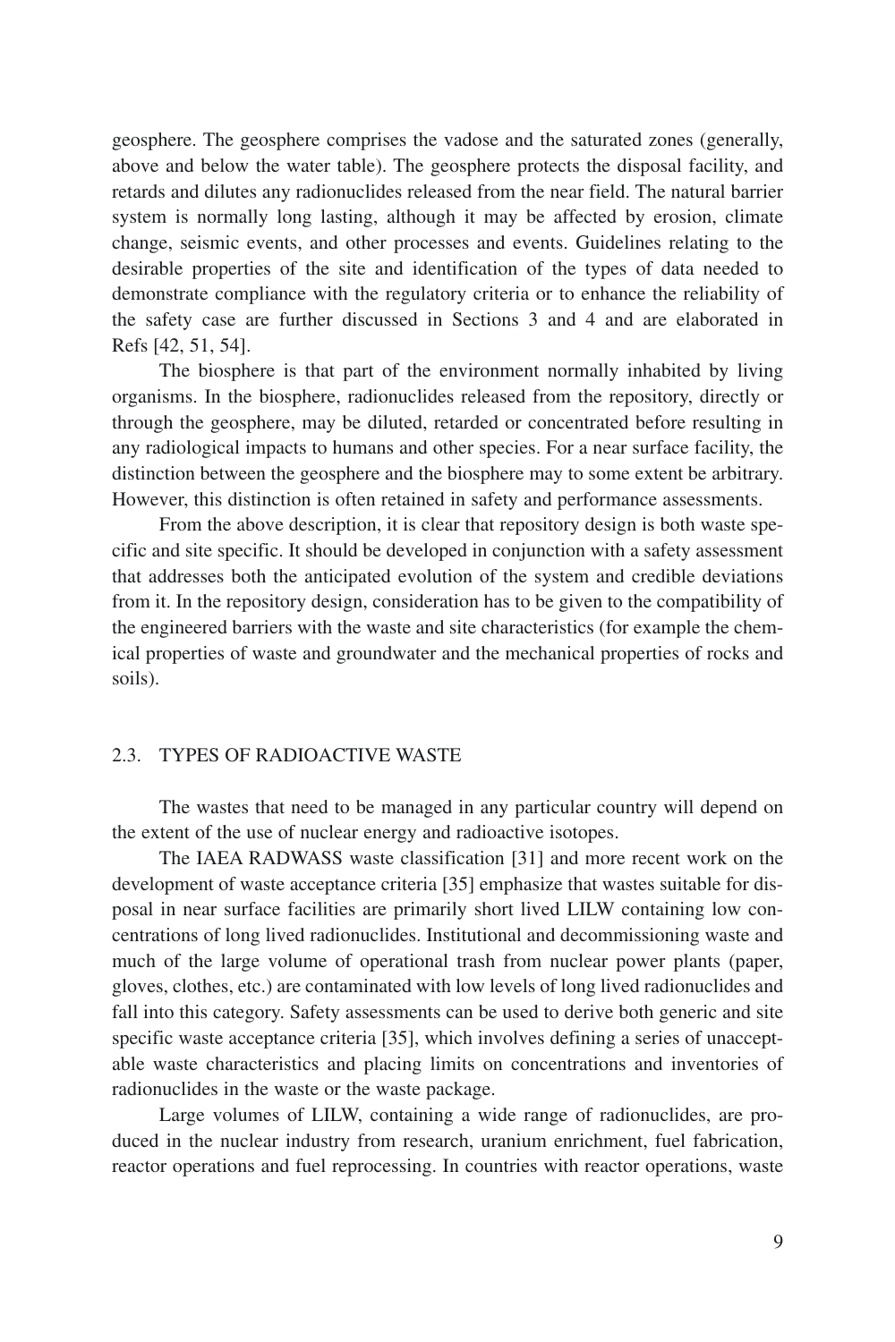geosphere. The geosphere comprises the vadose and the saturated zones (generally, above and below the water table). The geosphere protects the disposal facility, and retards and dilutes any radionuclides released from the near field. The natural barrier system is normally long lasting, although it may be affected by erosion, climate change, seismic events, and other processes and events. Guidelines relating to the desirable properties of the site and identification of the types of data needed to demonstrate compliance with the regulatory criteria or to enhance the reliability of the safety case are further discussed in Sections 3 and 4 and are elaborated in Refs [42, 51, 54].

The biosphere is that part of the environment normally inhabited by living organisms. In the biosphere, radionuclides released from the repository, directly or through the geosphere, may be diluted, retarded or concentrated before resulting in any radiological impacts to humans and other species. For a near surface facility, the distinction between the geosphere and the biosphere may to some extent be arbitrary. However, this distinction is often retained in safety and performance assessments.

From the above description, it is clear that repository design is both waste specific and site specific. It should be developed in conjunction with a safety assessment that addresses both the anticipated evolution of the system and credible deviations from it. In the repository design, consideration has to be given to the compatibility of the engineered barriers with the waste and site characteristics (for example the chemical properties of waste and groundwater and the mechanical properties of rocks and soils).

## 2.3. TYPES OF RADIOACTIVE WASTE

The wastes that need to be managed in any particular country will depend on the extent of the use of nuclear energy and radioactive isotopes.

The IAEA RADWASS waste classification [31] and more recent work on the development of waste acceptance criteria [35] emphasize that wastes suitable for disposal in near surface facilities are primarily short lived LILW containing low concentrations of long lived radionuclides. Institutional and decommissioning waste and much of the large volume of operational trash from nuclear power plants (paper, gloves, clothes, etc.) are contaminated with low levels of long lived radionuclides and fall into this category. Safety assessments can be used to derive both generic and site specific waste acceptance criteria [35], which involves defining a series of unacceptable waste characteristics and placing limits on concentrations and inventories of radionuclides in the waste or the waste package.

Large volumes of LILW, containing a wide range of radionuclides, are produced in the nuclear industry from research, uranium enrichment, fuel fabrication, reactor operations and fuel reprocessing. In countries with reactor operations, waste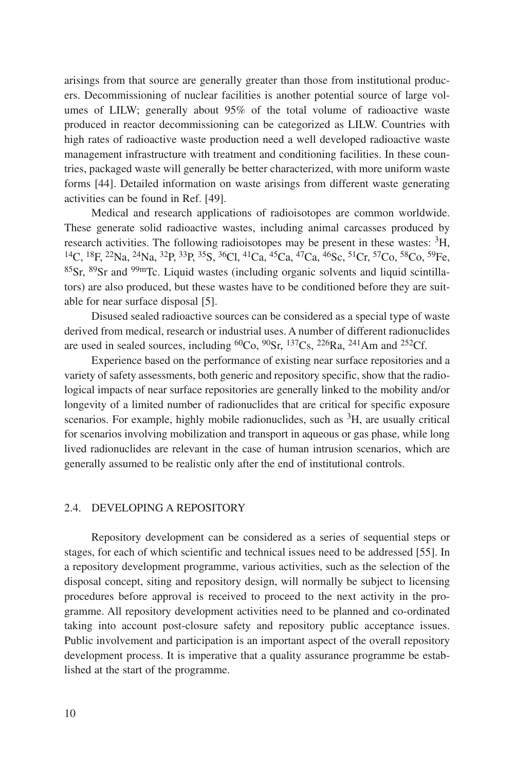arisings from that source are generally greater than those from institutional producers. Decommissioning of nuclear facilities is another potential source of large volumes of LILW; generally about 95% of the total volume of radioactive waste produced in reactor decommissioning can be categorized as LILW. Countries with high rates of radioactive waste production need a well developed radioactive waste management infrastructure with treatment and conditioning facilities. In these countries, packaged waste will generally be better characterized, with more uniform waste forms [44]. Detailed information on waste arisings from different waste generating activities can be found in Ref. [49].

Medical and research applications of radioisotopes are common worldwide. These generate solid radioactive wastes, including animal carcasses produced by research activities. The following radioisotopes may be present in these wastes: $^{3}$H, $^{14}$C, $^{18}$F, $^{22}$Na, $^{24}$Na, $^{32}$P, $^{33}$P, $^{35}$S, $^{36}$Cl, $^{41}$Ca, $^{45}$Ca, $^{47}$Ca, $^{46}$Sc, $^{51}$Cr, $^{57}$Co, $^{58}$Co, $^{59}$Fe, $^{85}$Sr, $^{89}$Sr and $^{99m}$Tc. Liquid wastes (including organic solvents and liquid scintillators) are also produced, but these wastes have to be conditioned before they are suitable for near surface disposal [5].

Disused sealed radioactive sources can be considered as a special type of waste derived from medical, research or industrial uses. A number of different radionuclides are used in sealed sources, including $^{60}$Co, $^{90}$Sr, $^{137}$Cs, $^{226}$Ra, $^{241}$Am and $^{252}$Cf.

Experience based on the performance of existing near surface repositories and a variety of safety assessments, both generic and repository specific, show that the radiological impacts of near surface repositories are generally linked to the mobility and/or longevity of a limited number of radionuclides that are critical for specific exposure scenarios. For example, highly mobile radionuclides, such as $^{3}$H, are usually critical for scenarios involving mobilization and transport in aqueous or gas phase, while long lived radionuclides are relevant in the case of human intrusion scenarios, which are generally assumed to be realistic only after the end of institutional controls.

## 2.4. DEVELOPING A REPOSITORY

Repository development can be considered as a series of sequential steps or stages, for each of which scientific and technical issues need to be addressed [55]. In a repository development programme, various activities, such as the selection of the disposal concept, siting and repository design, will normally be subject to licensing procedures before approval is received to proceed to the next activity in the programme. All repository development activities need to be planned and co-ordinated taking into account post-closure safety and repository public acceptance issues. Public involvement and participation is an important aspect of the overall repository development process. It is imperative that a quality assurance programme be established at the start of the programme.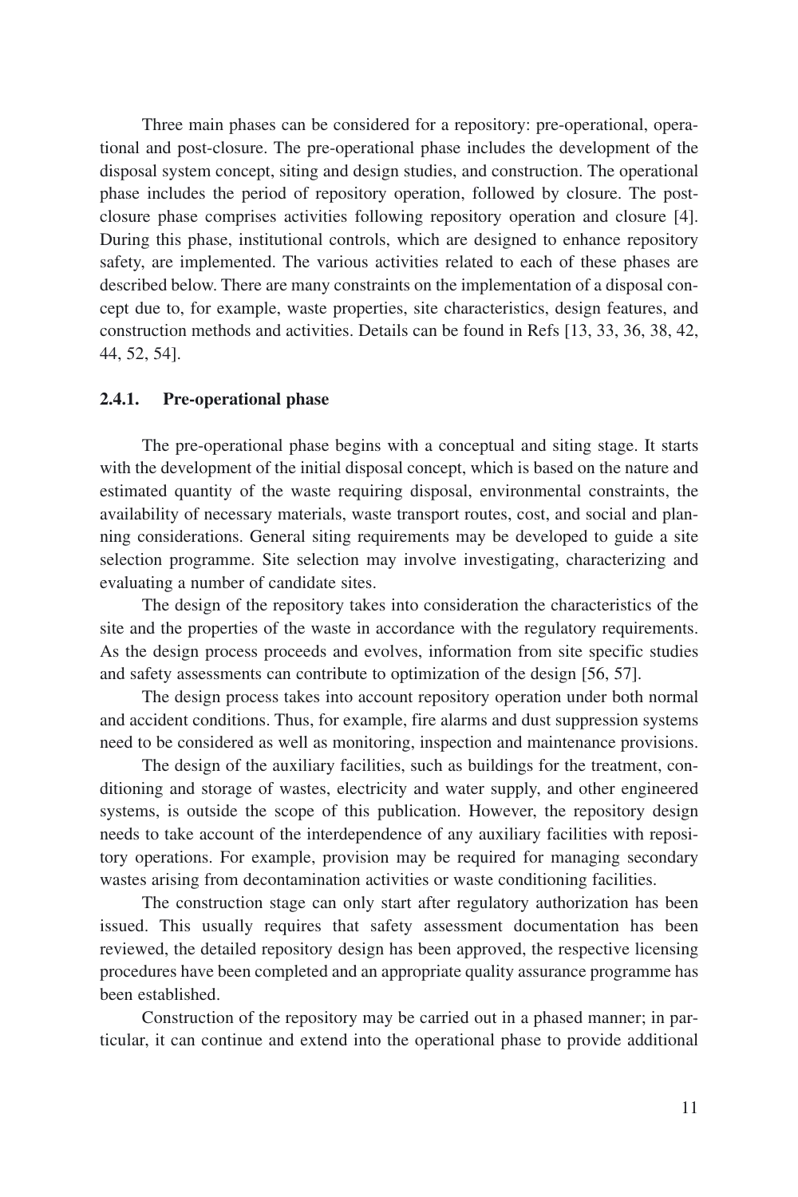Three main phases can be considered for a repository: pre-operational, operational and post-closure. The pre-operational phase includes the development of the disposal system concept, siting and design studies, and construction. The operational phase includes the period of repository operation, followed by closure. The post-closure phase comprises activities following repository operation and closure [4]. During this phase, institutional controls, which are designed to enhance repository safety, are implemented. The various activities related to each of these phases are described below. There are many constraints on the implementation of a disposal concept due to, for example, waste properties, site characteristics, design features, and construction methods and activities. Details can be found in Refs [13, 33, 36, 38, 42, 44, 52, 54].

### 2.4.1. Pre-operational phase

The pre-operational phase begins with a conceptual and siting stage. It starts with the development of the initial disposal concept, which is based on the nature and estimated quantity of the waste requiring disposal, environmental constraints, the availability of necessary materials, waste transport routes, cost, and social and planning considerations. General siting requirements may be developed to guide a site selection programme. Site selection may involve investigating, characterizing and evaluating a number of candidate sites.

The design of the repository takes into consideration the characteristics of the site and the properties of the waste in accordance with the regulatory requirements. As the design process proceeds and evolves, information from site specific studies and safety assessments can contribute to optimization of the design [56, 57].

The design process takes into account repository operation under both normal and accident conditions. Thus, for example, fire alarms and dust suppression systems need to be considered as well as monitoring, inspection and maintenance provisions.

The design of the auxiliary facilities, such as buildings for the treatment, conditioning and storage of wastes, electricity and water supply, and other engineered systems, is outside the scope of this publication. However, the repository design needs to take account of the interdependence of any auxiliary facilities with repository operations. For example, provision may be required for managing secondary wastes arising from decontamination activities or waste conditioning facilities.

The construction stage can only start after regulatory authorization has been issued. This usually requires that safety assessment documentation has been reviewed, the detailed repository design has been approved, the respective licensing procedures have been completed and an appropriate quality assurance programme has been established.

Construction of the repository may be carried out in a phased manner; in particular, it can continue and extend into the operational phase to provide additional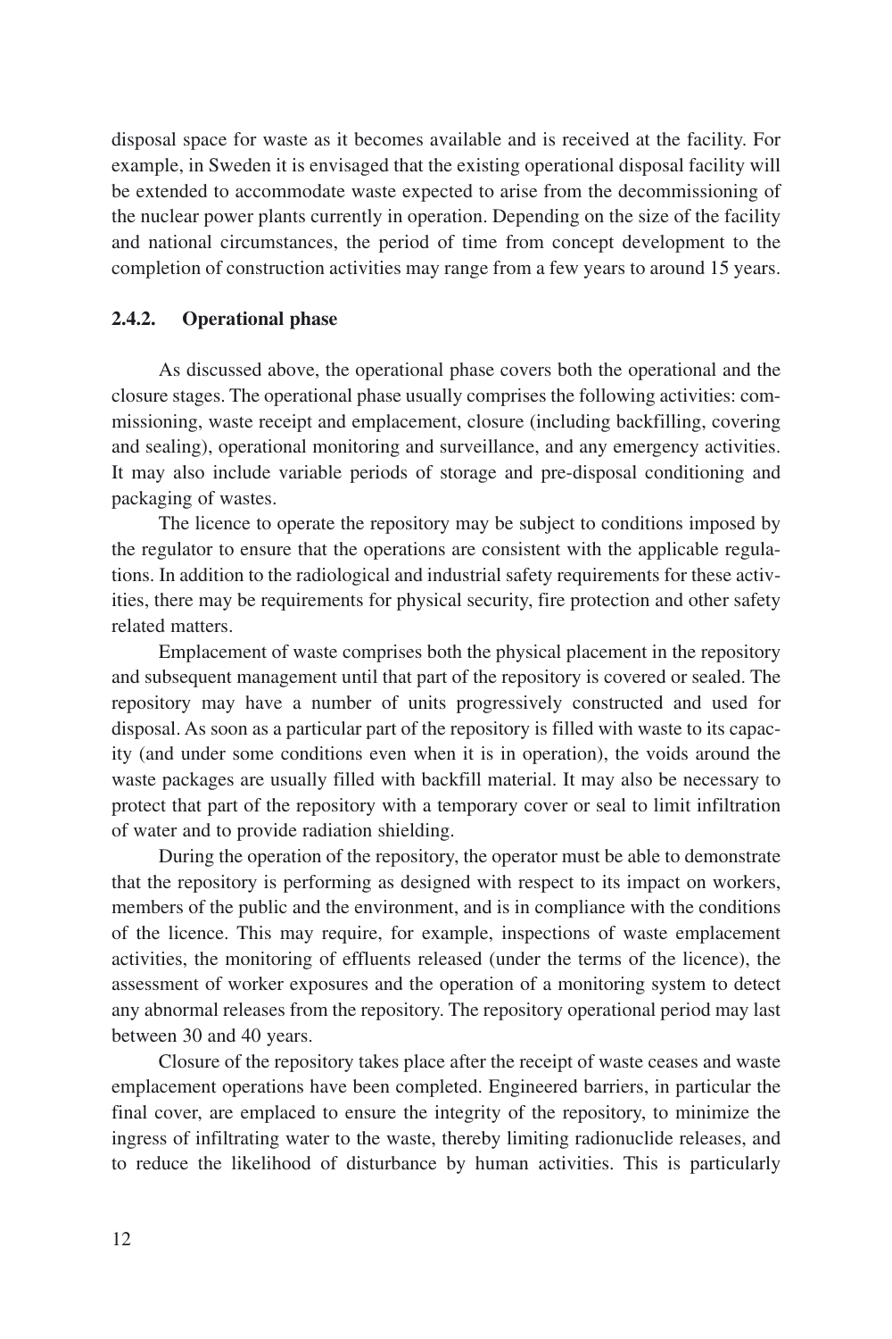disposal space for waste as it becomes available and is received at the facility. For example, in Sweden it is envisaged that the existing operational disposal facility will be extended to accommodate waste expected to arise from the decommissioning of the nuclear power plants currently in operation. Depending on the size of the facility and national circumstances, the period of time from concept development to the completion of construction activities may range from a few years to around 15 years.

### 2.4.2. Operational phase

As discussed above, the operational phase covers both the operational and the closure stages. The operational phase usually comprises the following activities: commissioning, waste receipt and emplacement, closure (including backfilling, covering and sealing), operational monitoring and surveillance, and any emergency activities. It may also include variable periods of storage and pre-disposal conditioning and packaging of wastes.

The licence to operate the repository may be subject to conditions imposed by the regulator to ensure that the operations are consistent with the applicable regulations. In addition to the radiological and industrial safety requirements for these activities, there may be requirements for physical security, fire protection and other safety related matters.

Emplacement of waste comprises both the physical placement in the repository and subsequent management until that part of the repository is covered or sealed. The repository may have a number of units progressively constructed and used for disposal. As soon as a particular part of the repository is filled with waste to its capacity (and under some conditions even when it is in operation), the voids around the waste packages are usually filled with backfill material. It may also be necessary to protect that part of the repository with a temporary cover or seal to limit infiltration of water and to provide radiation shielding.

During the operation of the repository, the operator must be able to demonstrate that the repository is performing as designed with respect to its impact on workers, members of the public and the environment, and is in compliance with the conditions of the licence. This may require, for example, inspections of waste emplacement activities, the monitoring of effluents released (under the terms of the licence), the assessment of worker exposures and the operation of a monitoring system to detect any abnormal releases from the repository. The repository operational period may last between 30 and 40 years.

Closure of the repository takes place after the receipt of waste ceases and waste emplacement operations have been completed. Engineered barriers, in particular the final cover, are emplaced to ensure the integrity of the repository, to minimize the ingress of infiltrating water to the waste, thereby limiting radionuclide releases, and to reduce the likelihood of disturbance by human activities. This is particularly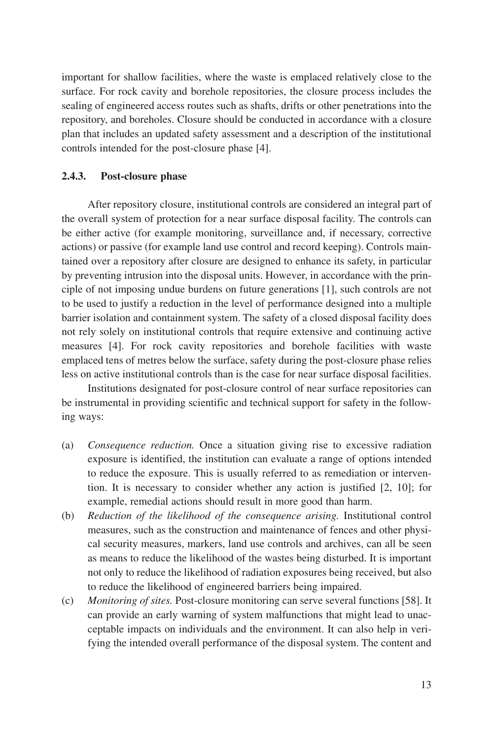important for shallow facilities, where the waste is emplaced relatively close to the surface. For rock cavity and borehole repositories, the closure process includes the sealing of engineered access routes such as shafts, drifts or other penetrations into the repository, and boreholes. Closure should be conducted in accordance with a closure plan that includes an updated safety assessment and a description of the institutional controls intended for the post-closure phase [4].

### 2.4.3. Post-closure phase

After repository closure, institutional controls are considered an integral part of the overall system of protection for a near surface disposal facility. The controls can be either active (for example monitoring, surveillance and, if necessary, corrective actions) or passive (for example land use control and record keeping). Controls maintained over a repository after closure are designed to enhance its safety, in particular by preventing intrusion into the disposal units. However, in accordance with the principle of not imposing undue burdens on future generations [1], such controls are not to be used to justify a reduction in the level of performance designed into a multiple barrier isolation and containment system. The safety of a closed disposal facility does not rely solely on institutional controls that require extensive and continuing active measures [4]. For rock cavity repositories and borehole facilities with waste emplaced tens of metres below the surface, safety during the post-closure phase relies less on active institutional controls than is the case for near surface disposal facilities.

Institutions designated for post-closure control of near surface repositories can be instrumental in providing scientific and technical support for safety in the following ways:

(a) *Consequence reduction.* Once a situation giving rise to excessive radiation exposure is identified, the institution can evaluate a range of options intended to reduce the exposure. This is usually referred to as remediation or intervention. It is necessary to consider whether any action is justified [2, 10]; for example, remedial actions should result in more good than harm.

(b) *Reduction of the likelihood of the consequence arising.* Institutional control measures, such as the construction and maintenance of fences and other physical security measures, markers, land use controls and archives, can all be seen as means to reduce the likelihood of the wastes being disturbed. It is important not only to reduce the likelihood of radiation exposures being received, but also to reduce the likelihood of engineered barriers being impaired.

(c) *Monitoring of sites.* Post-closure monitoring can serve several functions [58]. It can provide an early warning of system malfunctions that might lead to unacceptable impacts on individuals and the environment. It can also help in verifying the intended overall performance of the disposal system. The content and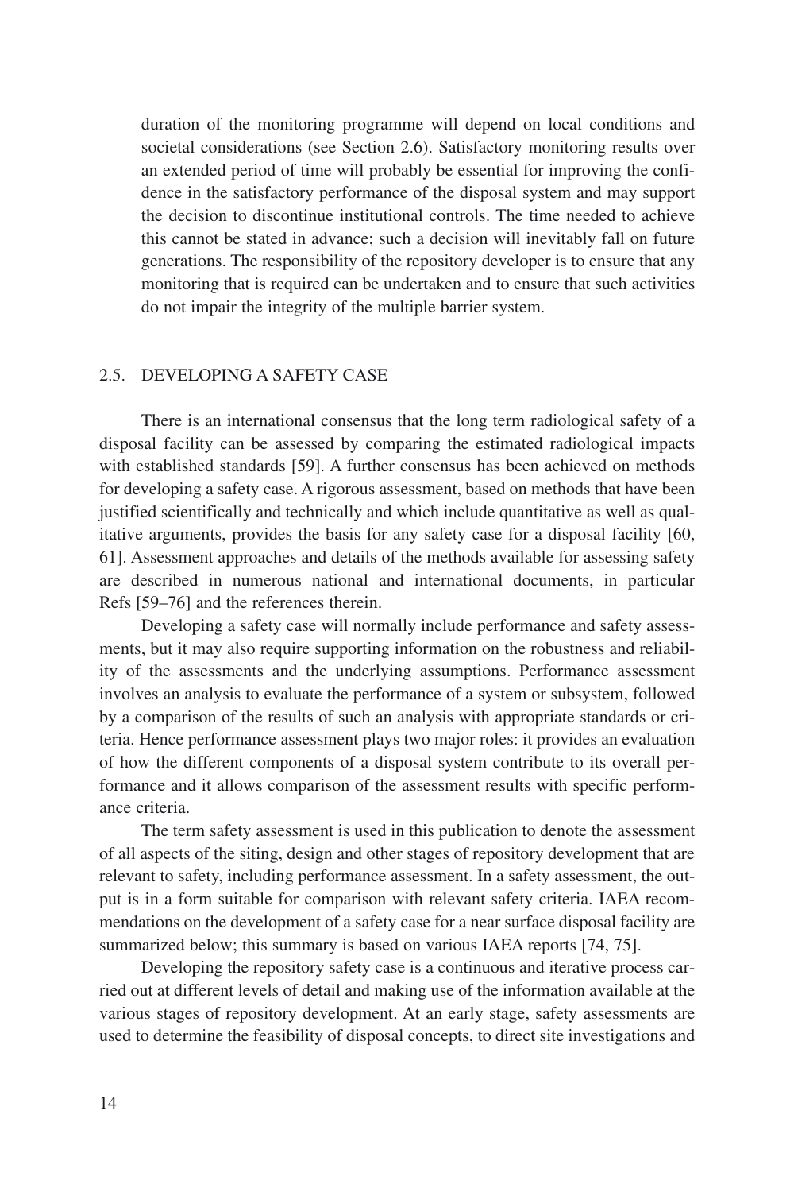duration of the monitoring programme will depend on local conditions and societal considerations (see Section 2.6). Satisfactory monitoring results over an extended period of time will probably be essential for improving the confidence in the satisfactory performance of the disposal system and may support the decision to discontinue institutional controls. The time needed to achieve this cannot be stated in advance; such a decision will inevitably fall on future generations. The responsibility of the repository developer is to ensure that any monitoring that is required can be undertaken and to ensure that such activities do not impair the integrity of the multiple barrier system.

## 2.5. DEVELOPING A SAFETY CASE

There is an international consensus that the long term radiological safety of a disposal facility can be assessed by comparing the estimated radiological impacts with established standards [59]. A further consensus has been achieved on methods for developing a safety case. A rigorous assessment, based on methods that have been justified scientifically and technically and which include quantitative as well as qualitative arguments, provides the basis for any safety case for a disposal facility [60, 61]. Assessment approaches and details of the methods available for assessing safety are described in numerous national and international documents, in particular Refs [59–76] and the references therein.

Developing a safety case will normally include performance and safety assessments, but it may also require supporting information on the robustness and reliability of the assessments and the underlying assumptions. Performance assessment involves an analysis to evaluate the performance of a system or subsystem, followed by a comparison of the results of such an analysis with appropriate standards or criteria. Hence performance assessment plays two major roles: it provides an evaluation of how the different components of a disposal system contribute to its overall performance and it allows comparison of the assessment results with specific performance criteria.

The term safety assessment is used in this publication to denote the assessment of all aspects of the siting, design and other stages of repository development that are relevant to safety, including performance assessment. In a safety assessment, the output is in a form suitable for comparison with relevant safety criteria. IAEA recommendations on the development of a safety case for a near surface disposal facility are summarized below; this summary is based on various IAEA reports [74, 75].

Developing the repository safety case is a continuous and iterative process carried out at different levels of detail and making use of the information available at the various stages of repository development. At an early stage, safety assessments are used to determine the feasibility of disposal concepts, to direct site investigations and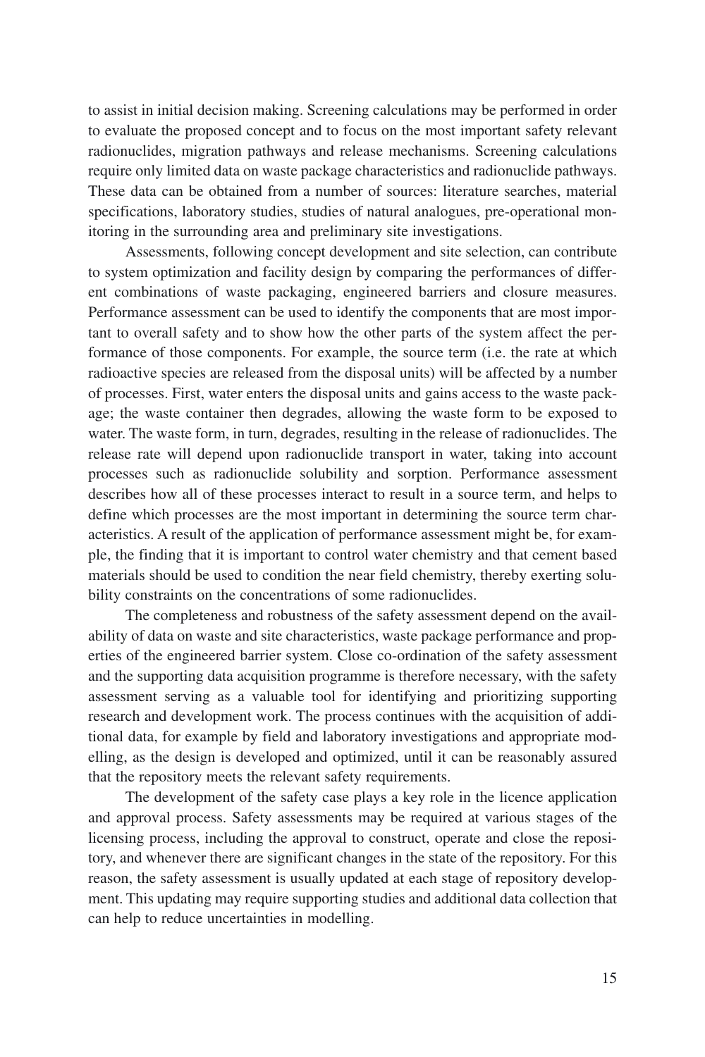to assist in initial decision making. Screening calculations may be performed in order to evaluate the proposed concept and to focus on the most important safety relevant radionuclides, migration pathways and release mechanisms. Screening calculations require only limited data on waste package characteristics and radionuclide pathways. These data can be obtained from a number of sources: literature searches, material specifications, laboratory studies, studies of natural analogues, pre-operational monitoring in the surrounding area and preliminary site investigations.

Assessments, following concept development and site selection, can contribute to system optimization and facility design by comparing the performances of different combinations of waste packaging, engineered barriers and closure measures. Performance assessment can be used to identify the components that are most important to overall safety and to show how the other parts of the system affect the performance of those components. For example, the source term (i.e. the rate at which radioactive species are released from the disposal units) will be affected by a number of processes. First, water enters the disposal units and gains access to the waste package; the waste container then degrades, allowing the waste form to be exposed to water. The waste form, in turn, degrades, resulting in the release of radionuclides. The release rate will depend upon radionuclide transport in water, taking into account processes such as radionuclide solubility and sorption. Performance assessment describes how all of these processes interact to result in a source term, and helps to define which processes are the most important in determining the source term characteristics. A result of the application of performance assessment might be, for example, the finding that it is important to control water chemistry and that cement based materials should be used to condition the near field chemistry, thereby exerting solubility constraints on the concentrations of some radionuclides.

The completeness and robustness of the safety assessment depend on the availability of data on waste and site characteristics, waste package performance and properties of the engineered barrier system. Close co-ordination of the safety assessment and the supporting data acquisition programme is therefore necessary, with the safety assessment serving as a valuable tool for identifying and prioritizing supporting research and development work. The process continues with the acquisition of additional data, for example by field and laboratory investigations and appropriate modelling, as the design is developed and optimized, until it can be reasonably assured that the repository meets the relevant safety requirements.

The development of the safety case plays a key role in the licence application and approval process. Safety assessments may be required at various stages of the licensing process, including the approval to construct, operate and close the repository, and whenever there are significant changes in the state of the repository. For this reason, the safety assessment is usually updated at each stage of repository development. This updating may require supporting studies and additional data collection that can help to reduce uncertainties in modelling.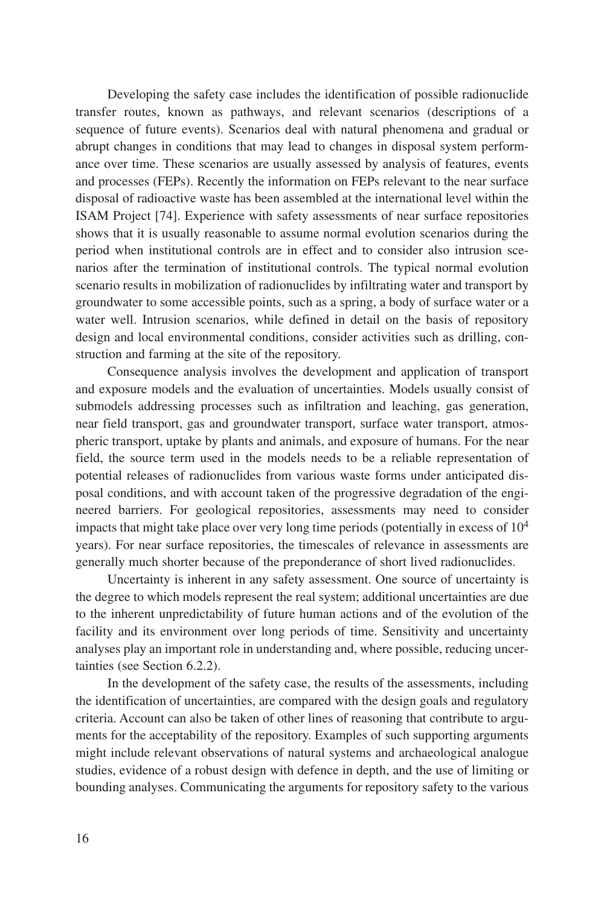Developing the safety case includes the identification of possible radionuclide transfer routes, known as pathways, and relevant scenarios (descriptions of a sequence of future events). Scenarios deal with natural phenomena and gradual or abrupt changes in conditions that may lead to changes in disposal system performance over time. These scenarios are usually assessed by analysis of features, events and processes (FEPs). Recently the information on FEPs relevant to the near surface disposal of radioactive waste has been assembled at the international level within the ISAM Project [74]. Experience with safety assessments of near surface repositories shows that it is usually reasonable to assume normal evolution scenarios during the period when institutional controls are in effect and to consider also intrusion scenarios after the termination of institutional controls. The typical normal evolution scenario results in mobilization of radionuclides by infiltrating water and transport by groundwater to some accessible points, such as a spring, a body of surface water or a water well. Intrusion scenarios, while defined in detail on the basis of repository design and local environmental conditions, consider activities such as drilling, construction and farming at the site of the repository.

Consequence analysis involves the development and application of transport and exposure models and the evaluation of uncertainties. Models usually consist of submodels addressing processes such as infiltration and leaching, gas generation, near field transport, gas and groundwater transport, surface water transport, atmospheric transport, uptake by plants and animals, and exposure of humans. For the near field, the source term used in the models needs to be a reliable representation of potential releases of radionuclides from various waste forms under anticipated disposal conditions, and with account taken of the progressive degradation of the engineered barriers. For geological repositories, assessments may need to consider impacts that might take place over very long time periods (potentially in excess of $10^4$ years). For near surface repositories, the timescales of relevance in assessments are generally much shorter because of the preponderance of short lived radionuclides.

Uncertainty is inherent in any safety assessment. One source of uncertainty is the degree to which models represent the real system; additional uncertainties are due to the inherent unpredictability of future human actions and of the evolution of the facility and its environment over long periods of time. Sensitivity and uncertainty analyses play an important role in understanding and, where possible, reducing uncertainties (see Section 6.2.2).

In the development of the safety case, the results of the assessments, including the identification of uncertainties, are compared with the design goals and regulatory criteria. Account can also be taken of other lines of reasoning that contribute to arguments for the acceptability of the repository. Examples of such supporting arguments might include relevant observations of natural systems and archaeological analogue studies, evidence of a robust design with defence in depth, and the use of limiting or bounding analyses. Communicating the arguments for repository safety to the various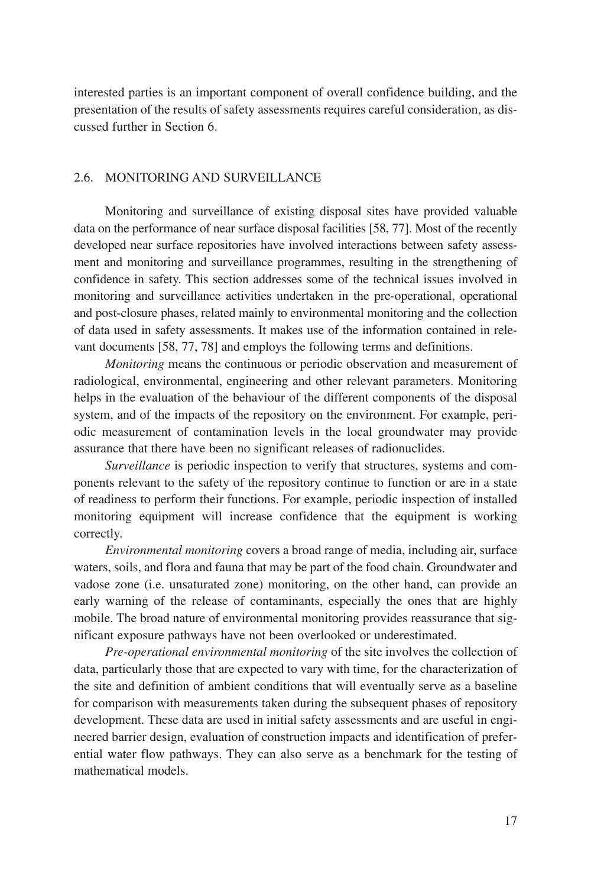interested parties is an important component of overall confidence building, and the presentation of the results of safety assessments requires careful consideration, as discussed further in Section 6.

## 2.6. MONITORING AND SURVEILLANCE

Monitoring and surveillance of existing disposal sites have provided valuable data on the performance of near surface disposal facilities [58, 77]. Most of the recently developed near surface repositories have involved interactions between safety assessment and monitoring and surveillance programmes, resulting in the strengthening of confidence in safety. This section addresses some of the technical issues involved in monitoring and surveillance activities undertaken in the pre-operational, operational and post-closure phases, related mainly to environmental monitoring and the collection of data used in safety assessments. It makes use of the information contained in relevant documents [58, 77, 78] and employs the following terms and definitions.

*Monitoring* means the continuous or periodic observation and measurement of radiological, environmental, engineering and other relevant parameters. Monitoring helps in the evaluation of the behaviour of the different components of the disposal system, and of the impacts of the repository on the environment. For example, periodic measurement of contamination levels in the local groundwater may provide assurance that there have been no significant releases of radionuclides.

*Surveillance* is periodic inspection to verify that structures, systems and components relevant to the safety of the repository continue to function or are in a state of readiness to perform their functions. For example, periodic inspection of installed monitoring equipment will increase confidence that the equipment is working correctly.

*Environmental monitoring* covers a broad range of media, including air, surface waters, soils, and flora and fauna that may be part of the food chain. Groundwater and vadose zone (i.e. unsaturated zone) monitoring, on the other hand, can provide an early warning of the release of contaminants, especially the ones that are highly mobile. The broad nature of environmental monitoring provides reassurance that significant exposure pathways have not been overlooked or underestimated.

*Pre-operational environmental monitoring* of the site involves the collection of data, particularly those that are expected to vary with time, for the characterization of the site and definition of ambient conditions that will eventually serve as a baseline for comparison with measurements taken during the subsequent phases of repository development. These data are used in initial safety assessments and are useful in engineered barrier design, evaluation of construction impacts and identification of preferential water flow pathways. They can also serve as a benchmark for the testing of mathematical models.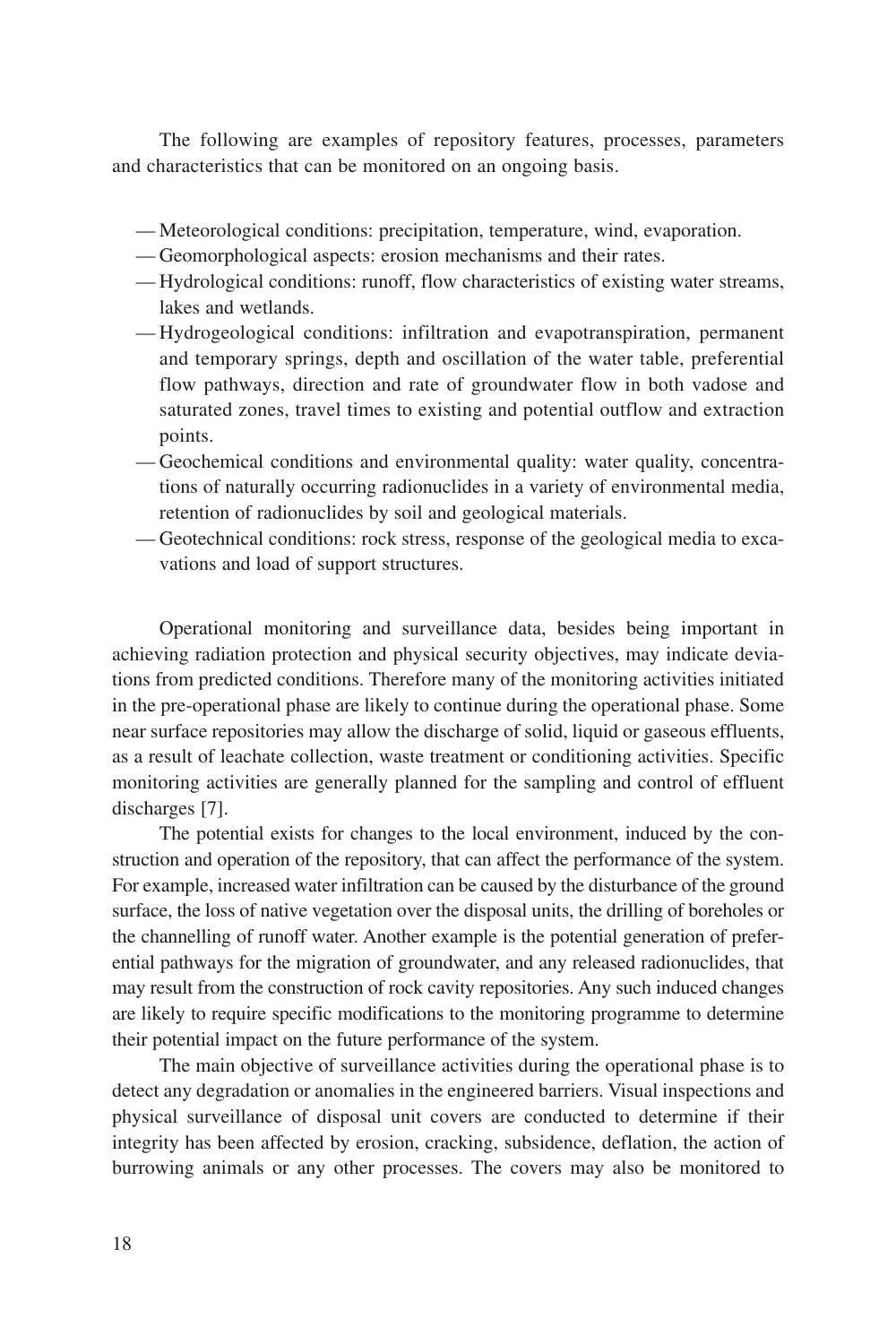The following are examples of repository features, processes, parameters and characteristics that can be monitored on an ongoing basis.

- Meteorological conditions: precipitation, temperature, wind, evaporation.
- Geomorphological aspects: erosion mechanisms and their rates.
- Hydrological conditions: runoff, flow characteristics of existing water streams, lakes and wetlands.
- Hydrogeological conditions: infiltration and evapotranspiration, permanent and temporary springs, depth and oscillation of the water table, preferential flow pathways, direction and rate of groundwater flow in both vadose and saturated zones, travel times to existing and potential outflow and extraction points.
- Geochemical conditions and environmental quality: water quality, concentrations of naturally occurring radionuclides in a variety of environmental media, retention of radionuclides by soil and geological materials.
- Geotechnical conditions: rock stress, response of the geological media to excavations and load of support structures.

Operational monitoring and surveillance data, besides being important in achieving radiation protection and physical security objectives, may indicate deviations from predicted conditions. Therefore many of the monitoring activities initiated in the pre-operational phase are likely to continue during the operational phase. Some near surface repositories may allow the discharge of solid, liquid or gaseous effluents, as a result of leachate collection, waste treatment or conditioning activities. Specific monitoring activities are generally planned for the sampling and control of effluent discharges [7].

The potential exists for changes to the local environment, induced by the construction and operation of the repository, that can affect the performance of the system. For example, increased water infiltration can be caused by the disturbance of the ground surface, the loss of native vegetation over the disposal units, the drilling of boreholes or the channelling of runoff water. Another example is the potential generation of preferential pathways for the migration of groundwater, and any released radionuclides, that may result from the construction of rock cavity repositories. Any such induced changes are likely to require specific modifications to the monitoring programme to determine their potential impact on the future performance of the system.

The main objective of surveillance activities during the operational phase is to detect any degradation or anomalies in the engineered barriers. Visual inspections and physical surveillance of disposal unit covers are conducted to determine if their integrity has been affected by erosion, cracking, subsidence, deflation, the action of burrowing animals or any other processes. The covers may also be monitored to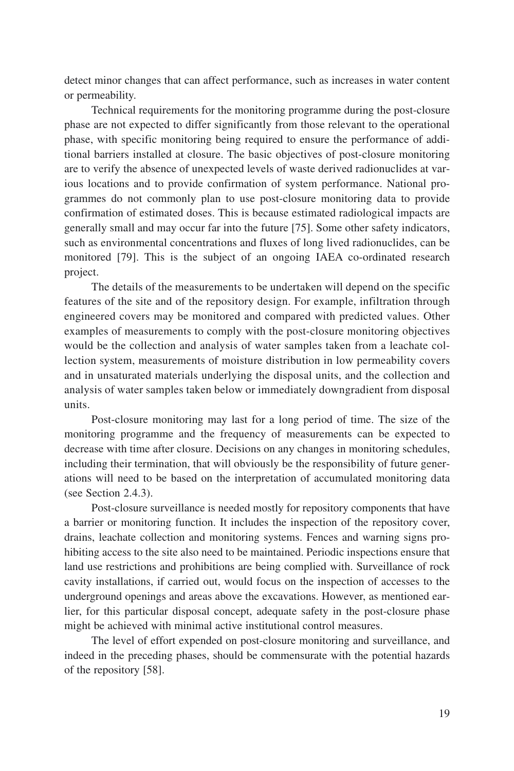detect minor changes that can affect performance, such as increases in water content or permeability.

Technical requirements for the monitoring programme during the post-closure phase are not expected to differ significantly from those relevant to the operational phase, with specific monitoring being required to ensure the performance of additional barriers installed at closure. The basic objectives of post-closure monitoring are to verify the absence of unexpected levels of waste derived radionuclides at various locations and to provide confirmation of system performance. National programmes do not commonly plan to use post-closure monitoring data to provide confirmation of estimated doses. This is because estimated radiological impacts are generally small and may occur far into the future [75]. Some other safety indicators, such as environmental concentrations and fluxes of long lived radionuclides, can be monitored [79]. This is the subject of an ongoing IAEA co-ordinated research project.

The details of the measurements to be undertaken will depend on the specific features of the site and of the repository design. For example, infiltration through engineered covers may be monitored and compared with predicted values. Other examples of measurements to comply with the post-closure monitoring objectives would be the collection and analysis of water samples taken from a leachate collection system, measurements of moisture distribution in low permeability covers and in unsaturated materials underlying the disposal units, and the collection and analysis of water samples taken below or immediately downgradient from disposal units.

Post-closure monitoring may last for a long period of time. The size of the monitoring programme and the frequency of measurements can be expected to decrease with time after closure. Decisions on any changes in monitoring schedules, including their termination, that will obviously be the responsibility of future generations will need to be based on the interpretation of accumulated monitoring data (see Section 2.4.3).

Post-closure surveillance is needed mostly for repository components that have a barrier or monitoring function. It includes the inspection of the repository cover, drains, leachate collection and monitoring systems. Fences and warning signs prohibiting access to the site also need to be maintained. Periodic inspections ensure that land use restrictions and prohibitions are being complied with. Surveillance of rock cavity installations, if carried out, would focus on the inspection of accesses to the underground openings and areas above the excavations. However, as mentioned earlier, for this particular disposal concept, adequate safety in the post-closure phase might be achieved with minimal active institutional control measures.

The level of effort expended on post-closure monitoring and surveillance, and indeed in the preceding phases, should be commensurate with the potential hazards of the repository [58].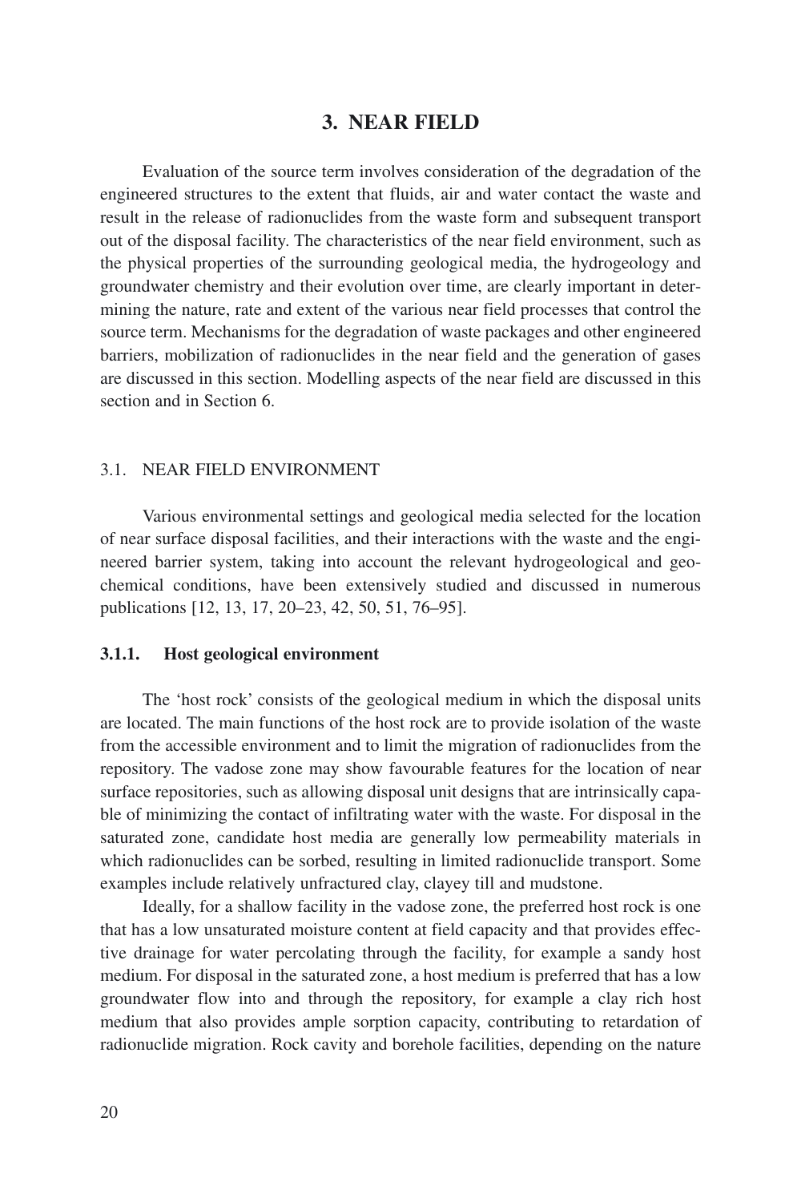# 3. NEAR FIELD

Evaluation of the source term involves consideration of the degradation of the engineered structures to the extent that fluids, air and water contact the waste and result in the release of radionuclides from the waste form and subsequent transport out of the disposal facility. The characteristics of the near field environment, such as the physical properties of the surrounding geological media, the hydrogeology and groundwater chemistry and their evolution over time, are clearly important in determining the nature, rate and extent of the various near field processes that control the source term. Mechanisms for the degradation of waste packages and other engineered barriers, mobilization of radionuclides in the near field and the generation of gases are discussed in this section. Modelling aspects of the near field are discussed in this section and in Section 6.

## 3.1. NEAR FIELD ENVIRONMENT

Various environmental settings and geological media selected for the location of near surface disposal facilities, and their interactions with the waste and the engineered barrier system, taking into account the relevant hydrogeological and geochemical conditions, have been extensively studied and discussed in numerous publications [12, 13, 17, 20–23, 42, 50, 51, 76–95].

### 3.1.1. Host geological environment

The 'host rock' consists of the geological medium in which the disposal units are located. The main functions of the host rock are to provide isolation of the waste from the accessible environment and to limit the migration of radionuclides from the repository. The vadose zone may show favourable features for the location of near surface repositories, such as allowing disposal unit designs that are intrinsically capable of minimizing the contact of infiltrating water with the waste. For disposal in the saturated zone, candidate host media are generally low permeability materials in which radionuclides can be sorbed, resulting in limited radionuclide transport. Some examples include relatively unfractured clay, clayey till and mudstone.

Ideally, for a shallow facility in the vadose zone, the preferred host rock is one that has a low unsaturated moisture content at field capacity and that provides effective drainage for water percolating through the facility, for example a sandy host medium. For disposal in the saturated zone, a host medium is preferred that has a low groundwater flow into and through the repository, for example a clay rich host medium that also provides ample sorption capacity, contributing to retardation of radionuclide migration. Rock cavity and borehole facilities, depending on the nature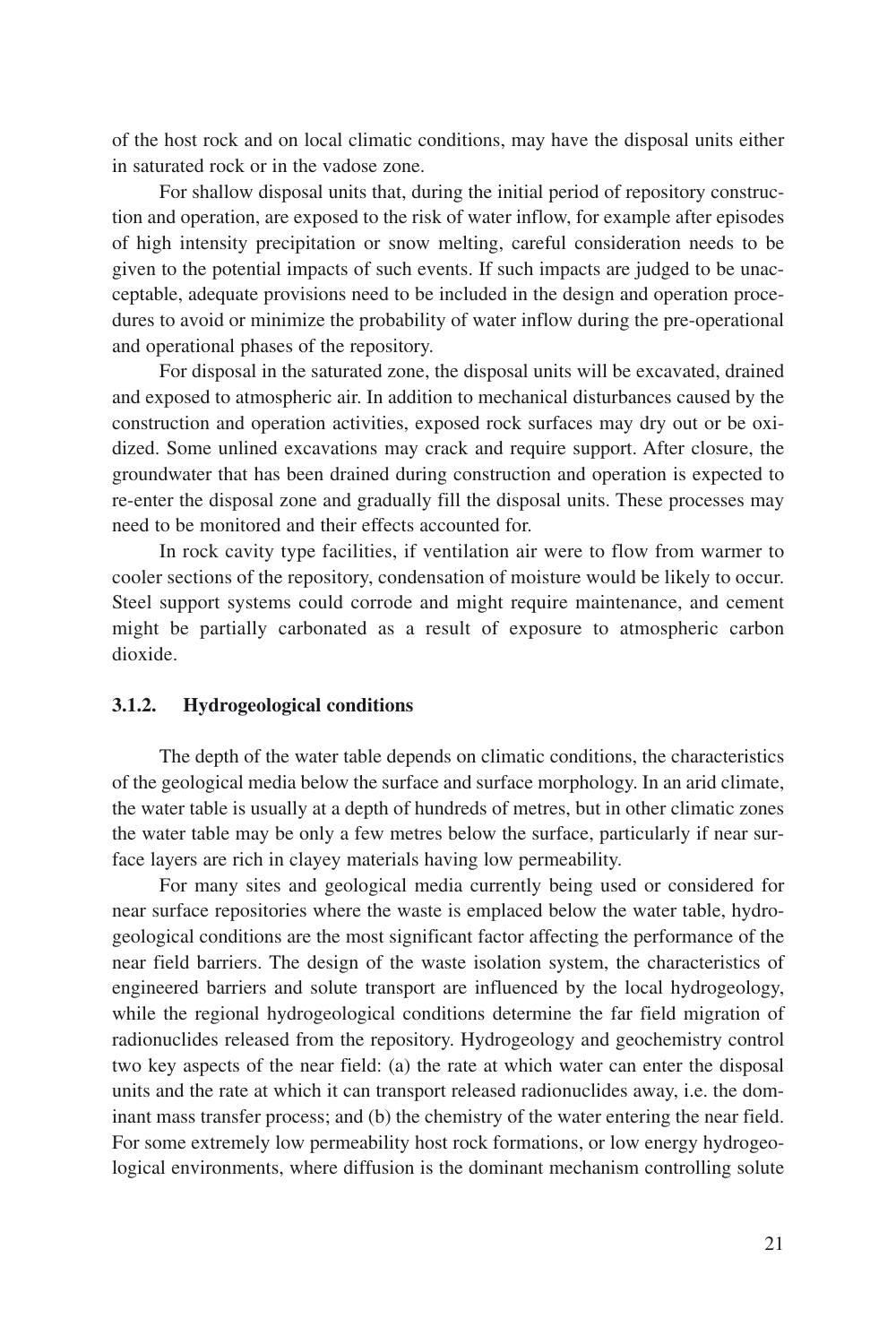of the host rock and on local climatic conditions, may have the disposal units either in saturated rock or in the vadose zone.

For shallow disposal units that, during the initial period of repository construction and operation, are exposed to the risk of water inflow, for example after episodes of high intensity precipitation or snow melting, careful consideration needs to be given to the potential impacts of such events. If such impacts are judged to be unacceptable, adequate provisions need to be included in the design and operation procedures to avoid or minimize the probability of water inflow during the pre-operational and operational phases of the repository.

For disposal in the saturated zone, the disposal units will be excavated, drained and exposed to atmospheric air. In addition to mechanical disturbances caused by the construction and operation activities, exposed rock surfaces may dry out or be oxidized. Some unlined excavations may crack and require support. After closure, the groundwater that has been drained during construction and operation is expected to re-enter the disposal zone and gradually fill the disposal units. These processes may need to be monitored and their effects accounted for.

In rock cavity type facilities, if ventilation air were to flow from warmer to cooler sections of the repository, condensation of moisture would be likely to occur. Steel support systems could corrode and might require maintenance, and cement might be partially carbonated as a result of exposure to atmospheric carbon dioxide.

### 3.1.2. Hydrogeological conditions

The depth of the water table depends on climatic conditions, the characteristics of the geological media below the surface and surface morphology. In an arid climate, the water table is usually at a depth of hundreds of metres, but in other climatic zones the water table may be only a few metres below the surface, particularly if near surface layers are rich in clayey materials having low permeability.

For many sites and geological media currently being used or considered for near surface repositories where the waste is emplaced below the water table, hydrogeological conditions are the most significant factor affecting the performance of the near field barriers. The design of the waste isolation system, the characteristics of engineered barriers and solute transport are influenced by the local hydrogeology, while the regional hydrogeological conditions determine the far field migration of radionuclides released from the repository. Hydrogeology and geochemistry control two key aspects of the near field: (a) the rate at which water can enter the disposal units and the rate at which it can transport released radionuclides away, i.e. the dominant mass transfer process; and (b) the chemistry of the water entering the near field. For some extremely low permeability host rock formations, or low energy hydrogeological environments, where diffusion is the dominant mechanism controlling solute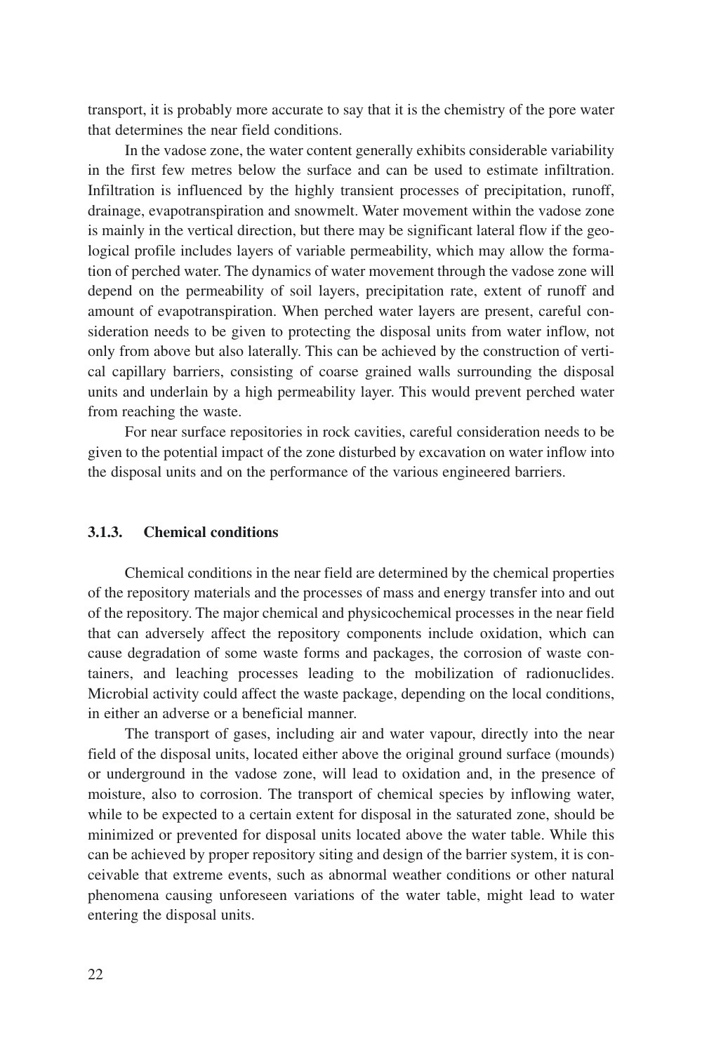transport, it is probably more accurate to say that it is the chemistry of the pore water that determines the near field conditions.

In the vadose zone, the water content generally exhibits considerable variability in the first few metres below the surface and can be used to estimate infiltration. Infiltration is influenced by the highly transient processes of precipitation, runoff, drainage, evapotranspiration and snowmelt. Water movement within the vadose zone is mainly in the vertical direction, but there may be significant lateral flow if the geological profile includes layers of variable permeability, which may allow the formation of perched water. The dynamics of water movement through the vadose zone will depend on the permeability of soil layers, precipitation rate, extent of runoff and amount of evapotranspiration. When perched water layers are present, careful consideration needs to be given to protecting the disposal units from water inflow, not only from above but also laterally. This can be achieved by the construction of vertical capillary barriers, consisting of coarse grained walls surrounding the disposal units and underlain by a high permeability layer. This would prevent perched water from reaching the waste.

For near surface repositories in rock cavities, careful consideration needs to be given to the potential impact of the zone disturbed by excavation on water inflow into the disposal units and on the performance of the various engineered barriers.

### 3.1.3. Chemical conditions

Chemical conditions in the near field are determined by the chemical properties of the repository materials and the processes of mass and energy transfer into and out of the repository. The major chemical and physicochemical processes in the near field that can adversely affect the repository components include oxidation, which can cause degradation of some waste forms and packages, the corrosion of waste containers, and leaching processes leading to the mobilization of radionuclides. Microbial activity could affect the waste package, depending on the local conditions, in either an adverse or a beneficial manner.

The transport of gases, including air and water vapour, directly into the near field of the disposal units, located either above the original ground surface (mounds) or underground in the vadose zone, will lead to oxidation and, in the presence of moisture, also to corrosion. The transport of chemical species by inflowing water, while to be expected to a certain extent for disposal in the saturated zone, should be minimized or prevented for disposal units located above the water table. While this can be achieved by proper repository siting and design of the barrier system, it is conceivable that extreme events, such as abnormal weather conditions or other natural phenomena causing unforeseen variations of the water table, might lead to water entering the disposal units.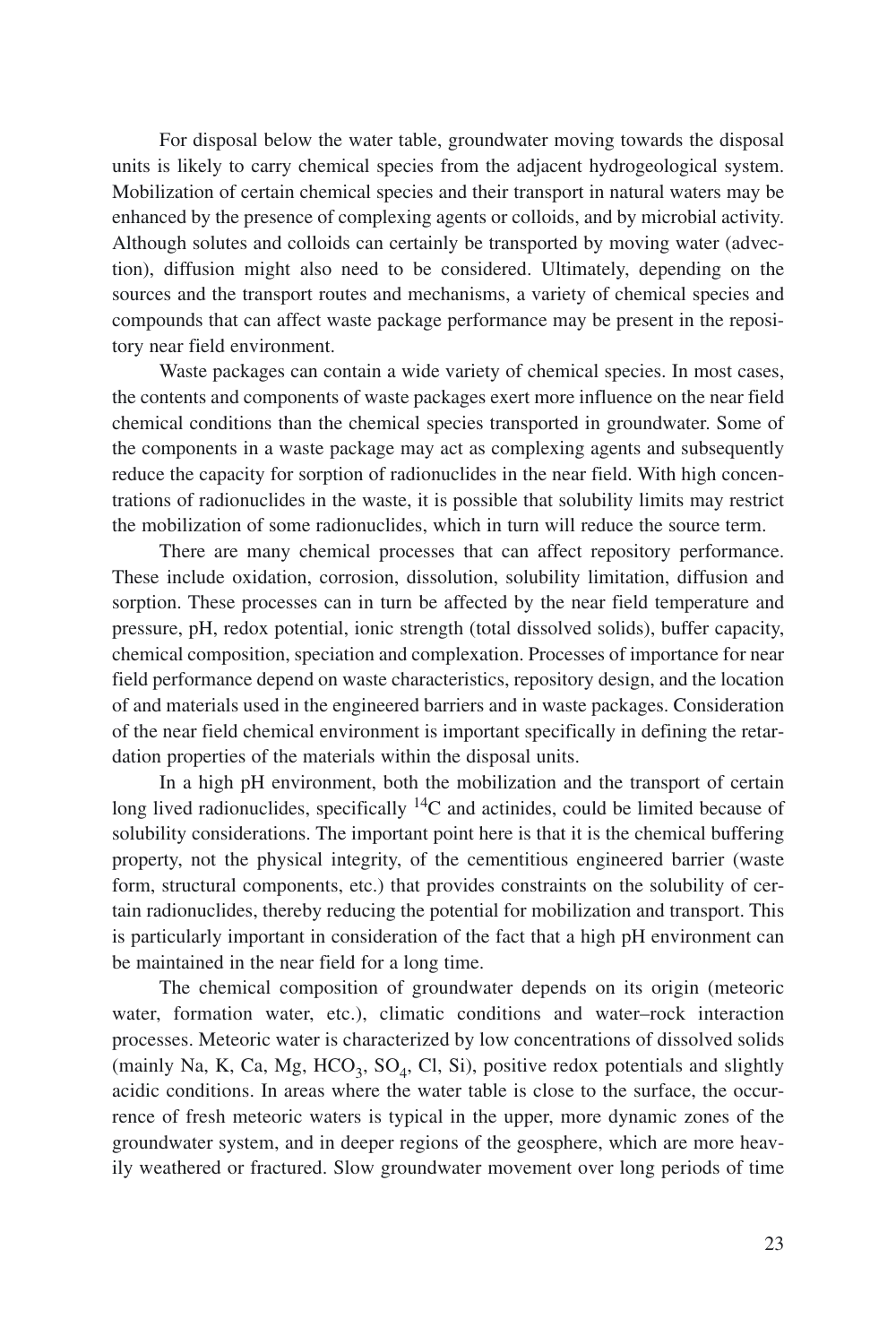For disposal below the water table, groundwater moving towards the disposal units is likely to carry chemical species from the adjacent hydrogeological system. Mobilization of certain chemical species and their transport in natural waters may be enhanced by the presence of complexing agents or colloids, and by microbial activity. Although solutes and colloids can certainly be transported by moving water (advection), diffusion might also need to be considered. Ultimately, depending on the sources and the transport routes and mechanisms, a variety of chemical species and compounds that can affect waste package performance may be present in the repository near field environment.

Waste packages can contain a wide variety of chemical species. In most cases, the contents and components of waste packages exert more influence on the near field chemical conditions than the chemical species transported in groundwater. Some of the components in a waste package may act as complexing agents and subsequently reduce the capacity for sorption of radionuclides in the near field. With high concentrations of radionuclides in the waste, it is possible that solubility limits may restrict the mobilization of some radionuclides, which in turn will reduce the source term.

There are many chemical processes that can affect repository performance. These include oxidation, corrosion, dissolution, solubility limitation, diffusion and sorption. These processes can in turn be affected by the near field temperature and pressure, pH, redox potential, ionic strength (total dissolved solids), buffer capacity, chemical composition, speciation and complexation. Processes of importance for near field performance depend on waste characteristics, repository design, and the location of and materials used in the engineered barriers and in waste packages. Consideration of the near field chemical environment is important specifically in defining the retardation properties of the materials within the disposal units.

In a high pH environment, both the mobilization and the transport of certain long lived radionuclides, specifically $^{14}C$ and actinides, could be limited because of solubility considerations. The important point here is that it is the chemical buffering property, not the physical integrity, of the cementitious engineered barrier (waste form, structural components, etc.) that provides constraints on the solubility of certain radionuclides, thereby reducing the potential for mobilization and transport. This is particularly important in consideration of the fact that a high pH environment can be maintained in the near field for a long time.

The chemical composition of groundwater depends on its origin (meteoric water, formation water, etc.), climatic conditions and water–rock interaction processes. Meteoric water is characterized by low concentrations of dissolved solids (mainly Na, K, Ca, Mg, $HCO_3$, $SO_4$, Cl, Si), positive redox potentials and slightly acidic conditions. In areas where the water table is close to the surface, the occurrence of fresh meteoric waters is typical in the upper, more dynamic zones of the groundwater system, and in deeper regions of the geosphere, which are more heavily weathered or fractured. Slow groundwater movement over long periods of time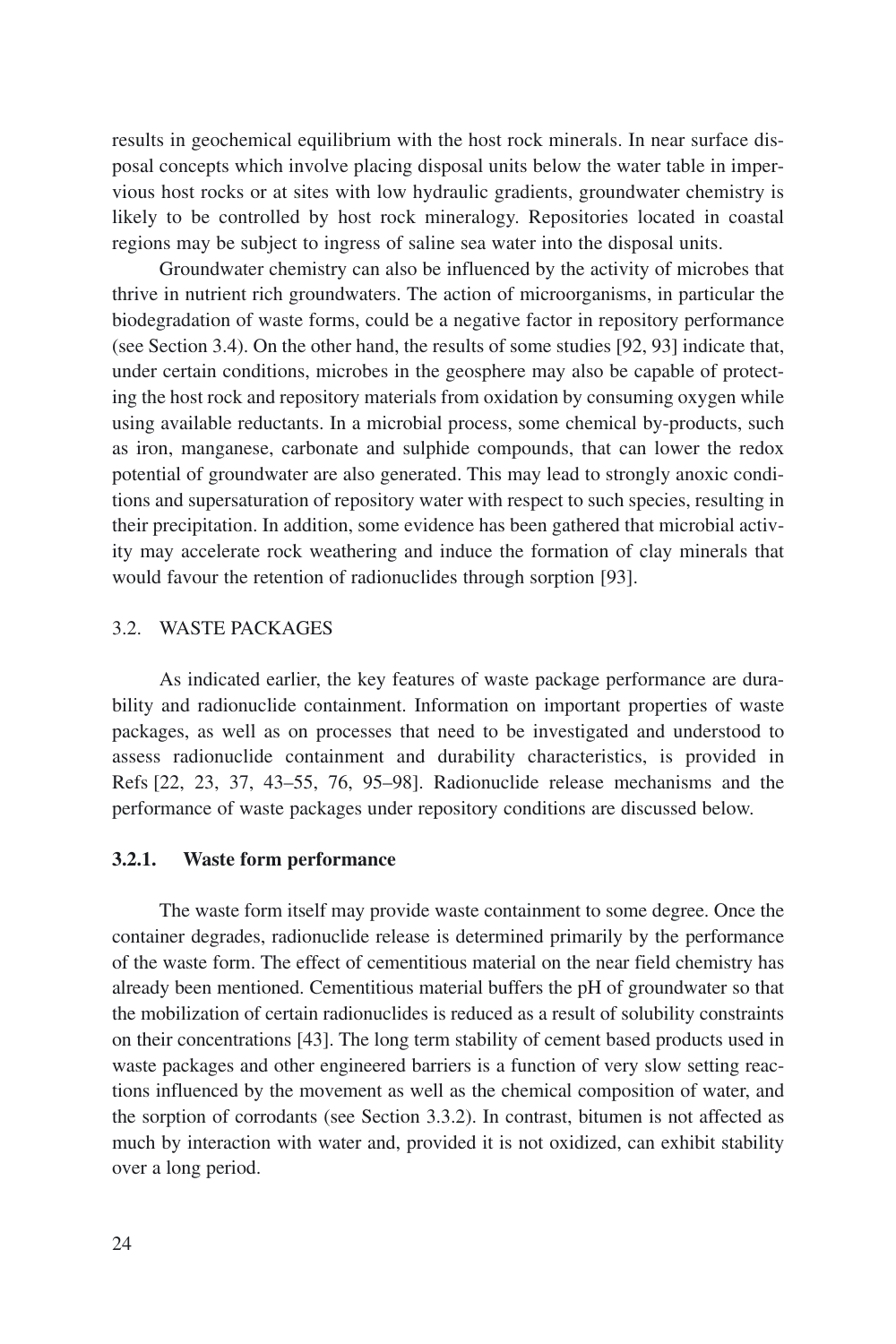results in geochemical equilibrium with the host rock minerals. In near surface disposal concepts which involve placing disposal units below the water table in impervious host rocks or at sites with low hydraulic gradients, groundwater chemistry is likely to be controlled by host rock mineralogy. Repositories located in coastal regions may be subject to ingress of saline sea water into the disposal units.

Groundwater chemistry can also be influenced by the activity of microbes that thrive in nutrient rich groundwaters. The action of microorganisms, in particular the biodegradation of waste forms, could be a negative factor in repository performance (see Section 3.4). On the other hand, the results of some studies [92, 93] indicate that, under certain conditions, microbes in the geosphere may also be capable of protecting the host rock and repository materials from oxidation by consuming oxygen while using available reductants. In a microbial process, some chemical by-products, such as iron, manganese, carbonate and sulphide compounds, that can lower the redox potential of groundwater are also generated. This may lead to strongly anoxic conditions and supersaturation of repository water with respect to such species, resulting in their precipitation. In addition, some evidence has been gathered that microbial activity may accelerate rock weathering and induce the formation of clay minerals that would favour the retention of radionuclides through sorption [93].

## 3.2. WASTE PACKAGES

As indicated earlier, the key features of waste package performance are durability and radionuclide containment. Information on important properties of waste packages, as well as on processes that need to be investigated and understood to assess radionuclide containment and durability characteristics, is provided in Refs [22, 23, 37, 43–55, 76, 95–98]. Radionuclide release mechanisms and the performance of waste packages under repository conditions are discussed below.

### 3.2.1. Waste form performance

The waste form itself may provide waste containment to some degree. Once the container degrades, radionuclide release is determined primarily by the performance of the waste form. The effect of cementitious material on the near field chemistry has already been mentioned. Cementitious material buffers the pH of groundwater so that the mobilization of certain radionuclides is reduced as a result of solubility constraints on their concentrations [43]. The long term stability of cement based products used in waste packages and other engineered barriers is a function of very slow setting reactions influenced by the movement as well as the chemical composition of water, and the sorption of corrodants (see Section 3.3.2). In contrast, bitumen is not affected as much by interaction with water and, provided it is not oxidized, can exhibit stability over a long period.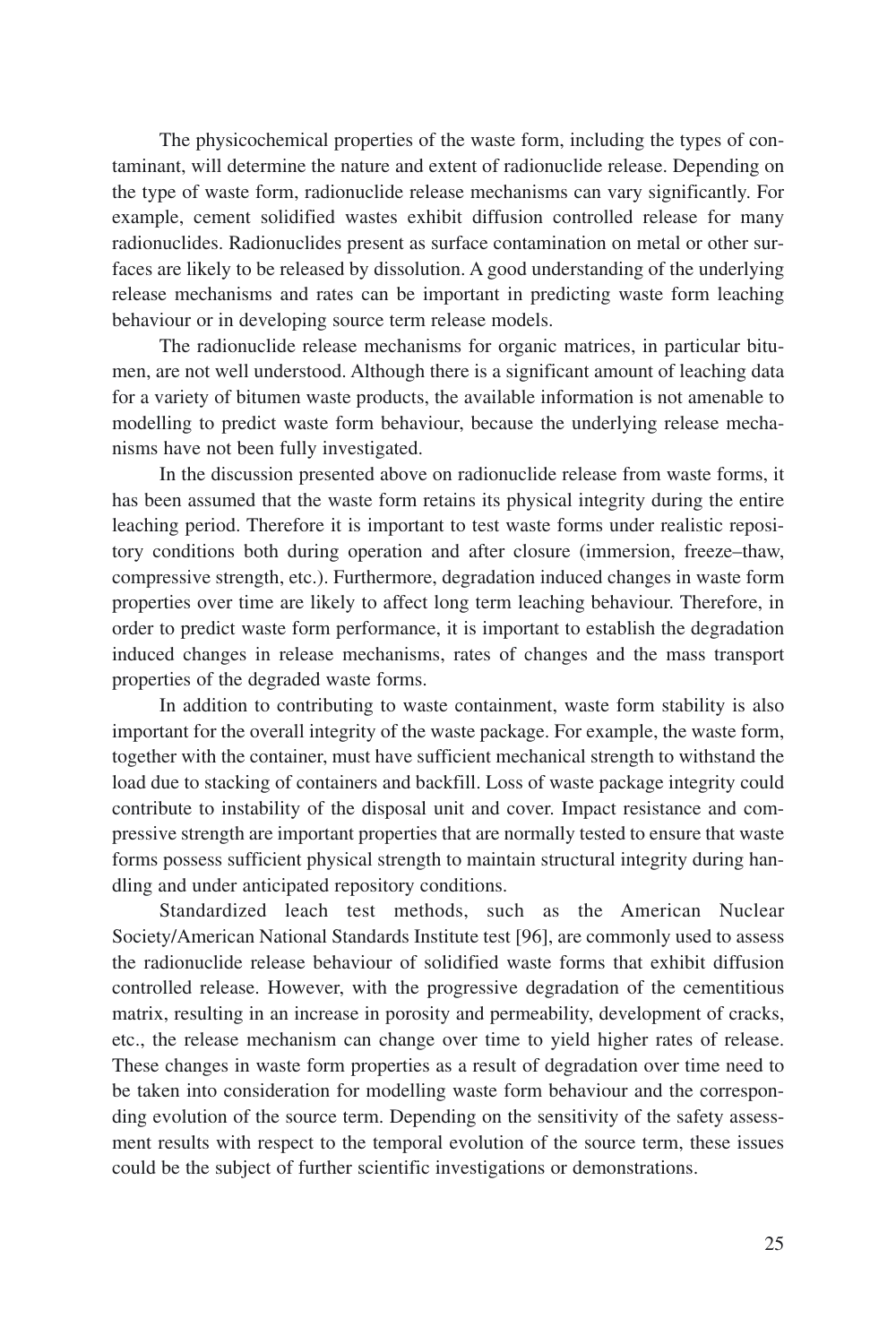The physicochemical properties of the waste form, including the types of contaminant, will determine the nature and extent of radionuclide release. Depending on the type of waste form, radionuclide release mechanisms can vary significantly. For example, cement solidified wastes exhibit diffusion controlled release for many radionuclides. Radionuclides present as surface contamination on metal or other surfaces are likely to be released by dissolution. A good understanding of the underlying release mechanisms and rates can be important in predicting waste form leaching behaviour or in developing source term release models.

The radionuclide release mechanisms for organic matrices, in particular bitumen, are not well understood. Although there is a significant amount of leaching data for a variety of bitumen waste products, the available information is not amenable to modelling to predict waste form behaviour, because the underlying release mechanisms have not been fully investigated.

In the discussion presented above on radionuclide release from waste forms, it has been assumed that the waste form retains its physical integrity during the entire leaching period. Therefore it is important to test waste forms under realistic repository conditions both during operation and after closure (immersion, freeze–thaw, compressive strength, etc.). Furthermore, degradation induced changes in waste form properties over time are likely to affect long term leaching behaviour. Therefore, in order to predict waste form performance, it is important to establish the degradation induced changes in release mechanisms, rates of changes and the mass transport properties of the degraded waste forms.

In addition to contributing to waste containment, waste form stability is also important for the overall integrity of the waste package. For example, the waste form, together with the container, must have sufficient mechanical strength to withstand the load due to stacking of containers and backfill. Loss of waste package integrity could contribute to instability of the disposal unit and cover. Impact resistance and compressive strength are important properties that are normally tested to ensure that waste forms possess sufficient physical strength to maintain structural integrity during handling and under anticipated repository conditions.

Standardized leach test methods, such as the American Nuclear Society/American National Standards Institute test [96], are commonly used to assess the radionuclide release behaviour of solidified waste forms that exhibit diffusion controlled release. However, with the progressive degradation of the cementitious matrix, resulting in an increase in porosity and permeability, development of cracks, etc., the release mechanism can change over time to yield higher rates of release. These changes in waste form properties as a result of degradation over time need to be taken into consideration for modelling waste form behaviour and the corresponding evolution of the source term. Depending on the sensitivity of the safety assessment results with respect to the temporal evolution of the source term, these issues could be the subject of further scientific investigations or demonstrations.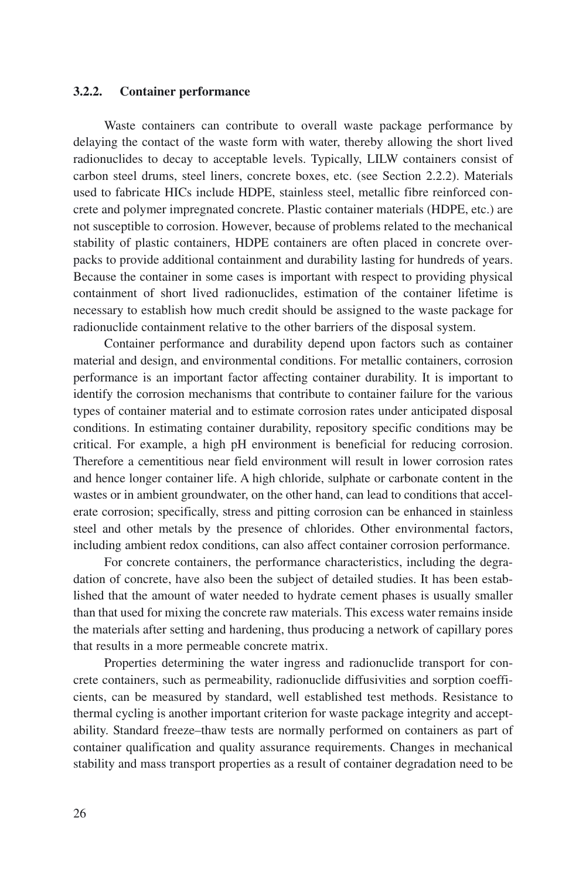### 3.2.2. Container performance

Waste containers can contribute to overall waste package performance by delaying the contact of the waste form with water, thereby allowing the short lived radionuclides to decay to acceptable levels. Typically, LILW containers consist of carbon steel drums, steel liners, concrete boxes, etc. (see Section 2.2.2). Materials used to fabricate HICs include HDPE, stainless steel, metallic fibre reinforced concrete and polymer impregnated concrete. Plastic container materials (HDPE, etc.) are not susceptible to corrosion. However, because of problems related to the mechanical stability of plastic containers, HDPE containers are often placed in concrete overpacks to provide additional containment and durability lasting for hundreds of years. Because the container in some cases is important with respect to providing physical containment of short lived radionuclides, estimation of the container lifetime is necessary to establish how much credit should be assigned to the waste package for radionuclide containment relative to the other barriers of the disposal system.

Container performance and durability depend upon factors such as container material and design, and environmental conditions. For metallic containers, corrosion performance is an important factor affecting container durability. It is important to identify the corrosion mechanisms that contribute to container failure for the various types of container material and to estimate corrosion rates under anticipated disposal conditions. In estimating container durability, repository specific conditions may be critical. For example, a high pH environment is beneficial for reducing corrosion. Therefore a cementitious near field environment will result in lower corrosion rates and hence longer container life. A high chloride, sulphate or carbonate content in the wastes or in ambient groundwater, on the other hand, can lead to conditions that accelerate corrosion; specifically, stress and pitting corrosion can be enhanced in stainless steel and other metals by the presence of chlorides. Other environmental factors, including ambient redox conditions, can also affect container corrosion performance.

For concrete containers, the performance characteristics, including the degradation of concrete, have also been the subject of detailed studies. It has been established that the amount of water needed to hydrate cement phases is usually smaller than that used for mixing the concrete raw materials. This excess water remains inside the materials after setting and hardening, thus producing a network of capillary pores that results in a more permeable concrete matrix.

Properties determining the water ingress and radionuclide transport for concrete containers, such as permeability, radionuclide diffusivities and sorption coefficients, can be measured by standard, well established test methods. Resistance to thermal cycling is another important criterion for waste package integrity and acceptability. Standard freeze–thaw tests are normally performed on containers as part of container qualification and quality assurance requirements. Changes in mechanical stability and mass transport properties as a result of container degradation need to be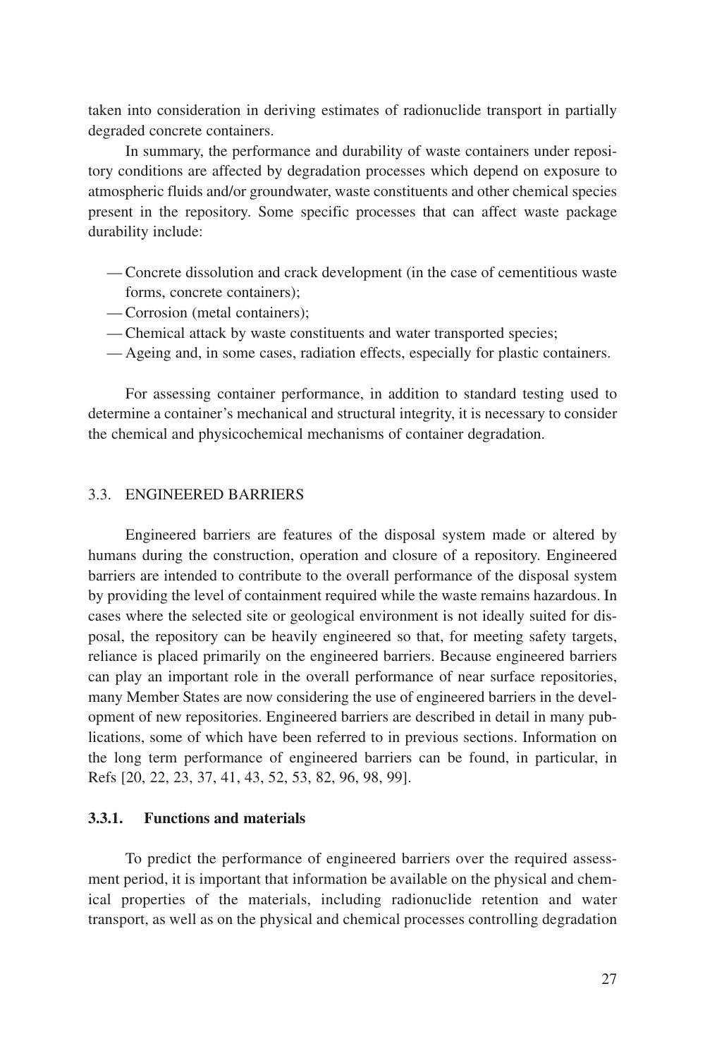taken into consideration in deriving estimates of radionuclide transport in partially degraded concrete containers.

In summary, the performance and durability of waste containers under repository conditions are affected by degradation processes which depend on exposure to atmospheric fluids and/or groundwater, waste constituents and other chemical species present in the repository. Some specific processes that can affect waste package durability include:

- Concrete dissolution and crack development (in the case of cementitious waste forms, concrete containers);
- Corrosion (metal containers);
- Chemical attack by waste constituents and water transported species;
- Ageing and, in some cases, radiation effects, especially for plastic containers.

For assessing container performance, in addition to standard testing used to determine a container's mechanical and structural integrity, it is necessary to consider the chemical and physicochemical mechanisms of container degradation.

## 3.3. ENGINEERED BARRIERS

Engineered barriers are features of the disposal system made or altered by humans during the construction, operation and closure of a repository. Engineered barriers are intended to contribute to the overall performance of the disposal system by providing the level of containment required while the waste remains hazardous. In cases where the selected site or geological environment is not ideally suited for disposal, the repository can be heavily engineered so that, for meeting safety targets, reliance is placed primarily on the engineered barriers. Because engineered barriers can play an important role in the overall performance of near surface repositories, many Member States are now considering the use of engineered barriers in the development of new repositories. Engineered barriers are described in detail in many publications, some of which have been referred to in previous sections. Information on the long term performance of engineered barriers can be found, in particular, in Refs [20, 22, 23, 37, 41, 43, 52, 53, 82, 96, 98, 99].

### 3.3.1. Functions and materials

To predict the performance of engineered barriers over the required assessment period, it is important that information be available on the physical and chemical properties of the materials, including radionuclide retention and water transport, as well as on the physical and chemical processes controlling degradation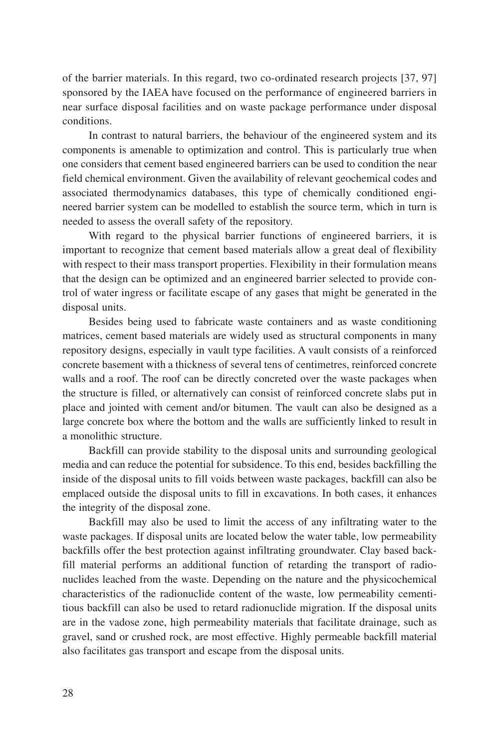of the barrier materials. In this regard, two co-ordinated research projects [37, 97] sponsored by the IAEA have focused on the performance of engineered barriers in near surface disposal facilities and on waste package performance under disposal conditions.

In contrast to natural barriers, the behaviour of the engineered system and its components is amenable to optimization and control. This is particularly true when one considers that cement based engineered barriers can be used to condition the near field chemical environment. Given the availability of relevant geochemical codes and associated thermodynamics databases, this type of chemically conditioned engineered barrier system can be modelled to establish the source term, which in turn is needed to assess the overall safety of the repository.

With regard to the physical barrier functions of engineered barriers, it is important to recognize that cement based materials allow a great deal of flexibility with respect to their mass transport properties. Flexibility in their formulation means that the design can be optimized and an engineered barrier selected to provide control of water ingress or facilitate escape of any gases that might be generated in the disposal units.

Besides being used to fabricate waste containers and as waste conditioning matrices, cement based materials are widely used as structural components in many repository designs, especially in vault type facilities. A vault consists of a reinforced concrete basement with a thickness of several tens of centimetres, reinforced concrete walls and a roof. The roof can be directly concreted over the waste packages when the structure is filled, or alternatively can consist of reinforced concrete slabs put in place and jointed with cement and/or bitumen. The vault can also be designed as a large concrete box where the bottom and the walls are sufficiently linked to result in a monolithic structure.

Backfill can provide stability to the disposal units and surrounding geological media and can reduce the potential for subsidence. To this end, besides backfilling the inside of the disposal units to fill voids between waste packages, backfill can also be emplaced outside the disposal units to fill in excavations. In both cases, it enhances the integrity of the disposal zone.

Backfill may also be used to limit the access of any infiltrating water to the waste packages. If disposal units are located below the water table, low permeability backfills offer the best protection against infiltrating groundwater. Clay based backfill material performs an additional function of retarding the transport of radionuclides leached from the waste. Depending on the nature and the physicochemical characteristics of the radionuclide content of the waste, low permeability cementitious backfill can also be used to retard radionuclide migration. If the disposal units are in the vadose zone, high permeability materials that facilitate drainage, such as gravel, sand or crushed rock, are most effective. Highly permeable backfill material also facilitates gas transport and escape from the disposal units.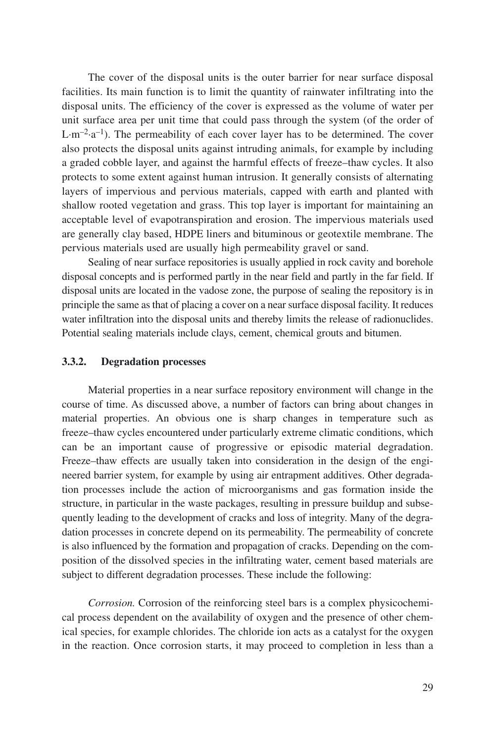The cover of the disposal units is the outer barrier for near surface disposal facilities. Its main function is to limit the quantity of rainwater infiltrating into the disposal units. The efficiency of the cover is expressed as the volume of water per unit surface area per unit time that could pass through the system (of the order of $L \cdot m^{-2} \cdot a^{-1}$). The permeability of each cover layer has to be determined. The cover also protects the disposal units against intruding animals, for example by including a graded cobble layer, and against the harmful effects of freeze–thaw cycles. It also protects to some extent against human intrusion. It generally consists of alternating layers of impervious and pervious materials, capped with earth and planted with shallow rooted vegetation and grass. This top layer is important for maintaining an acceptable level of evapotranspiration and erosion. The impervious materials used are generally clay based, HDPE liners and bituminous or geotextile membrane. The pervious materials used are usually high permeability gravel or sand.

Sealing of near surface repositories is usually applied in rock cavity and borehole disposal concepts and is performed partly in the near field and partly in the far field. If disposal units are located in the vadose zone, the purpose of sealing the repository is in principle the same as that of placing a cover on a near surface disposal facility. It reduces water infiltration into the disposal units and thereby limits the release of radionuclides. Potential sealing materials include clays, cement, chemical grouts and bitumen.

### 3.3.2. Degradation processes

Material properties in a near surface repository environment will change in the course of time. As discussed above, a number of factors can bring about changes in material properties. An obvious one is sharp changes in temperature such as freeze–thaw cycles encountered under particularly extreme climatic conditions, which can be an important cause of progressive or episodic material degradation. Freeze–thaw effects are usually taken into consideration in the design of the engineered barrier system, for example by using air entrapment additives. Other degradation processes include the action of microorganisms and gas formation inside the structure, in particular in the waste packages, resulting in pressure buildup and subsequently leading to the development of cracks and loss of integrity. Many of the degradation processes in concrete depend on its permeability. The permeability of concrete is also influenced by the formation and propagation of cracks. Depending on the composition of the dissolved species in the infiltrating water, cement based materials are subject to different degradation processes. These include the following:

*Corrosion.* Corrosion of the reinforcing steel bars is a complex physicochemical process dependent on the availability of oxygen and the presence of other chemical species, for example chlorides. The chloride ion acts as a catalyst for the oxygen in the reaction. Once corrosion starts, it may proceed to completion in less than a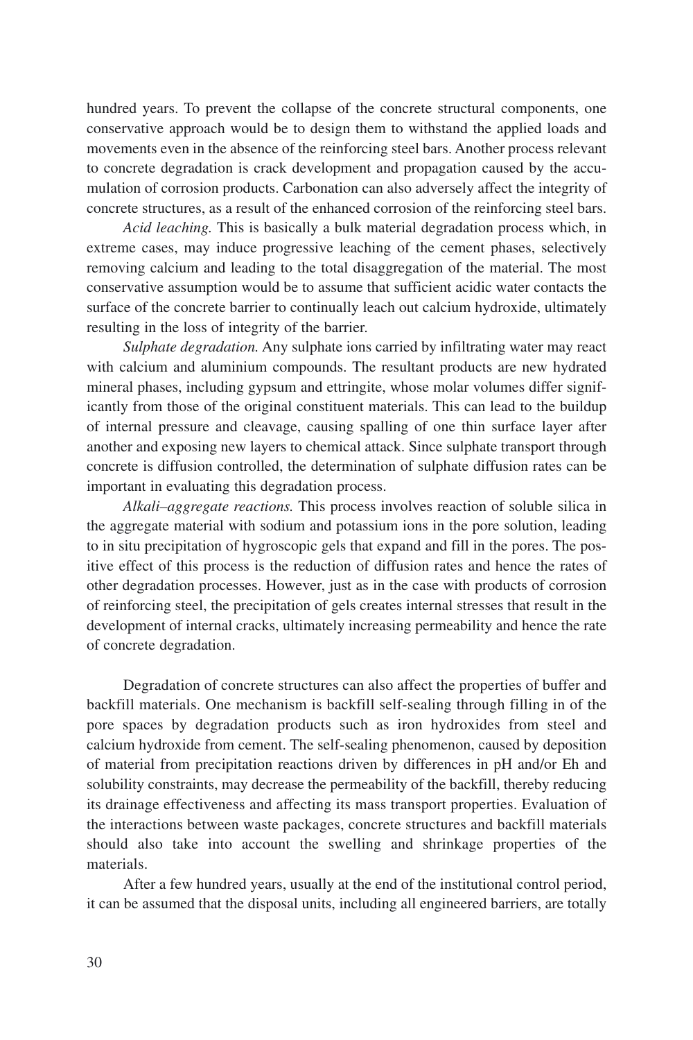hundred years. To prevent the collapse of the concrete structural components, one conservative approach would be to design them to withstand the applied loads and movements even in the absence of the reinforcing steel bars. Another process relevant to concrete degradation is crack development and propagation caused by the accumulation of corrosion products. Carbonation can also adversely affect the integrity of concrete structures, as a result of the enhanced corrosion of the reinforcing steel bars.

*Acid leaching.* This is basically a bulk material degradation process which, in extreme cases, may induce progressive leaching of the cement phases, selectively removing calcium and leading to the total disaggregation of the material. The most conservative assumption would be to assume that sufficient acidic water contacts the surface of the concrete barrier to continually leach out calcium hydroxide, ultimately resulting in the loss of integrity of the barrier.

*Sulphate degradation.* Any sulphate ions carried by infiltrating water may react with calcium and aluminium compounds. The resultant products are new hydrated mineral phases, including gypsum and ettringite, whose molar volumes differ significantly from those of the original constituent materials. This can lead to the buildup of internal pressure and cleavage, causing spalling of one thin surface layer after another and exposing new layers to chemical attack. Since sulphate transport through concrete is diffusion controlled, the determination of sulphate diffusion rates can be important in evaluating this degradation process.

*Alkali–aggregate reactions.* This process involves reaction of soluble silica in the aggregate material with sodium and potassium ions in the pore solution, leading to in situ precipitation of hygroscopic gels that expand and fill in the pores. The positive effect of this process is the reduction of diffusion rates and hence the rates of other degradation processes. However, just as in the case with products of corrosion of reinforcing steel, the precipitation of gels creates internal stresses that result in the development of internal cracks, ultimately increasing permeability and hence the rate of concrete degradation.

Degradation of concrete structures can also affect the properties of buffer and backfill materials. One mechanism is backfill self-sealing through filling in of the pore spaces by degradation products such as iron hydroxides from steel and calcium hydroxide from cement. The self-sealing phenomenon, caused by deposition of material from precipitation reactions driven by differences in pH and/or Eh and solubility constraints, may decrease the permeability of the backfill, thereby reducing its drainage effectiveness and affecting its mass transport properties. Evaluation of the interactions between waste packages, concrete structures and backfill materials should also take into account the swelling and shrinkage properties of the materials.

After a few hundred years, usually at the end of the institutional control period, it can be assumed that the disposal units, including all engineered barriers, are totally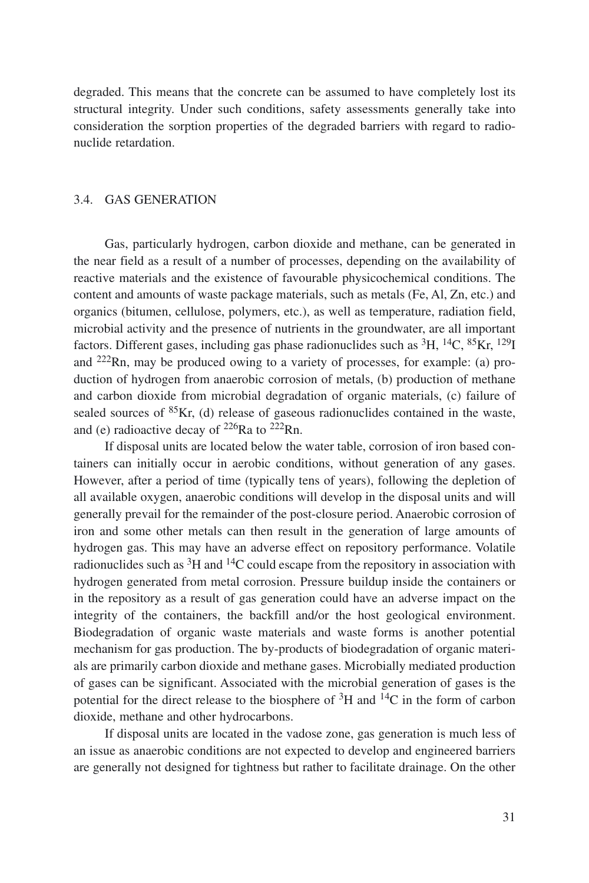degraded. This means that the concrete can be assumed to have completely lost its structural integrity. Under such conditions, safety assessments generally take into consideration the sorption properties of the degraded barriers with regard to radionuclide retardation.

## 3.4. GAS GENERATION

Gas, particularly hydrogen, carbon dioxide and methane, can be generated in the near field as a result of a number of processes, depending on the availability of reactive materials and the existence of favourable physicochemical conditions. The content and amounts of waste package materials, such as metals (Fe, Al, Zn, etc.) and organics (bitumen, cellulose, polymers, etc.), as well as temperature, radiation field, microbial activity and the presence of nutrients in the groundwater, are all important factors. Different gases, including gas phase radionuclides such as $^{3}H$, $^{14}C$, $^{85}Kr$, $^{129}I$ and $^{222}Rn$, may be produced owing to a variety of processes, for example: (a) production of hydrogen from anaerobic corrosion of metals, (b) production of methane and carbon dioxide from microbial degradation of organic materials, (c) failure of sealed sources of $^{85}Kr$, (d) release of gaseous radionuclides contained in the waste, and (e) radioactive decay of $^{226}Ra$ to $^{222}Rn$.

If disposal units are located below the water table, corrosion of iron based containers can initially occur in aerobic conditions, without generation of any gases. However, after a period of time (typically tens of years), following the depletion of all available oxygen, anaerobic conditions will develop in the disposal units and will generally prevail for the remainder of the post-closure period. Anaerobic corrosion of iron and some other metals can then result in the generation of large amounts of hydrogen gas. This may have an adverse effect on repository performance. Volatile radionuclides such as $^{3}H$ and $^{14}C$ could escape from the repository in association with hydrogen generated from metal corrosion. Pressure buildup inside the containers or in the repository as a result of gas generation could have an adverse impact on the integrity of the containers, the backfill and/or the host geological environment. Biodegradation of organic waste materials and waste forms is another potential mechanism for gas production. The by-products of biodegradation of organic materials are primarily carbon dioxide and methane gases. Microbially mediated production of gases can be significant. Associated with the microbial generation of gases is the potential for the direct release to the biosphere of $^{3}H$ and $^{14}C$ in the form of carbon dioxide, methane and other hydrocarbons.

If disposal units are located in the vadose zone, gas generation is much less of an issue as anaerobic conditions are not expected to develop and engineered barriers are generally not designed for tightness but rather to facilitate drainage. On the other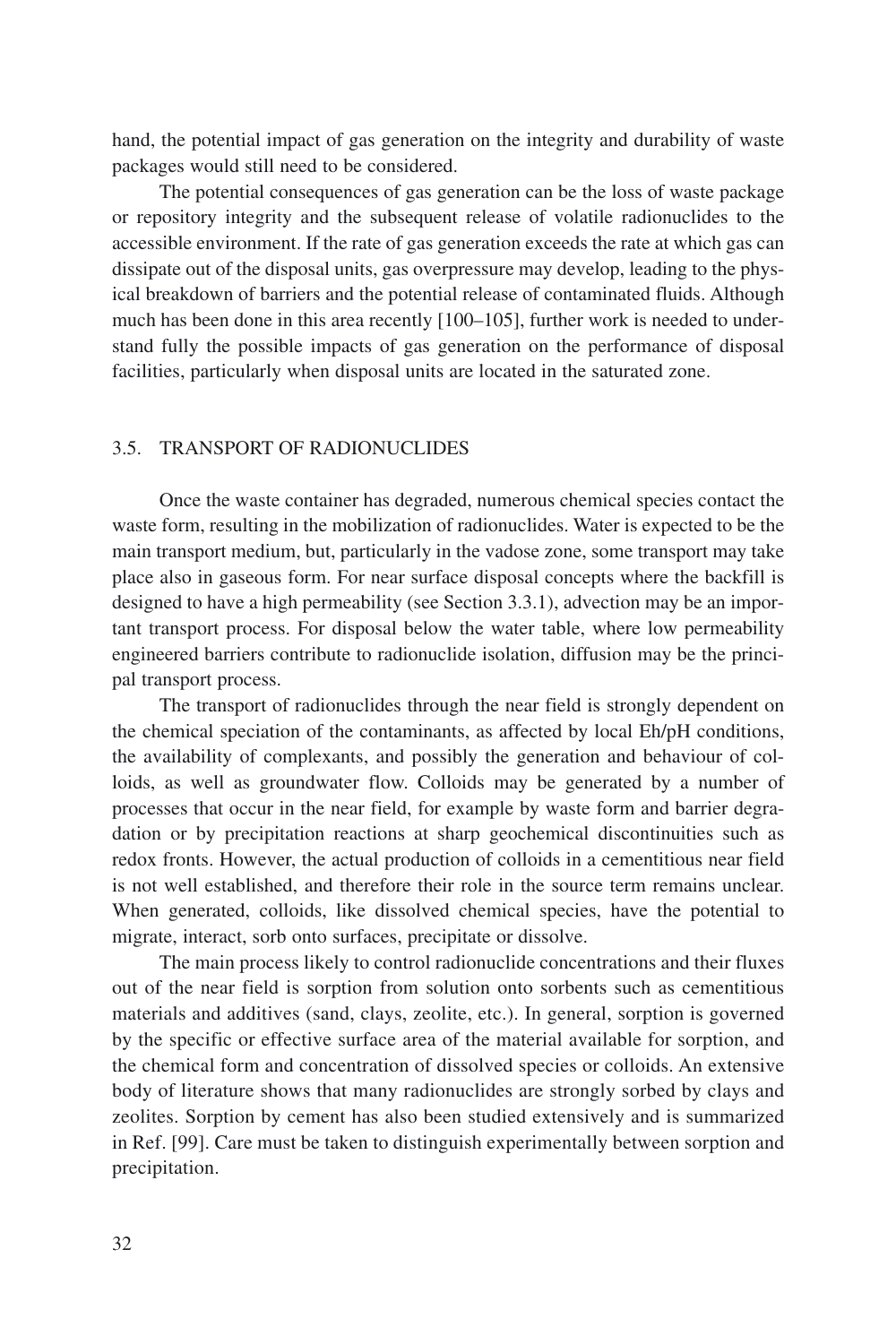hand, the potential impact of gas generation on the integrity and durability of waste packages would still need to be considered.

The potential consequences of gas generation can be the loss of waste package or repository integrity and the subsequent release of volatile radionuclides to the accessible environment. If the rate of gas generation exceeds the rate at which gas can dissipate out of the disposal units, gas overpressure may develop, leading to the physical breakdown of barriers and the potential release of contaminated fluids. Although much has been done in this area recently [100–105], further work is needed to understand fully the possible impacts of gas generation on the performance of disposal facilities, particularly when disposal units are located in the saturated zone.

## 3.5. TRANSPORT OF RADIONUCLIDES

Once the waste container has degraded, numerous chemical species contact the waste form, resulting in the mobilization of radionuclides. Water is expected to be the main transport medium, but, particularly in the vadose zone, some transport may take place also in gaseous form. For near surface disposal concepts where the backfill is designed to have a high permeability (see Section 3.3.1), advection may be an important transport process. For disposal below the water table, where low permeability engineered barriers contribute to radionuclide isolation, diffusion may be the principal transport process.

The transport of radionuclides through the near field is strongly dependent on the chemical speciation of the contaminants, as affected by local Eh/pH conditions, the availability of complexants, and possibly the generation and behaviour of colloids, as well as groundwater flow. Colloids may be generated by a number of processes that occur in the near field, for example by waste form and barrier degradation or by precipitation reactions at sharp geochemical discontinuities such as redox fronts. However, the actual production of colloids in a cementitious near field is not well established, and therefore their role in the source term remains unclear. When generated, colloids, like dissolved chemical species, have the potential to migrate, interact, sorb onto surfaces, precipitate or dissolve.

The main process likely to control radionuclide concentrations and their fluxes out of the near field is sorption from solution onto sorbents such as cementitious materials and additives (sand, clays, zeolite, etc.). In general, sorption is governed by the specific or effective surface area of the material available for sorption, and the chemical form and concentration of dissolved species or colloids. An extensive body of literature shows that many radionuclides are strongly sorbed by clays and zeolites. Sorption by cement has also been studied extensively and is summarized in Ref. [99]. Care must be taken to distinguish experimentally between sorption and precipitation.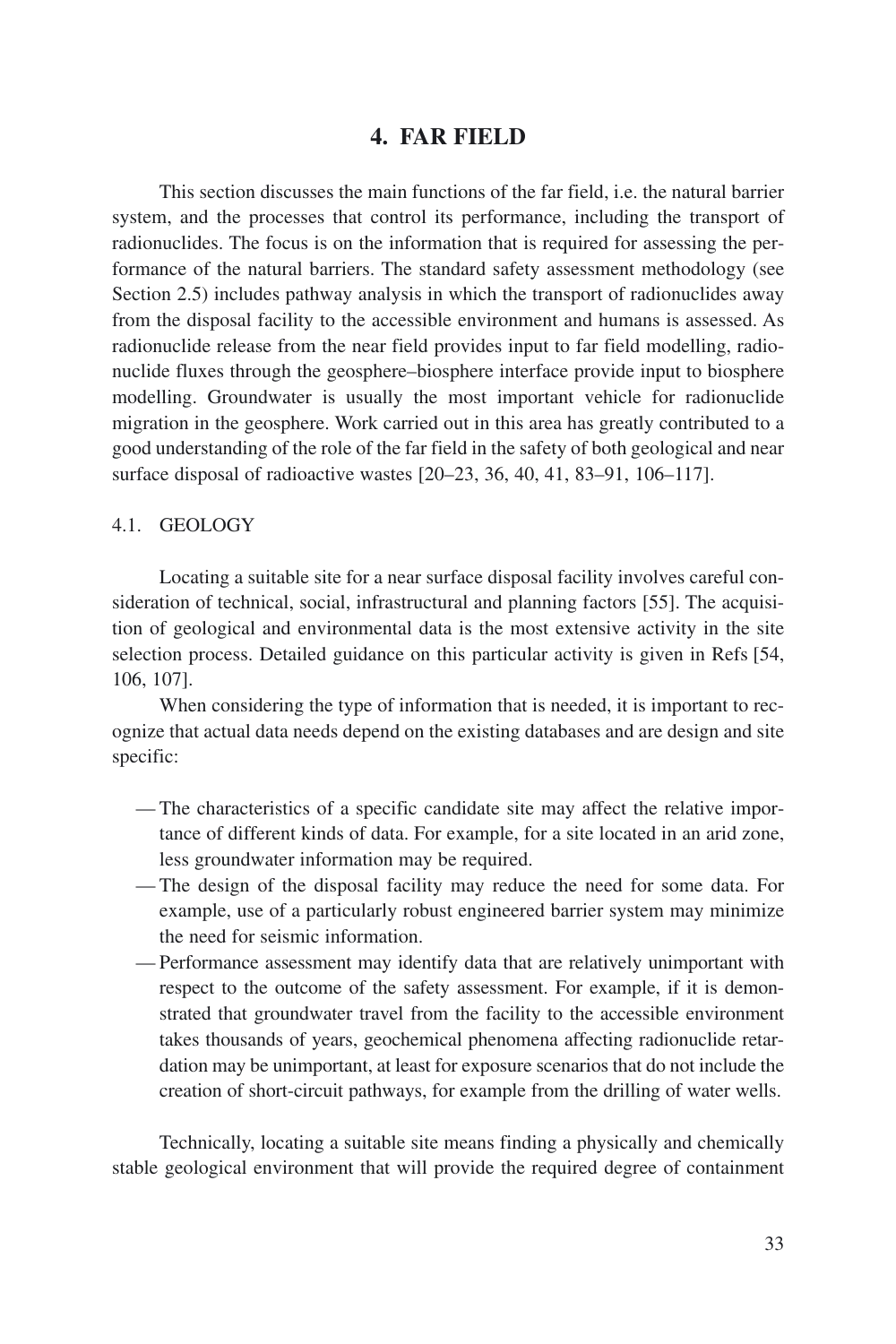# 4. FAR FIELD

This section discusses the main functions of the far field, i.e. the natural barrier system, and the processes that control its performance, including the transport of radionuclides. The focus is on the information that is required for assessing the performance of the natural barriers. The standard safety assessment methodology (see Section 2.5) includes pathway analysis in which the transport of radionuclides away from the disposal facility to the accessible environment and humans is assessed. As radionuclide release from the near field provides input to far field modelling, radionuclide fluxes through the geosphere–biosphere interface provide input to biosphere modelling. Groundwater is usually the most important vehicle for radionuclide migration in the geosphere. Work carried out in this area has greatly contributed to a good understanding of the role of the far field in the safety of both geological and near surface disposal of radioactive wastes [20–23, 36, 40, 41, 83–91, 106–117].

## 4.1. GEOLOGY

Locating a suitable site for a near surface disposal facility involves careful consideration of technical, social, infrastructural and planning factors [55]. The acquisition of geological and environmental data is the most extensive activity in the site selection process. Detailed guidance on this particular activity is given in Refs [54, 106, 107].

When considering the type of information that is needed, it is important to recognize that actual data needs depend on the existing databases and are design and site specific:

- The characteristics of a specific candidate site may affect the relative importance of different kinds of data. For example, for a site located in an arid zone, less groundwater information may be required.
- The design of the disposal facility may reduce the need for some data. For example, use of a particularly robust engineered barrier system may minimize the need for seismic information.
- Performance assessment may identify data that are relatively unimportant with respect to the outcome of the safety assessment. For example, if it is demonstrated that groundwater travel from the facility to the accessible environment takes thousands of years, geochemical phenomena affecting radionuclide retardation may be unimportant, at least for exposure scenarios that do not include the creation of short-circuit pathways, for example from the drilling of water wells.

Technically, locating a suitable site means finding a physically and chemically stable geological environment that will provide the required degree of containment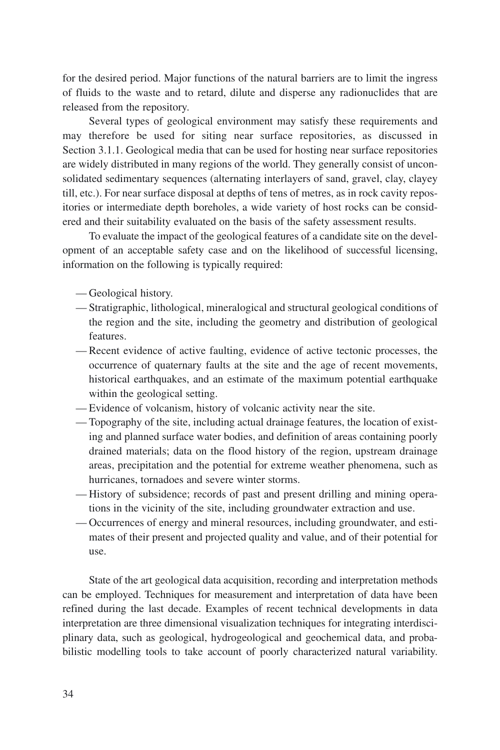for the desired period. Major functions of the natural barriers are to limit the ingress of fluids to the waste and to retard, dilute and disperse any radionuclides that are released from the repository.

Several types of geological environment may satisfy these requirements and may therefore be used for siting near surface repositories, as discussed in Section 3.1.1. Geological media that can be used for hosting near surface repositories are widely distributed in many regions of the world. They generally consist of unconsolidated sedimentary sequences (alternating interlayers of sand, gravel, clay, clayey till, etc.). For near surface disposal at depths of tens of metres, as in rock cavity repositories or intermediate depth boreholes, a wide variety of host rocks can be considered and their suitability evaluated on the basis of the safety assessment results.

To evaluate the impact of the geological features of a candidate site on the development of an acceptable safety case and on the likelihood of successful licensing, information on the following is typically required:

- Geological history.
- Stratigraphic, lithological, mineralogical and structural geological conditions of the region and the site, including the geometry and distribution of geological features.
- Recent evidence of active faulting, evidence of active tectonic processes, the occurrence of quaternary faults at the site and the age of recent movements, historical earthquakes, and an estimate of the maximum potential earthquake within the geological setting.
- Evidence of volcanism, history of volcanic activity near the site.
- Topography of the site, including actual drainage features, the location of existing and planned surface water bodies, and definition of areas containing poorly drained materials; data on the flood history of the region, upstream drainage areas, precipitation and the potential for extreme weather phenomena, such as hurricanes, tornadoes and severe winter storms.
- History of subsidence; records of past and present drilling and mining operations in the vicinity of the site, including groundwater extraction and use.
- Occurrences of energy and mineral resources, including groundwater, and estimates of their present and projected quality and value, and of their potential for use.

State of the art geological data acquisition, recording and interpretation methods can be employed. Techniques for measurement and interpretation of data have been refined during the last decade. Examples of recent technical developments in data interpretation are three dimensional visualization techniques for integrating interdisciplinary data, such as geological, hydrogeological and geochemical data, and probabilistic modelling tools to take account of poorly characterized natural variability.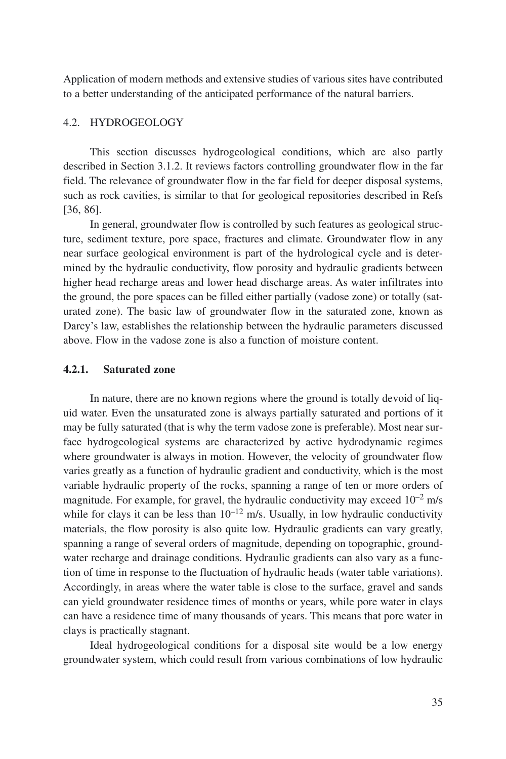Application of modern methods and extensive studies of various sites have contributed to a better understanding of the anticipated performance of the natural barriers.

## 4.2. HYDROGEOLOGY

This section discusses hydrogeological conditions, which are also partly described in Section 3.1.2. It reviews factors controlling groundwater flow in the far field. The relevance of groundwater flow in the far field for deeper disposal systems, such as rock cavities, is similar to that for geological repositories described in Refs [36, 86].

In general, groundwater flow is controlled by such features as geological structure, sediment texture, pore space, fractures and climate. Groundwater flow in any near surface geological environment is part of the hydrological cycle and is determined by the hydraulic conductivity, flow porosity and hydraulic gradients between higher head recharge areas and lower head discharge areas. As water infiltrates into the ground, the pore spaces can be filled either partially (vadose zone) or totally (saturated zone). The basic law of groundwater flow in the saturated zone, known as Darcy's law, establishes the relationship between the hydraulic parameters discussed above. Flow in the vadose zone is also a function of moisture content.

### 4.2.1. Saturated zone

In nature, there are no known regions where the ground is totally devoid of liquid water. Even the unsaturated zone is always partially saturated and portions of it may be fully saturated (that is why the term vadose zone is preferable). Most near surface hydrogeological systems are characterized by active hydrodynamic regimes where groundwater is always in motion. However, the velocity of groundwater flow varies greatly as a function of hydraulic gradient and conductivity, which is the most variable hydraulic property of the rocks, spanning a range of ten or more orders of magnitude. For example, for gravel, the hydraulic conductivity may exceed $10^{-2}$ m/s while for clays it can be less than $10^{-12}$ m/s. Usually, in low hydraulic conductivity materials, the flow porosity is also quite low. Hydraulic gradients can vary greatly, spanning a range of several orders of magnitude, depending on topographic, groundwater recharge and drainage conditions. Hydraulic gradients can also vary as a function of time in response to the fluctuation of hydraulic heads (water table variations). Accordingly, in areas where the water table is close to the surface, gravel and sands can yield groundwater residence times of months or years, while pore water in clays can have a residence time of many thousands of years. This means that pore water in clays is practically stagnant.

Ideal hydrogeological conditions for a disposal site would be a low energy groundwater system, which could result from various combinations of low hydraulic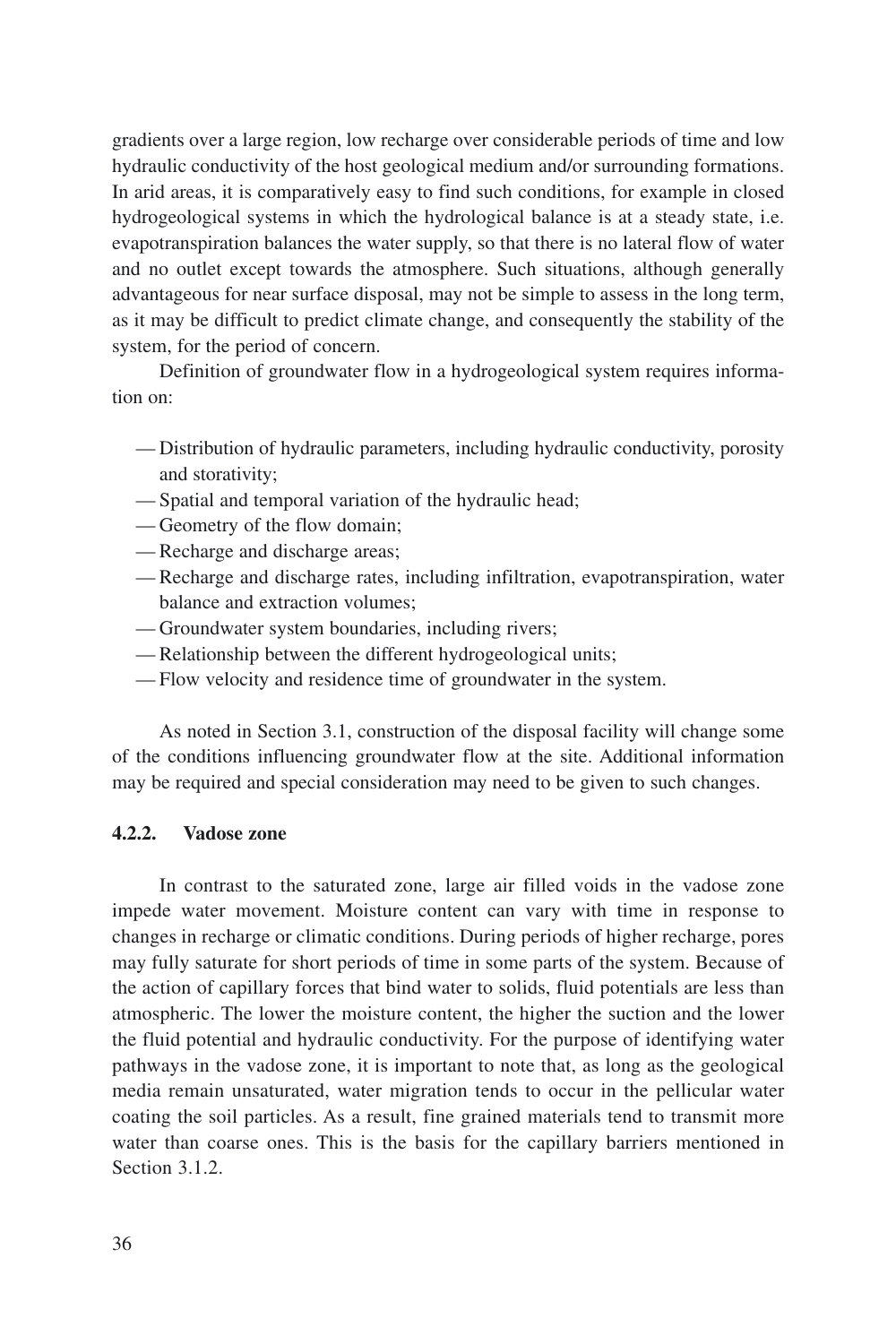gradients over a large region, low recharge over considerable periods of time and low hydraulic conductivity of the host geological medium and/or surrounding formations. In arid areas, it is comparatively easy to find such conditions, for example in closed hydrogeological systems in which the hydrological balance is at a steady state, i.e. evapotranspiration balances the water supply, so that there is no lateral flow of water and no outlet except towards the atmosphere. Such situations, although generally advantageous for near surface disposal, may not be simple to assess in the long term, as it may be difficult to predict climate change, and consequently the stability of the system, for the period of concern.

Definition of groundwater flow in a hydrogeological system requires information on:

- Distribution of hydraulic parameters, including hydraulic conductivity, porosity and storativity;
- Spatial and temporal variation of the hydraulic head;
- Geometry of the flow domain;
- Recharge and discharge areas;
- Recharge and discharge rates, including infiltration, evapotranspiration, water balance and extraction volumes;
- Groundwater system boundaries, including rivers;
- Relationship between the different hydrogeological units;
- Flow velocity and residence time of groundwater in the system.

As noted in Section 3.1, construction of the disposal facility will change some of the conditions influencing groundwater flow at the site. Additional information may be required and special consideration may need to be given to such changes.

### 4.2.2. Vadose zone

In contrast to the saturated zone, large air filled voids in the vadose zone impede water movement. Moisture content can vary with time in response to changes in recharge or climatic conditions. During periods of higher recharge, pores may fully saturate for short periods of time in some parts of the system. Because of the action of capillary forces that bind water to solids, fluid potentials are less than atmospheric. The lower the moisture content, the higher the suction and the lower the fluid potential and hydraulic conductivity. For the purpose of identifying water pathways in the vadose zone, it is important to note that, as long as the geological media remain unsaturated, water migration tends to occur in the pellicular water coating the soil particles. As a result, fine grained materials tend to transmit more water than coarse ones. This is the basis for the capillary barriers mentioned in Section 3.1.2.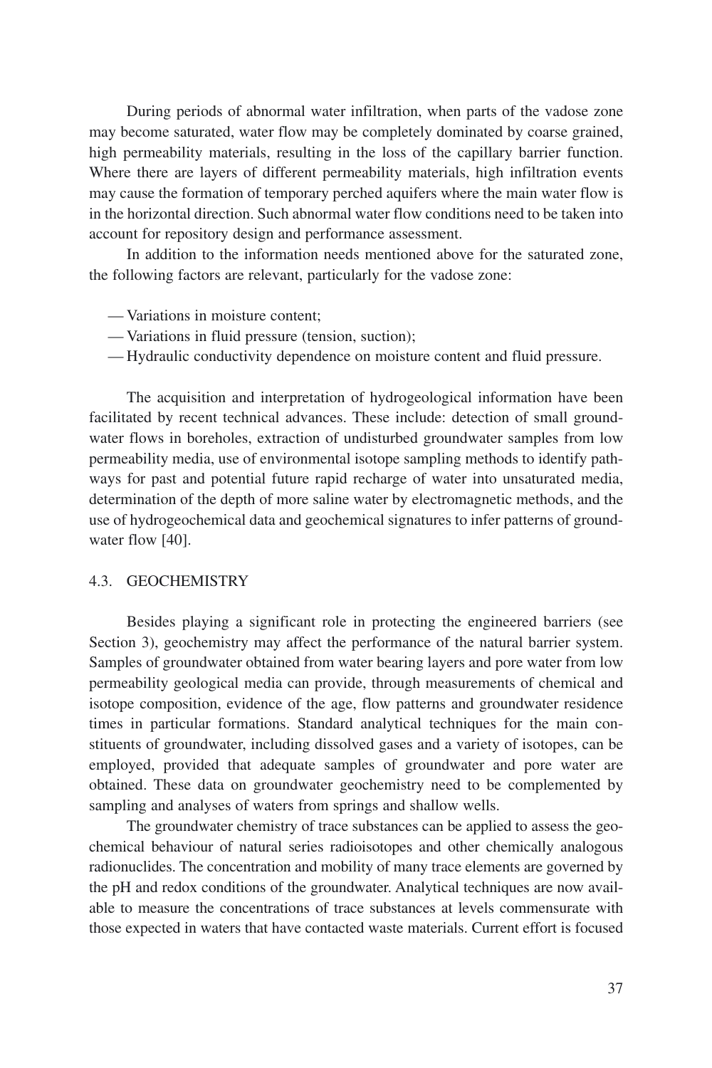During periods of abnormal water infiltration, when parts of the vadose zone may become saturated, water flow may be completely dominated by coarse grained, high permeability materials, resulting in the loss of the capillary barrier function. Where there are layers of different permeability materials, high infiltration events may cause the formation of temporary perched aquifers where the main water flow is in the horizontal direction. Such abnormal water flow conditions need to be taken into account for repository design and performance assessment.

In addition to the information needs mentioned above for the saturated zone, the following factors are relevant, particularly for the vadose zone:

- Variations in moisture content;
- Variations in fluid pressure (tension, suction);
- Hydraulic conductivity dependence on moisture content and fluid pressure.

The acquisition and interpretation of hydrogeological information have been facilitated by recent technical advances. These include: detection of small groundwater flows in boreholes, extraction of undisturbed groundwater samples from low permeability media, use of environmental isotope sampling methods to identify pathways for past and potential future rapid recharge of water into unsaturated media, determination of the depth of more saline water by electromagnetic methods, and the use of hydrogeochemical data and geochemical signatures to infer patterns of groundwater flow [40].

## 4.3. GEOCHEMISTRY

Besides playing a significant role in protecting the engineered barriers (see Section 3), geochemistry may affect the performance of the natural barrier system. Samples of groundwater obtained from water bearing layers and pore water from low permeability geological media can provide, through measurements of chemical and isotope composition, evidence of the age, flow patterns and groundwater residence times in particular formations. Standard analytical techniques for the main constituents of groundwater, including dissolved gases and a variety of isotopes, can be employed, provided that adequate samples of groundwater and pore water are obtained. These data on groundwater geochemistry need to be complemented by sampling and analyses of waters from springs and shallow wells.

The groundwater chemistry of trace substances can be applied to assess the geochemical behaviour of natural series radioisotopes and other chemically analogous radionuclides. The concentration and mobility of many trace elements are governed by the pH and redox conditions of the groundwater. Analytical techniques are now available to measure the concentrations of trace substances at levels commensurate with those expected in waters that have contacted waste materials. Current effort is focused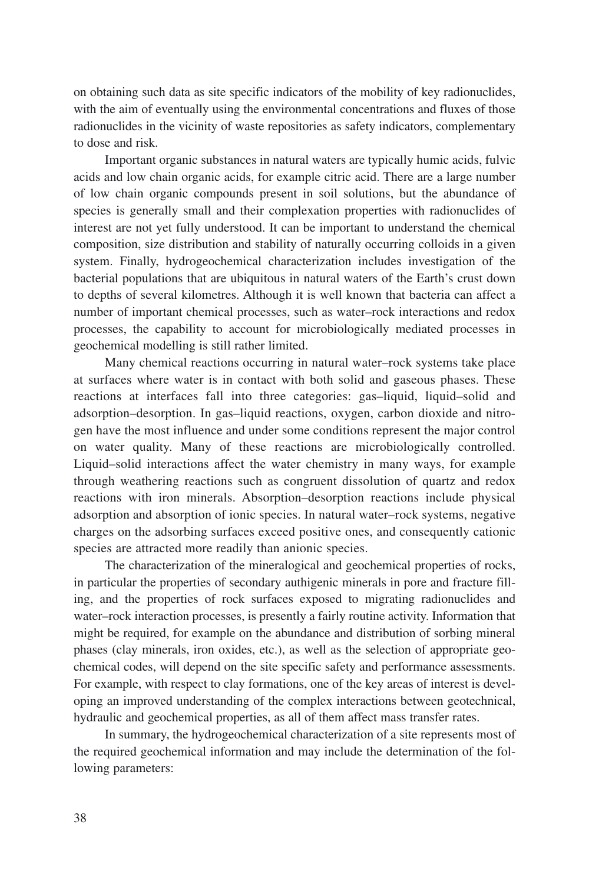on obtaining such data as site specific indicators of the mobility of key radionuclides, with the aim of eventually using the environmental concentrations and fluxes of those radionuclides in the vicinity of waste repositories as safety indicators, complementary to dose and risk.

Important organic substances in natural waters are typically humic acids, fulvic acids and low chain organic acids, for example citric acid. There are a large number of low chain organic compounds present in soil solutions, but the abundance of species is generally small and their complexation properties with radionuclides of interest are not yet fully understood. It can be important to understand the chemical composition, size distribution and stability of naturally occurring colloids in a given system. Finally, hydrogeochemical characterization includes investigation of the bacterial populations that are ubiquitous in natural waters of the Earth's crust down to depths of several kilometres. Although it is well known that bacteria can affect a number of important chemical processes, such as water–rock interactions and redox processes, the capability to account for microbiologically mediated processes in geochemical modelling is still rather limited.

Many chemical reactions occurring in natural water–rock systems take place at surfaces where water is in contact with both solid and gaseous phases. These reactions at interfaces fall into three categories: gas–liquid, liquid–solid and adsorption–desorption. In gas–liquid reactions, oxygen, carbon dioxide and nitrogen have the most influence and under some conditions represent the major control on water quality. Many of these reactions are microbiologically controlled. Liquid–solid interactions affect the water chemistry in many ways, for example through weathering reactions such as congruent dissolution of quartz and redox reactions with iron minerals. Absorption–desorption reactions include physical adsorption and absorption of ionic species. In natural water–rock systems, negative charges on the adsorbing surfaces exceed positive ones, and consequently cationic species are attracted more readily than anionic species.

The characterization of the mineralogical and geochemical properties of rocks, in particular the properties of secondary authigenic minerals in pore and fracture filling, and the properties of rock surfaces exposed to migrating radionuclides and water–rock interaction processes, is presently a fairly routine activity. Information that might be required, for example on the abundance and distribution of sorbing mineral phases (clay minerals, iron oxides, etc.), as well as the selection of appropriate geochemical codes, will depend on the site specific safety and performance assessments. For example, with respect to clay formations, one of the key areas of interest is developing an improved understanding of the complex interactions between geotechnical, hydraulic and geochemical properties, as all of them affect mass transfer rates.

In summary, the hydrogeochemical characterization of a site represents most of the required geochemical information and may include the determination of the following parameters: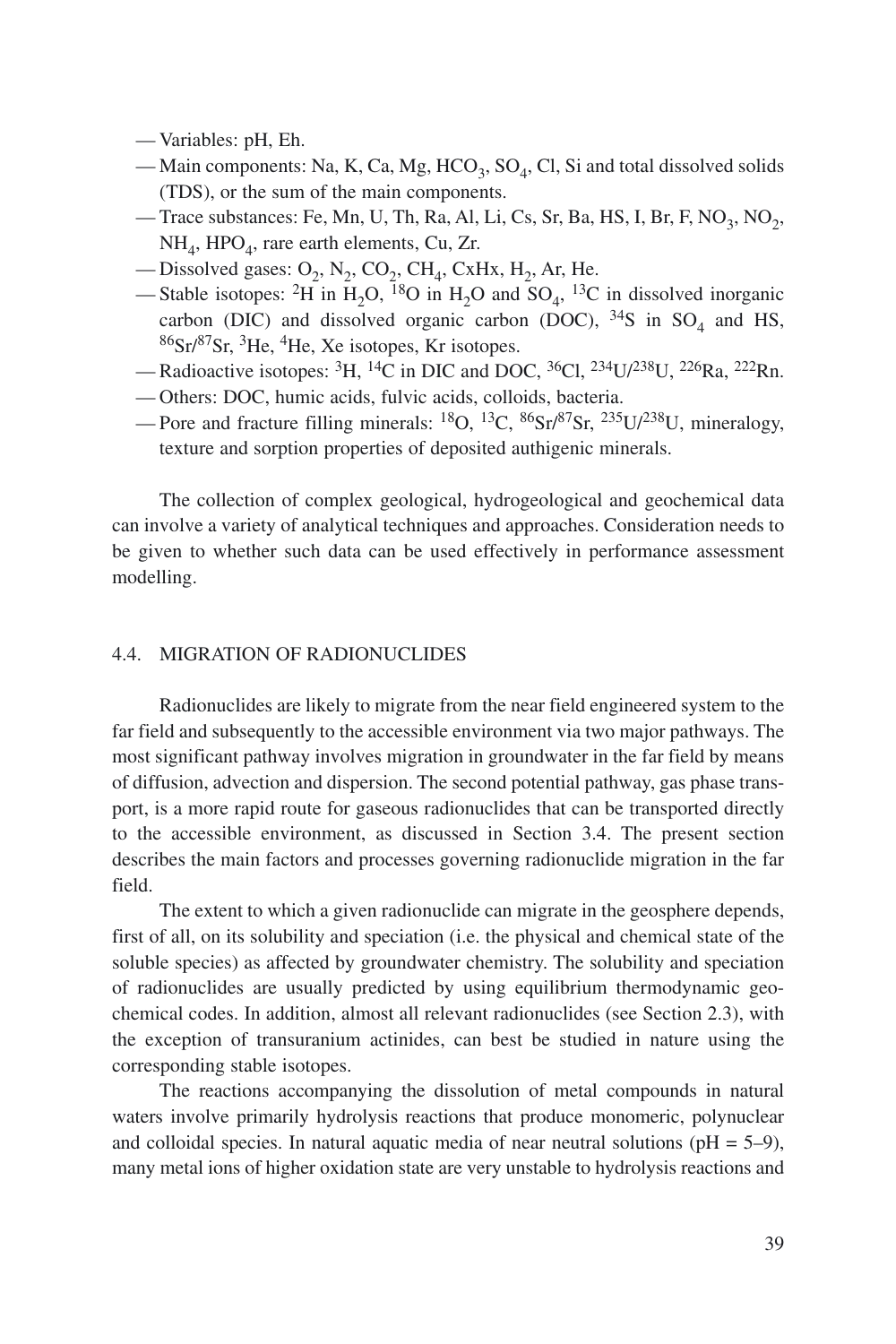- Variables: pH, Eh.
- Main components: Na, K, Ca, Mg, $HCO_3$, $SO_4$, Cl, Si and total dissolved solids (TDS), or the sum of the main components.
- Trace substances: Fe, Mn, U, Th, Ra, Al, Li, Cs, Sr, Ba, HS, I, Br, F, $NO_3$, $NO_2$, $NH_4$, $HPO_4$, rare earth elements, Cu, Zr.
- Dissolved gases: $O_2$, $N_2$, $CO_2$, $CH_4$, CxHx, $H_2$, Ar, He.
- Stable isotopes: $^{2}H$ in $H_2O$, $^{18}O$ in $H_2O$ and $SO_4$, $^{13}C$ in dissolved inorganic carbon (DIC) and dissolved organic carbon (DOC), $^{34}S$ in $SO_4$ and HS, $^{86}Sr/^{87}Sr$, $^{3}He$, $^{4}He$, Xe isotopes, Kr isotopes.
- Radioactive isotopes: $^{3}H$, $^{14}C$ in DIC and DOC, $^{36}Cl$, $^{234}U/^{238}U$, $^{226}Ra$, $^{222}Rn$.
- Others: DOC, humic acids, fulvic acids, colloids, bacteria.
- Pore and fracture filling minerals: $^{18}O$, $^{13}C$, $^{86}Sr/^{87}Sr$, $^{235}U/^{238}U$, mineralogy, texture and sorption properties of deposited authigenic minerals.

The collection of complex geological, hydrogeological and geochemical data can involve a variety of analytical techniques and approaches. Consideration needs to be given to whether such data can be used effectively in performance assessment modelling.

## 4.4. MIGRATION OF RADIONUCLIDES

Radionuclides are likely to migrate from the near field engineered system to the far field and subsequently to the accessible environment via two major pathways. The most significant pathway involves migration in groundwater in the far field by means of diffusion, advection and dispersion. The second potential pathway, gas phase transport, is a more rapid route for gaseous radionuclides that can be transported directly to the accessible environment, as discussed in Section 3.4. The present section describes the main factors and processes governing radionuclide migration in the far field.

The extent to which a given radionuclide can migrate in the geosphere depends, first of all, on its solubility and speciation (i.e. the physical and chemical state of the soluble species) as affected by groundwater chemistry. The solubility and speciation of radionuclides are usually predicted by using equilibrium thermodynamic geochemical codes. In addition, almost all relevant radionuclides (see Section 2.3), with the exception of transuranium actinides, can best be studied in nature using the corresponding stable isotopes.

The reactions accompanying the dissolution of metal compounds in natural waters involve primarily hydrolysis reactions that produce monomeric, polynuclear and colloidal species. In natural aquatic media of near neutral solutions (pH = 5–9), many metal ions of higher oxidation state are very unstable to hydrolysis reactions and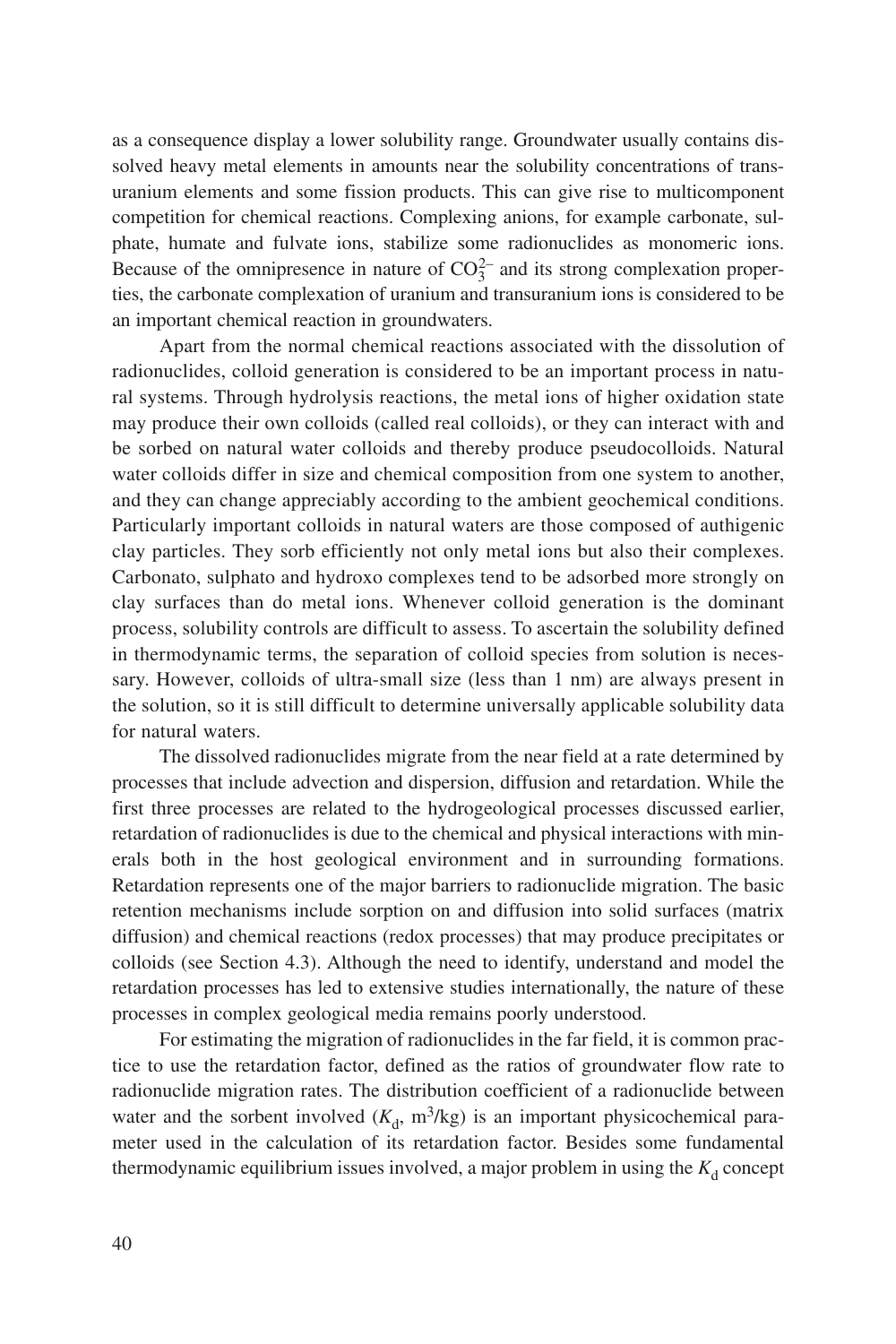as a consequence display a lower solubility range. Groundwater usually contains dissolved heavy metal elements in amounts near the solubility concentrations of transuranium elements and some fission products. This can give rise to multicomponent competition for chemical reactions. Complexing anions, for example carbonate, sulphate, humate and fulvate ions, stabilize some radionuclides as monomeric ions. Because of the omnipresence in nature of $CO_3^{2-}$ and its strong complexation properties, the carbonate complexation of uranium and transuranium ions is considered to be an important chemical reaction in groundwaters.

Apart from the normal chemical reactions associated with the dissolution of radionuclides, colloid generation is considered to be an important process in natural systems. Through hydrolysis reactions, the metal ions of higher oxidation state may produce their own colloids (called real colloids), or they can interact with and be sorbed on natural water colloids and thereby produce pseudocolloids. Natural water colloids differ in size and chemical composition from one system to another, and they can change appreciably according to the ambient geochemical conditions. Particularly important colloids in natural waters are those composed of authigenic clay particles. They sorb efficiently not only metal ions but also their complexes. Carbonato, sulphato and hydroxo complexes tend to be adsorbed more strongly on clay surfaces than do metal ions. Whenever colloid generation is the dominant process, solubility controls are difficult to assess. To ascertain the solubility defined in thermodynamic terms, the separation of colloid species from solution is necessary. However, colloids of ultra-small size (less than 1 nm) are always present in the solution, so it is still difficult to determine universally applicable solubility data for natural waters.

The dissolved radionuclides migrate from the near field at a rate determined by processes that include advection and dispersion, diffusion and retardation. While the first three processes are related to the hydrogeological processes discussed earlier, retardation of radionuclides is due to the chemical and physical interactions with minerals both in the host geological environment and in surrounding formations. Retardation represents one of the major barriers to radionuclide migration. The basic retention mechanisms include sorption on and diffusion into solid surfaces (matrix diffusion) and chemical reactions (redox processes) that may produce precipitates or colloids (see Section 4.3). Although the need to identify, understand and model the retardation processes has led to extensive studies internationally, the nature of these processes in complex geological media remains poorly understood.

For estimating the migration of radionuclides in the far field, it is common practice to use the retardation factor, defined as the ratios of groundwater flow rate to radionuclide migration rates. The distribution coefficient of a radionuclide between water and the sorbent involved ($K_d$, $m^3/kg$) is an important physicochemical parameter used in the calculation of its retardation factor. Besides some fundamental thermodynamic equilibrium issues involved, a major problem in using the $K_d$ concept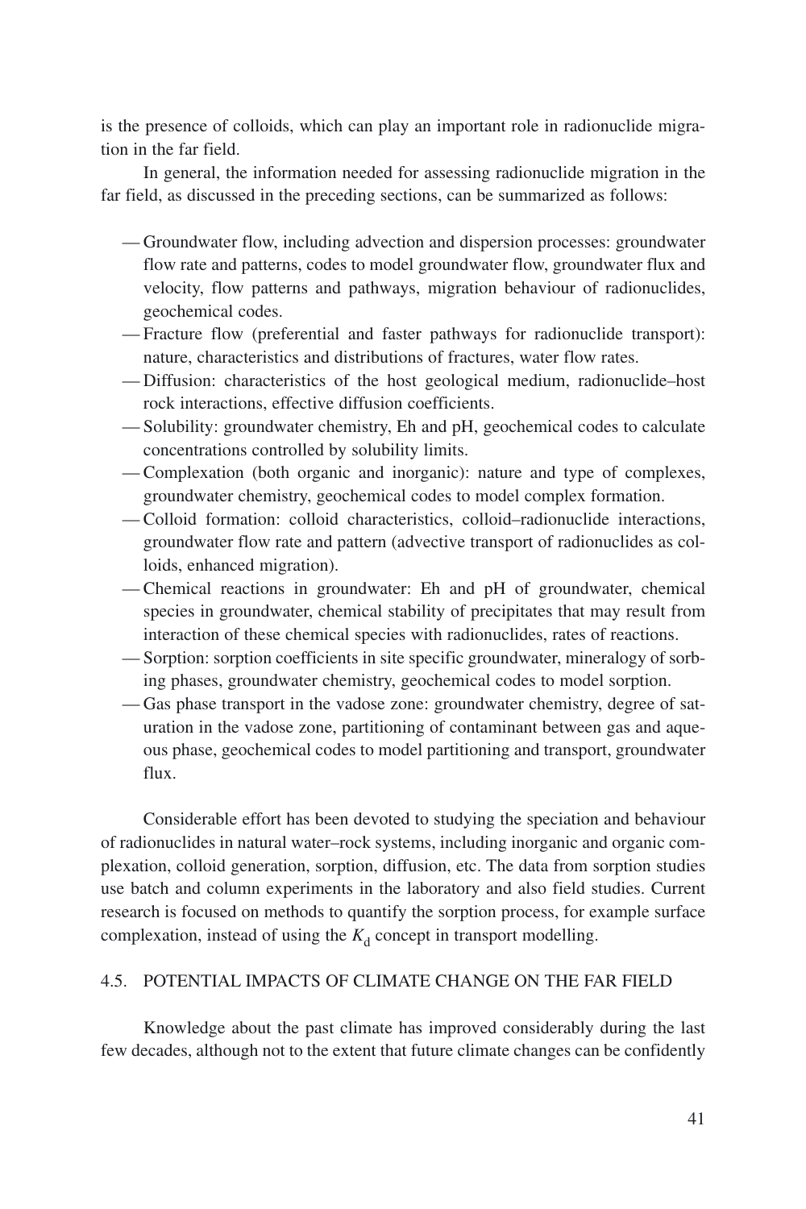is the presence of colloids, which can play an important role in radionuclide migration in the far field.

In general, the information needed for assessing radionuclide migration in the far field, as discussed in the preceding sections, can be summarized as follows:

- Groundwater flow, including advection and dispersion processes: groundwater flow rate and patterns, codes to model groundwater flow, groundwater flux and velocity, flow patterns and pathways, migration behaviour of radionuclides, geochemical codes.
- Fracture flow (preferential and faster pathways for radionuclide transport): nature, characteristics and distributions of fractures, water flow rates.
- Diffusion: characteristics of the host geological medium, radionuclide–host rock interactions, effective diffusion coefficients.
- Solubility: groundwater chemistry, Eh and pH, geochemical codes to calculate concentrations controlled by solubility limits.
- Complexation (both organic and inorganic): nature and type of complexes, groundwater chemistry, geochemical codes to model complex formation.
- Colloid formation: colloid characteristics, colloid–radionuclide interactions, groundwater flow rate and pattern (advective transport of radionuclides as colloids, enhanced migration).
- Chemical reactions in groundwater: Eh and pH of groundwater, chemical species in groundwater, chemical stability of precipitates that may result from interaction of these chemical species with radionuclides, rates of reactions.
- Sorption: sorption coefficients in site specific groundwater, mineralogy of sorbing phases, groundwater chemistry, geochemical codes to model sorption.
- Gas phase transport in the vadose zone: groundwater chemistry, degree of saturation in the vadose zone, partitioning of contaminant between gas and aqueous phase, geochemical codes to model partitioning and transport, groundwater flux.

Considerable effort has been devoted to studying the speciation and behaviour of radionuclides in natural water–rock systems, including inorganic and organic complexation, colloid generation, sorption, diffusion, etc. The data from sorption studies use batch and column experiments in the laboratory and also field studies. Current research is focused on methods to quantify the sorption process, for example surface complexation, instead of using the $K_d$ concept in transport modelling.

## 4.5. POTENTIAL IMPACTS OF CLIMATE CHANGE ON THE FAR FIELD

Knowledge about the past climate has improved considerably during the last few decades, although not to the extent that future climate changes can be confidently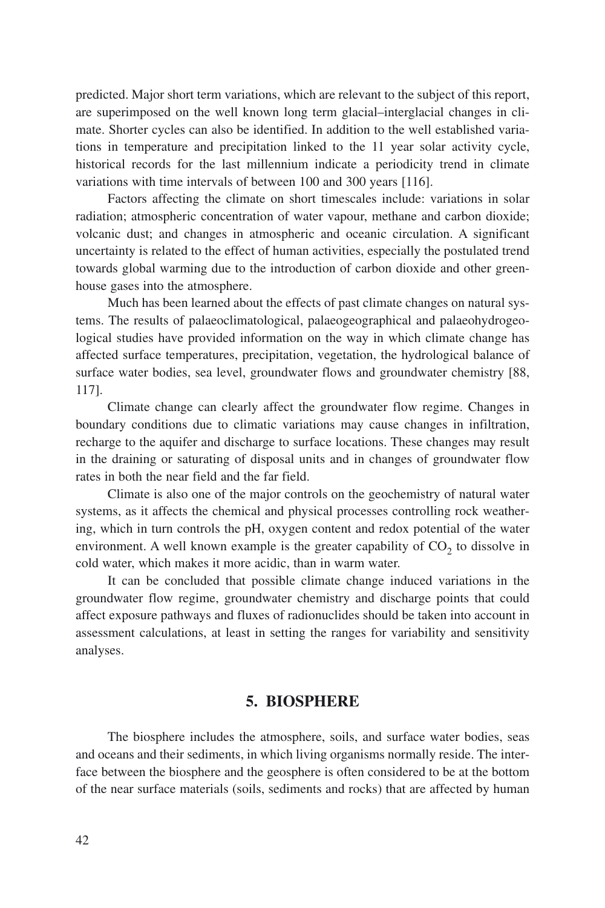predicted. Major short term variations, which are relevant to the subject of this report, are superimposed on the well known long term glacial–interglacial changes in climate. Shorter cycles can also be identified. In addition to the well established variations in temperature and precipitation linked to the 11 year solar activity cycle, historical records for the last millennium indicate a periodicity trend in climate variations with time intervals of between 100 and 300 years [116].

Factors affecting the climate on short timescales include: variations in solar radiation; atmospheric concentration of water vapour, methane and carbon dioxide; volcanic dust; and changes in atmospheric and oceanic circulation. A significant uncertainty is related to the effect of human activities, especially the postulated trend towards global warming due to the introduction of carbon dioxide and other greenhouse gases into the atmosphere.

Much has been learned about the effects of past climate changes on natural systems. The results of palaeoclimatological, palaeogeographical and palaeohydrogeological studies have provided information on the way in which climate change has affected surface temperatures, precipitation, vegetation, the hydrological balance of surface water bodies, sea level, groundwater flows and groundwater chemistry [88, 117].

Climate change can clearly affect the groundwater flow regime. Changes in boundary conditions due to climatic variations may cause changes in infiltration, recharge to the aquifer and discharge to surface locations. These changes may result in the draining or saturating of disposal units and in changes of groundwater flow rates in both the near field and the far field.

Climate is also one of the major controls on the geochemistry of natural water systems, as it affects the chemical and physical processes controlling rock weathering, which in turn controls the pH, oxygen content and redox potential of the water environment. A well known example is the greater capability of $CO_2$ to dissolve in cold water, which makes it more acidic, than in warm water.

It can be concluded that possible climate change induced variations in the groundwater flow regime, groundwater chemistry and discharge points that could affect exposure pathways and fluxes of radionuclides should be taken into account in assessment calculations, at least in setting the ranges for variability and sensitivity analyses.

# 5. BIOSPHERE

The biosphere includes the atmosphere, soils, and surface water bodies, seas and oceans and their sediments, in which living organisms normally reside. The interface between the biosphere and the geosphere is often considered to be at the bottom of the near surface materials (soils, sediments and rocks) that are affected by human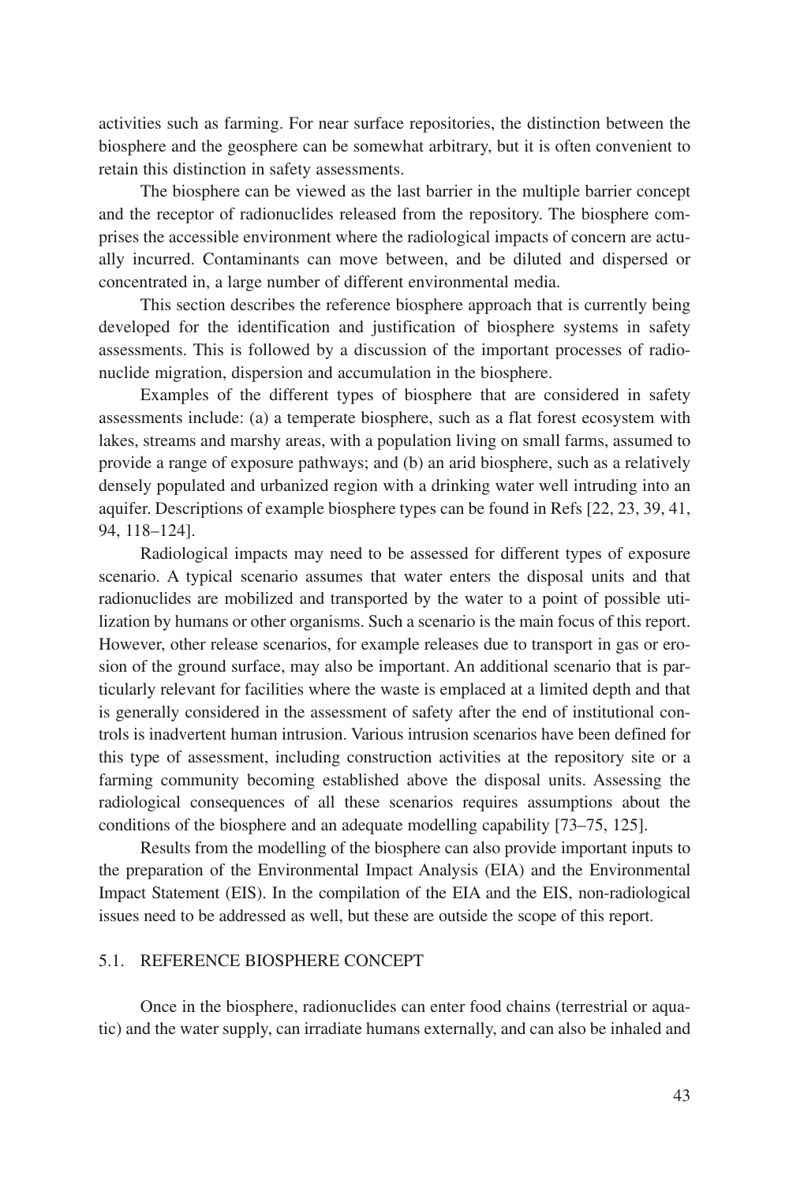activities such as farming. For near surface repositories, the distinction between the biosphere and the geosphere can be somewhat arbitrary, but it is often convenient to retain this distinction in safety assessments.

The biosphere can be viewed as the last barrier in the multiple barrier concept and the receptor of radionuclides released from the repository. The biosphere comprises the accessible environment where the radiological impacts of concern are actually incurred. Contaminants can move between, and be diluted and dispersed or concentrated in, a large number of different environmental media.

This section describes the reference biosphere approach that is currently being developed for the identification and justification of biosphere systems in safety assessments. This is followed by a discussion of the important processes of radionuclide migration, dispersion and accumulation in the biosphere.

Examples of the different types of biosphere that are considered in safety assessments include: (a) a temperate biosphere, such as a flat forest ecosystem with lakes, streams and marshy areas, with a population living on small farms, assumed to provide a range of exposure pathways; and (b) an arid biosphere, such as a relatively densely populated and urbanized region with a drinking water well intruding into an aquifer. Descriptions of example biosphere types can be found in Refs [22, 23, 39, 41, 94, 118–124].

Radiological impacts may need to be assessed for different types of exposure scenario. A typical scenario assumes that water enters the disposal units and that radionuclides are mobilized and transported by the water to a point of possible utilization by humans or other organisms. Such a scenario is the main focus of this report. However, other release scenarios, for example releases due to transport in gas or erosion of the ground surface, may also be important. An additional scenario that is particularly relevant for facilities where the waste is emplaced at a limited depth and that is generally considered in the assessment of safety after the end of institutional controls is inadvertent human intrusion. Various intrusion scenarios have been defined for this type of assessment, including construction activities at the repository site or a farming community becoming established above the disposal units. Assessing the radiological consequences of all these scenarios requires assumptions about the conditions of the biosphere and an adequate modelling capability [73–75, 125].

Results from the modelling of the biosphere can also provide important inputs to the preparation of the Environmental Impact Analysis (EIA) and the Environmental Impact Statement (EIS). In the compilation of the EIA and the EIS, non-radiological issues need to be addressed as well, but these are outside the scope of this report.

## 5.1. REFERENCE BIOSPHERE CONCEPT

Once in the biosphere, radionuclides can enter food chains (terrestrial or aquatic) and the water supply, can irradiate humans externally, and can also be inhaled and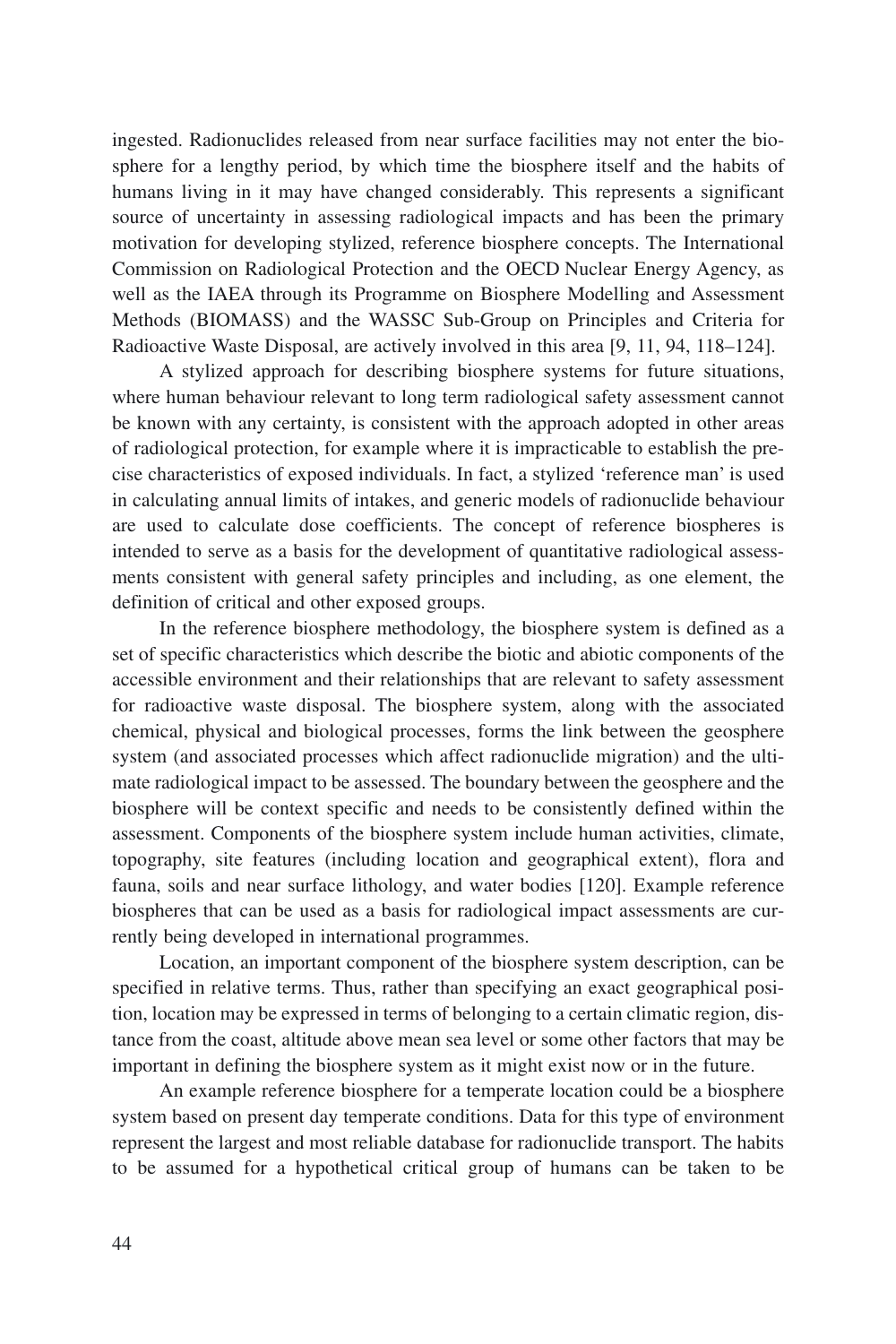ingested. Radionuclides released from near surface facilities may not enter the biosphere for a lengthy period, by which time the biosphere itself and the habits of humans living in it may have changed considerably. This represents a significant source of uncertainty in assessing radiological impacts and has been the primary motivation for developing stylized, reference biosphere concepts. The International Commission on Radiological Protection and the OECD Nuclear Energy Agency, as well as the IAEA through its Programme on Biosphere Modelling and Assessment Methods (BIOMASS) and the WASSC Sub-Group on Principles and Criteria for Radioactive Waste Disposal, are actively involved in this area [9, 11, 94, 118–124].

A stylized approach for describing biosphere systems for future situations, where human behaviour relevant to long term radiological safety assessment cannot be known with any certainty, is consistent with the approach adopted in other areas of radiological protection, for example where it is impracticable to establish the precise characteristics of exposed individuals. In fact, a stylized 'reference man' is used in calculating annual limits of intakes, and generic models of radionuclide behaviour are used to calculate dose coefficients. The concept of reference biospheres is intended to serve as a basis for the development of quantitative radiological assessments consistent with general safety principles and including, as one element, the definition of critical and other exposed groups.

In the reference biosphere methodology, the biosphere system is defined as a set of specific characteristics which describe the biotic and abiotic components of the accessible environment and their relationships that are relevant to safety assessment for radioactive waste disposal. The biosphere system, along with the associated chemical, physical and biological processes, forms the link between the geosphere system (and associated processes which affect radionuclide migration) and the ultimate radiological impact to be assessed. The boundary between the geosphere and the biosphere will be context specific and needs to be consistently defined within the assessment. Components of the biosphere system include human activities, climate, topography, site features (including location and geographical extent), flora and fauna, soils and near surface lithology, and water bodies [120]. Example reference biospheres that can be used as a basis for radiological impact assessments are currently being developed in international programmes.

Location, an important component of the biosphere system description, can be specified in relative terms. Thus, rather than specifying an exact geographical position, location may be expressed in terms of belonging to a certain climatic region, distance from the coast, altitude above mean sea level or some other factors that may be important in defining the biosphere system as it might exist now or in the future.

An example reference biosphere for a temperate location could be a biosphere system based on present day temperate conditions. Data for this type of environment represent the largest and most reliable database for radionuclide transport. The habits to be assumed for a hypothetical critical group of humans can be taken to be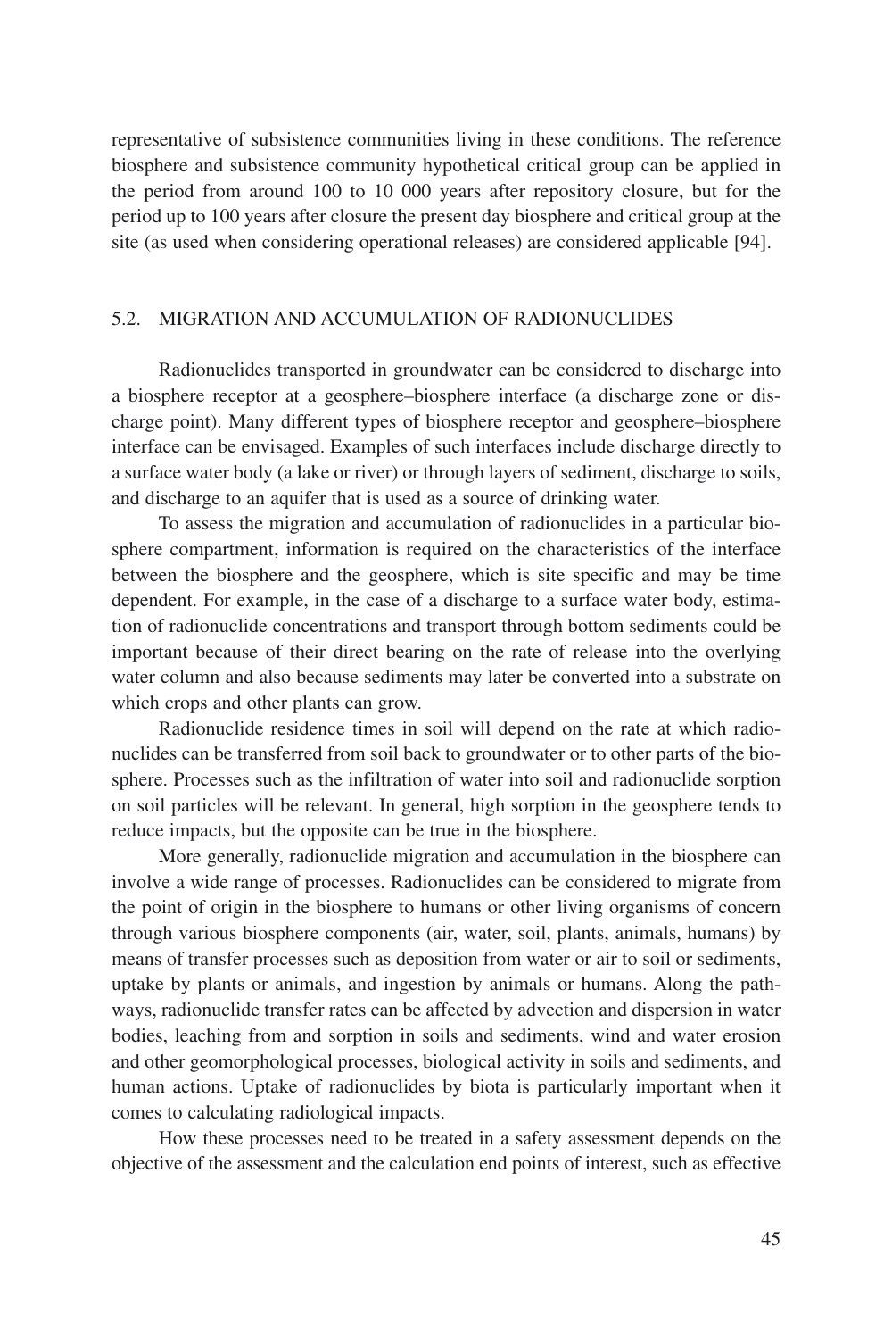representative of subsistence communities living in these conditions. The reference biosphere and subsistence community hypothetical critical group can be applied in the period from around 100 to 10 000 years after repository closure, but for the period up to 100 years after closure the present day biosphere and critical group at the site (as used when considering operational releases) are considered applicable [94].

## 5.2. MIGRATION AND ACCUMULATION OF RADIONUCLIDES

Radionuclides transported in groundwater can be considered to discharge into a biosphere receptor at a geosphere–biosphere interface (a discharge zone or discharge point). Many different types of biosphere receptor and geosphere–biosphere interface can be envisaged. Examples of such interfaces include discharge directly to a surface water body (a lake or river) or through layers of sediment, discharge to soils, and discharge to an aquifer that is used as a source of drinking water.

To assess the migration and accumulation of radionuclides in a particular biosphere compartment, information is required on the characteristics of the interface between the biosphere and the geosphere, which is site specific and may be time dependent. For example, in the case of a discharge to a surface water body, estimation of radionuclide concentrations and transport through bottom sediments could be important because of their direct bearing on the rate of release into the overlying water column and also because sediments may later be converted into a substrate on which crops and other plants can grow.

Radionuclide residence times in soil will depend on the rate at which radionuclides can be transferred from soil back to groundwater or to other parts of the biosphere. Processes such as the infiltration of water into soil and radionuclide sorption on soil particles will be relevant. In general, high sorption in the geosphere tends to reduce impacts, but the opposite can be true in the biosphere.

More generally, radionuclide migration and accumulation in the biosphere can involve a wide range of processes. Radionuclides can be considered to migrate from the point of origin in the biosphere to humans or other living organisms of concern through various biosphere components (air, water, soil, plants, animals, humans) by means of transfer processes such as deposition from water or air to soil or sediments, uptake by plants or animals, and ingestion by animals or humans. Along the pathways, radionuclide transfer rates can be affected by advection and dispersion in water bodies, leaching from and sorption in soils and sediments, wind and water erosion and other geomorphological processes, biological activity in soils and sediments, and human actions. Uptake of radionuclides by biota is particularly important when it comes to calculating radiological impacts.

How these processes need to be treated in a safety assessment depends on the objective of the assessment and the calculation end points of interest, such as effective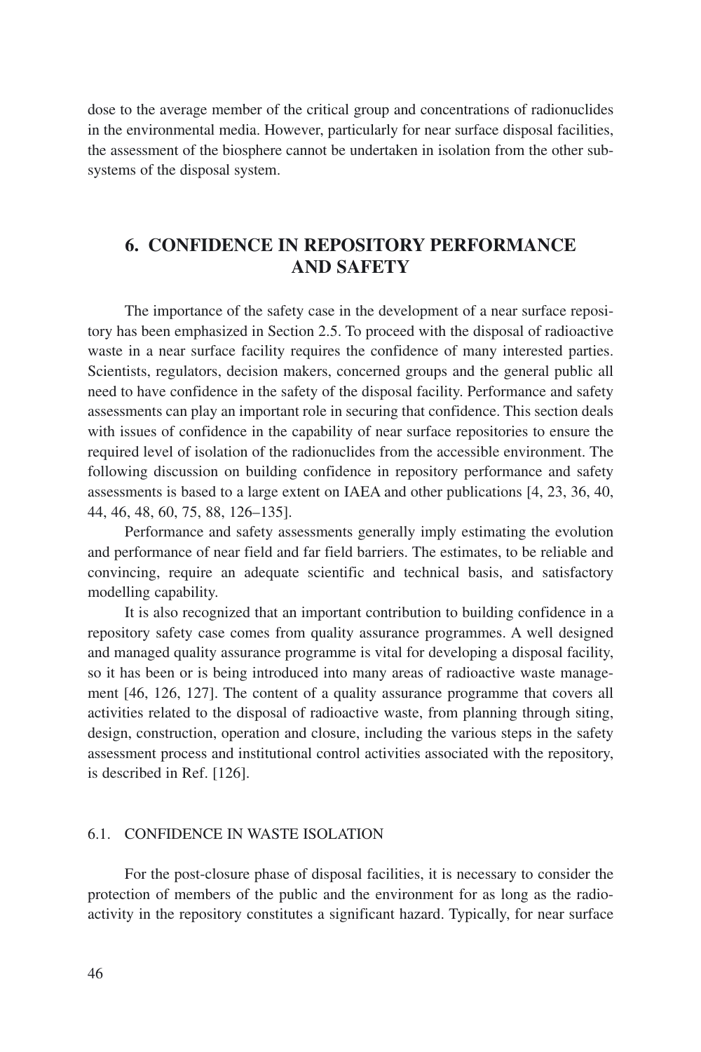dose to the average member of the critical group and concentrations of radionuclides in the environmental media. However, particularly for near surface disposal facilities, the assessment of the biosphere cannot be undertaken in isolation from the other sub-systems of the disposal system.

# 6. CONFIDENCE IN REPOSITORY PERFORMANCE AND SAFETY

The importance of the safety case in the development of a near surface repository has been emphasized in Section 2.5. To proceed with the disposal of radioactive waste in a near surface facility requires the confidence of many interested parties. Scientists, regulators, decision makers, concerned groups and the general public all need to have confidence in the safety of the disposal facility. Performance and safety assessments can play an important role in securing that confidence. This section deals with issues of confidence in the capability of near surface repositories to ensure the required level of isolation of the radionuclides from the accessible environment. The following discussion on building confidence in repository performance and safety assessments is based to a large extent on IAEA and other publications [4, 23, 36, 40, 44, 46, 48, 60, 75, 88, 126–135].

Performance and safety assessments generally imply estimating the evolution and performance of near field and far field barriers. The estimates, to be reliable and convincing, require an adequate scientific and technical basis, and satisfactory modelling capability.

It is also recognized that an important contribution to building confidence in a repository safety case comes from quality assurance programmes. A well designed and managed quality assurance programme is vital for developing a disposal facility, so it has been or is being introduced into many areas of radioactive waste management [46, 126, 127]. The content of a quality assurance programme that covers all activities related to the disposal of radioactive waste, from planning through siting, design, construction, operation and closure, including the various steps in the safety assessment process and institutional control activities associated with the repository, is described in Ref. [126].

## 6.1. CONFIDENCE IN WASTE ISOLATION

For the post-closure phase of disposal facilities, it is necessary to consider the protection of members of the public and the environment for as long as the radioactivity in the repository constitutes a significant hazard. Typically, for near surface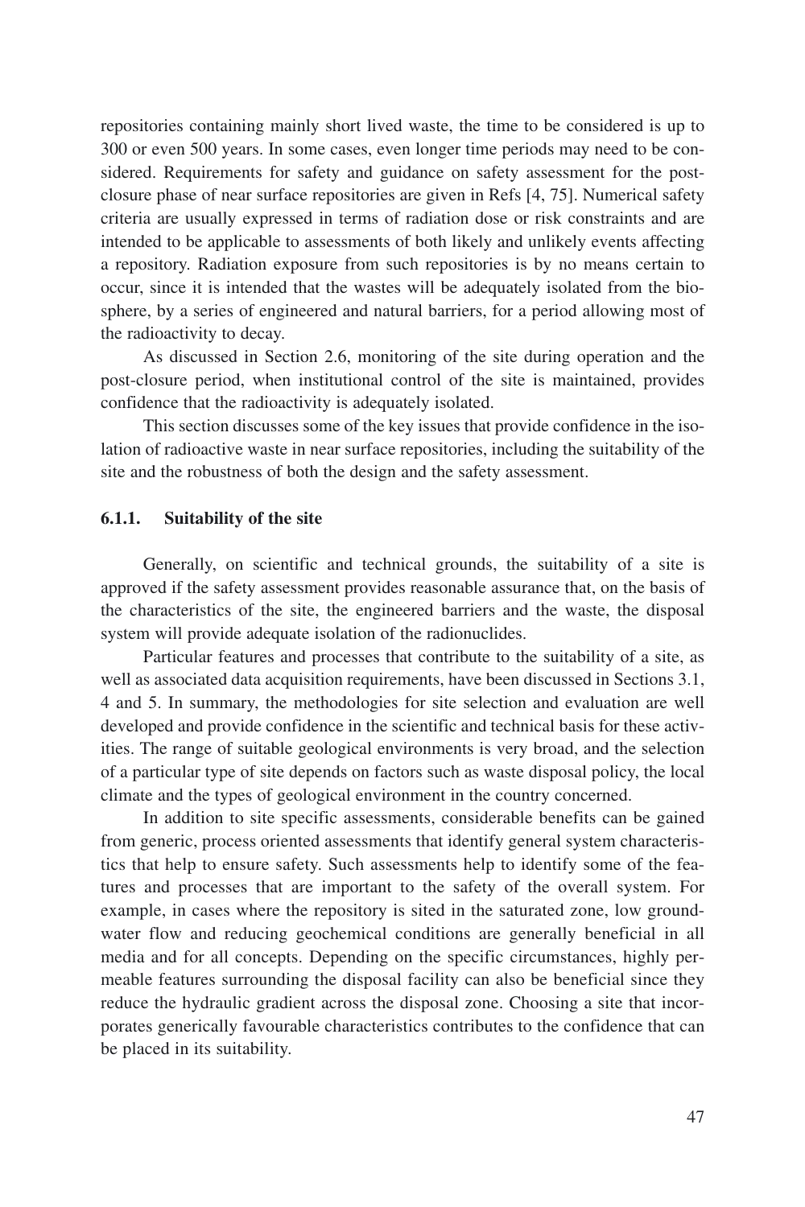repositories containing mainly short lived waste, the time to be considered is up to 300 or even 500 years. In some cases, even longer time periods may need to be considered. Requirements for safety and guidance on safety assessment for the post-closure phase of near surface repositories are given in Refs [4, 75]. Numerical safety criteria are usually expressed in terms of radiation dose or risk constraints and are intended to be applicable to assessments of both likely and unlikely events affecting a repository. Radiation exposure from such repositories is by no means certain to occur, since it is intended that the wastes will be adequately isolated from the biosphere, by a series of engineered and natural barriers, for a period allowing most of the radioactivity to decay.

As discussed in Section 2.6, monitoring of the site during operation and the post-closure period, when institutional control of the site is maintained, provides confidence that the radioactivity is adequately isolated.

This section discusses some of the key issues that provide confidence in the isolation of radioactive waste in near surface repositories, including the suitability of the site and the robustness of both the design and the safety assessment.

### 6.1.1. Suitability of the site

Generally, on scientific and technical grounds, the suitability of a site is approved if the safety assessment provides reasonable assurance that, on the basis of the characteristics of the site, the engineered barriers and the waste, the disposal system will provide adequate isolation of the radionuclides.

Particular features and processes that contribute to the suitability of a site, as well as associated data acquisition requirements, have been discussed in Sections 3.1, 4 and 5. In summary, the methodologies for site selection and evaluation are well developed and provide confidence in the scientific and technical basis for these activities. The range of suitable geological environments is very broad, and the selection of a particular type of site depends on factors such as waste disposal policy, the local climate and the types of geological environment in the country concerned.

In addition to site specific assessments, considerable benefits can be gained from generic, process oriented assessments that identify general system characteristics that help to ensure safety. Such assessments help to identify some of the features and processes that are important to the safety of the overall system. For example, in cases where the repository is sited in the saturated zone, low groundwater flow and reducing geochemical conditions are generally beneficial in all media and for all concepts. Depending on the specific circumstances, highly permeable features surrounding the disposal facility can also be beneficial since they reduce the hydraulic gradient across the disposal zone. Choosing a site that incorporates generically favourable characteristics contributes to the confidence that can be placed in its suitability.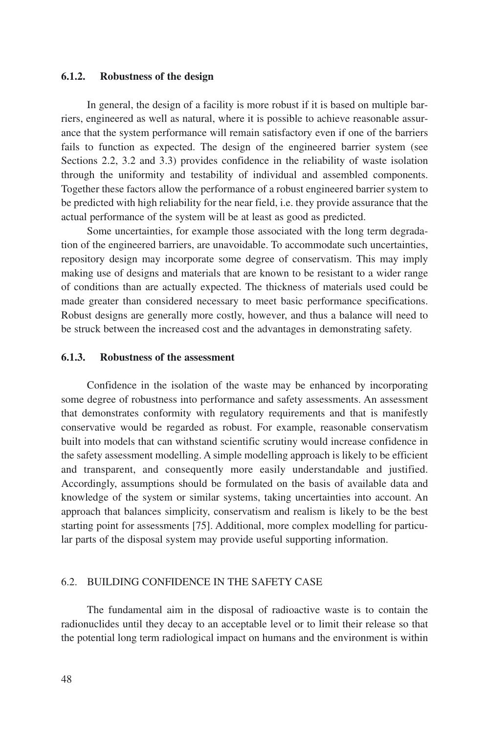### 6.1.2. Robustness of the design

In general, the design of a facility is more robust if it is based on multiple barriers, engineered as well as natural, where it is possible to achieve reasonable assurance that the system performance will remain satisfactory even if one of the barriers fails to function as expected. The design of the engineered barrier system (see Sections 2.2, 3.2 and 3.3) provides confidence in the reliability of waste isolation through the uniformity and testability of individual and assembled components. Together these factors allow the performance of a robust engineered barrier system to be predicted with high reliability for the near field, i.e. they provide assurance that the actual performance of the system will be at least as good as predicted.

Some uncertainties, for example those associated with the long term degradation of the engineered barriers, are unavoidable. To accommodate such uncertainties, repository design may incorporate some degree of conservatism. This may imply making use of designs and materials that are known to be resistant to a wider range of conditions than are actually expected. The thickness of materials used could be made greater than considered necessary to meet basic performance specifications. Robust designs are generally more costly, however, and thus a balance will need to be struck between the increased cost and the advantages in demonstrating safety.

### 6.1.3. Robustness of the assessment

Confidence in the isolation of the waste may be enhanced by incorporating some degree of robustness into performance and safety assessments. An assessment that demonstrates conformity with regulatory requirements and that is manifestly conservative would be regarded as robust. For example, reasonable conservatism built into models that can withstand scientific scrutiny would increase confidence in the safety assessment modelling. A simple modelling approach is likely to be efficient and transparent, and consequently more easily understandable and justified. Accordingly, assumptions should be formulated on the basis of available data and knowledge of the system or similar systems, taking uncertainties into account. An approach that balances simplicity, conservatism and realism is likely to be the best starting point for assessments [75]. Additional, more complex modelling for particular parts of the disposal system may provide useful supporting information.

## 6.2. BUILDING CONFIDENCE IN THE SAFETY CASE

The fundamental aim in the disposal of radioactive waste is to contain the radionuclides until they decay to an acceptable level or to limit their release so that the potential long term radiological impact on humans and the environment is within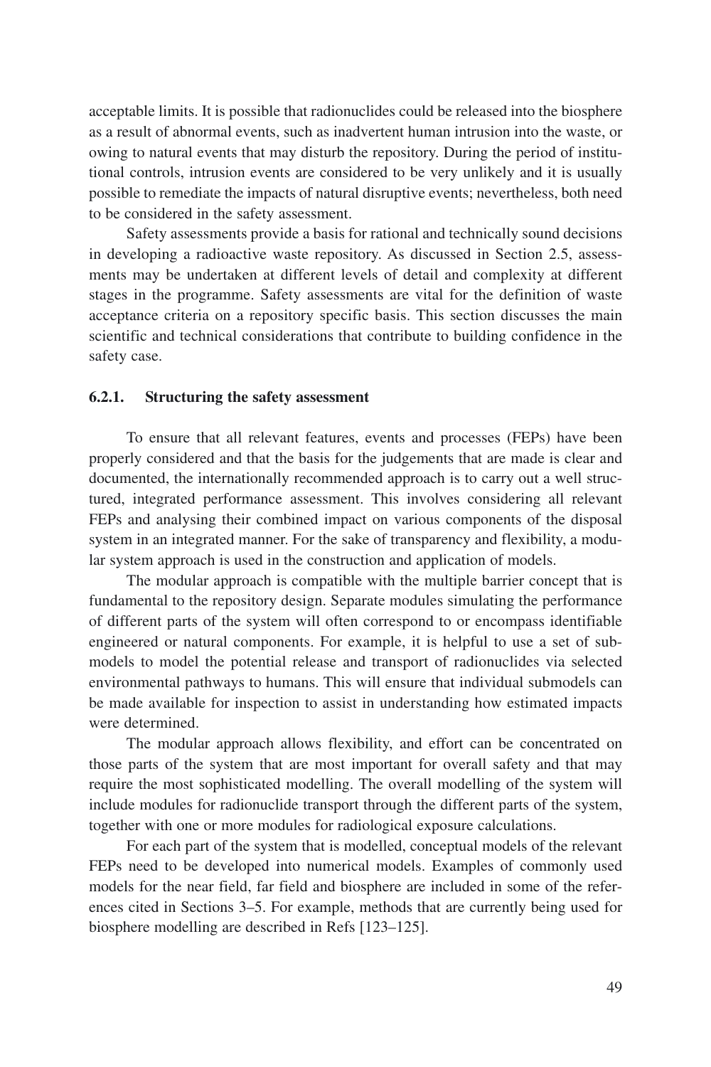acceptable limits. It is possible that radionuclides could be released into the biosphere as a result of abnormal events, such as inadvertent human intrusion into the waste, or owing to natural events that may disturb the repository. During the period of institutional controls, intrusion events are considered to be very unlikely and it is usually possible to remediate the impacts of natural disruptive events; nevertheless, both need to be considered in the safety assessment.

Safety assessments provide a basis for rational and technically sound decisions in developing a radioactive waste repository. As discussed in Section 2.5, assessments may be undertaken at different levels of detail and complexity at different stages in the programme. Safety assessments are vital for the definition of waste acceptance criteria on a repository specific basis. This section discusses the main scientific and technical considerations that contribute to building confidence in the safety case.

### 6.2.1. Structuring the safety assessment

To ensure that all relevant features, events and processes (FEPs) have been properly considered and that the basis for the judgements that are made is clear and documented, the internationally recommended approach is to carry out a well structured, integrated performance assessment. This involves considering all relevant FEPs and analysing their combined impact on various components of the disposal system in an integrated manner. For the sake of transparency and flexibility, a modular system approach is used in the construction and application of models.

The modular approach is compatible with the multiple barrier concept that is fundamental to the repository design. Separate modules simulating the performance of different parts of the system will often correspond to or encompass identifiable engineered or natural components. For example, it is helpful to use a set of submodels to model the potential release and transport of radionuclides via selected environmental pathways to humans. This will ensure that individual submodels can be made available for inspection to assist in understanding how estimated impacts were determined.

The modular approach allows flexibility, and effort can be concentrated on those parts of the system that are most important for overall safety and that may require the most sophisticated modelling. The overall modelling of the system will include modules for radionuclide transport through the different parts of the system, together with one or more modules for radiological exposure calculations.

For each part of the system that is modelled, conceptual models of the relevant FEPs need to be developed into numerical models. Examples of commonly used models for the near field, far field and biosphere are included in some of the references cited in Sections 3–5. For example, methods that are currently being used for biosphere modelling are described in Refs [123–125].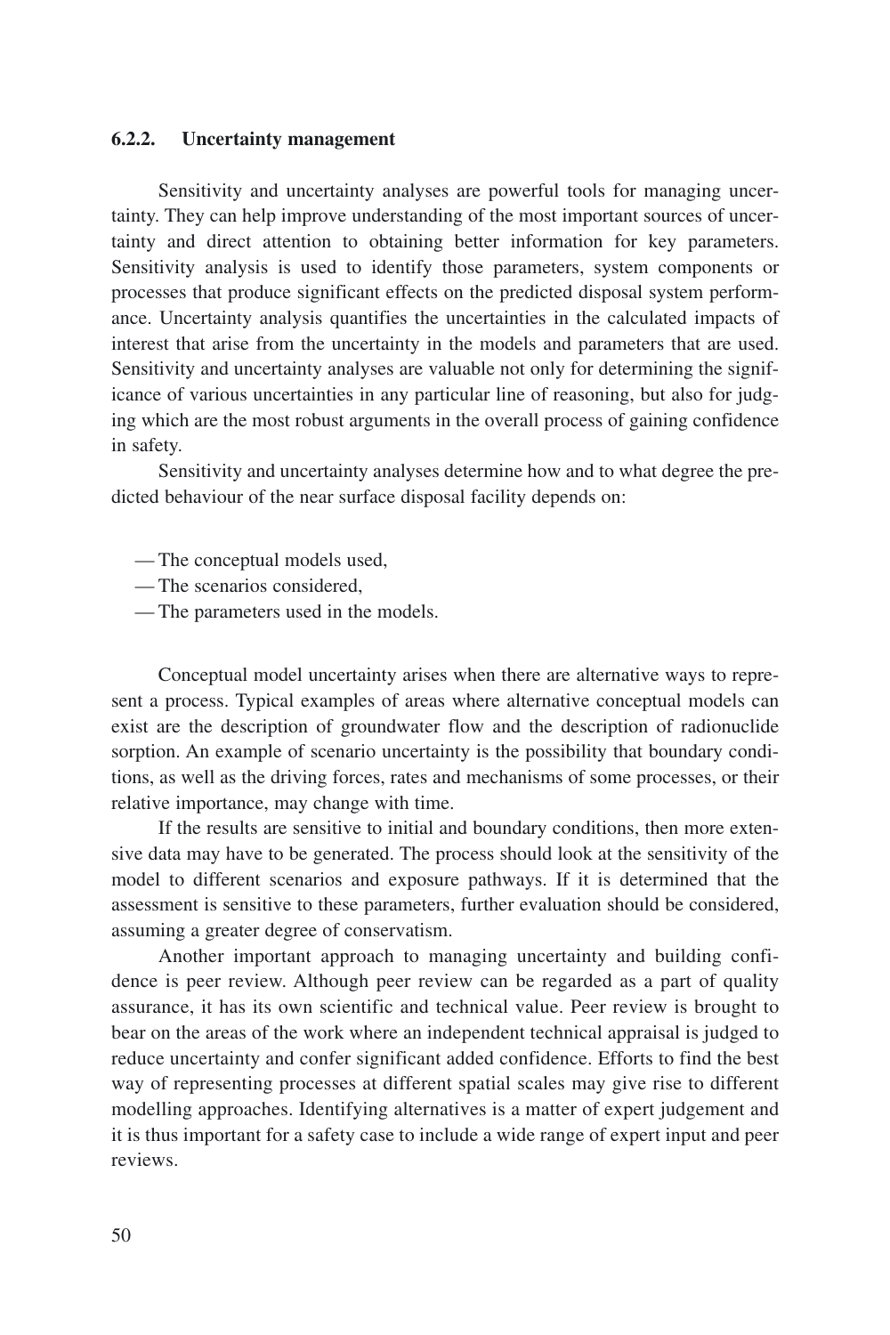### 6.2.2. Uncertainty management

Sensitivity and uncertainty analyses are powerful tools for managing uncertainty. They can help improve understanding of the most important sources of uncertainty and direct attention to obtaining better information for key parameters. Sensitivity analysis is used to identify those parameters, system components or processes that produce significant effects on the predicted disposal system performance. Uncertainty analysis quantifies the uncertainties in the calculated impacts of interest that arise from the uncertainty in the models and parameters that are used. Sensitivity and uncertainty analyses are valuable not only for determining the significance of various uncertainties in any particular line of reasoning, but also for judging which are the most robust arguments in the overall process of gaining confidence in safety.

Sensitivity and uncertainty analyses determine how and to what degree the predicted behaviour of the near surface disposal facility depends on:

- The conceptual models used,
- The scenarios considered,
- The parameters used in the models.

Conceptual model uncertainty arises when there are alternative ways to represent a process. Typical examples of areas where alternative conceptual models can exist are the description of groundwater flow and the description of radionuclide sorption. An example of scenario uncertainty is the possibility that boundary conditions, as well as the driving forces, rates and mechanisms of some processes, or their relative importance, may change with time.

If the results are sensitive to initial and boundary conditions, then more extensive data may have to be generated. The process should look at the sensitivity of the model to different scenarios and exposure pathways. If it is determined that the assessment is sensitive to these parameters, further evaluation should be considered, assuming a greater degree of conservatism.

Another important approach to managing uncertainty and building confidence is peer review. Although peer review can be regarded as a part of quality assurance, it has its own scientific and technical value. Peer review is brought to bear on the areas of the work where an independent technical appraisal is judged to reduce uncertainty and confer significant added confidence. Efforts to find the best way of representing processes at different spatial scales may give rise to different modelling approaches. Identifying alternatives is a matter of expert judgement and it is thus important for a safety case to include a wide range of expert input and peer reviews.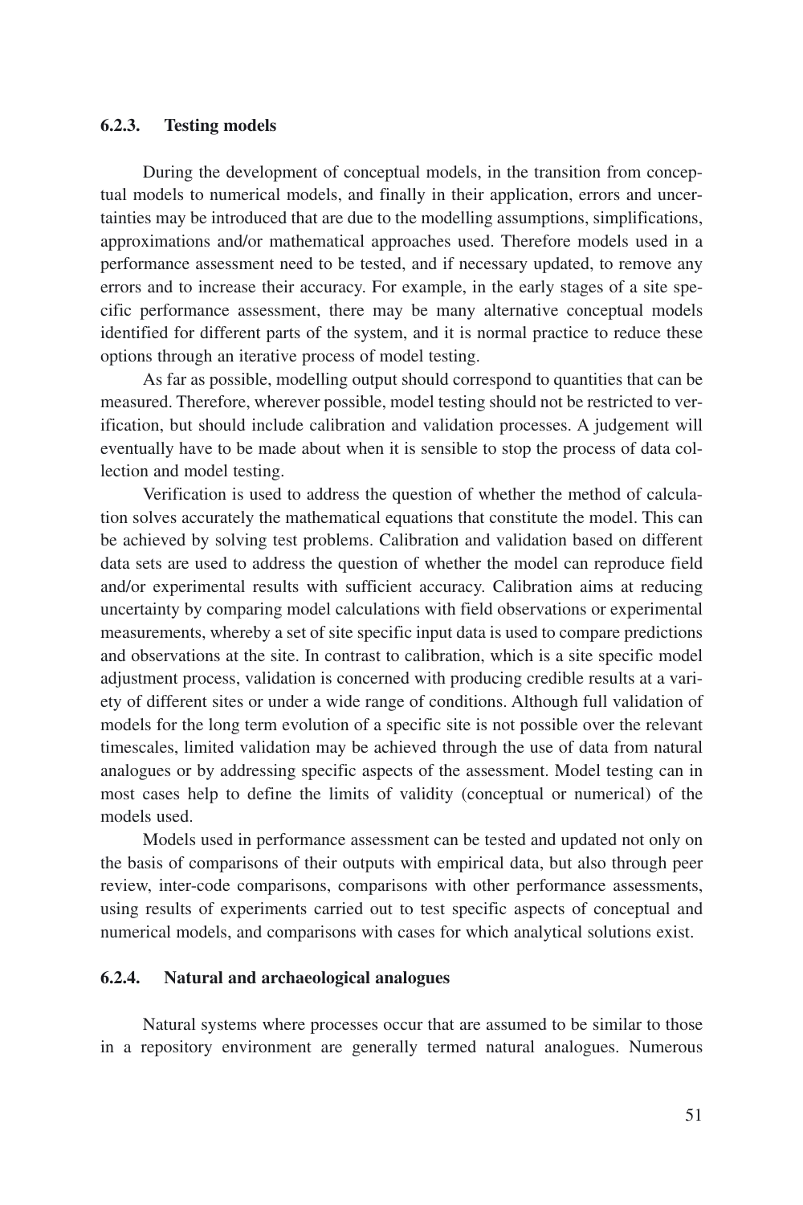### 6.2.3. Testing models

During the development of conceptual models, in the transition from conceptual models to numerical models, and finally in their application, errors and uncertainties may be introduced that are due to the modelling assumptions, simplifications, approximations and/or mathematical approaches used. Therefore models used in a performance assessment need to be tested, and if necessary updated, to remove any errors and to increase their accuracy. For example, in the early stages of a site specific performance assessment, there may be many alternative conceptual models identified for different parts of the system, and it is normal practice to reduce these options through an iterative process of model testing.

As far as possible, modelling output should correspond to quantities that can be measured. Therefore, wherever possible, model testing should not be restricted to verification, but should include calibration and validation processes. A judgement will eventually have to be made about when it is sensible to stop the process of data collection and model testing.

Verification is used to address the question of whether the method of calculation solves accurately the mathematical equations that constitute the model. This can be achieved by solving test problems. Calibration and validation based on different data sets are used to address the question of whether the model can reproduce field and/or experimental results with sufficient accuracy. Calibration aims at reducing uncertainty by comparing model calculations with field observations or experimental measurements, whereby a set of site specific input data is used to compare predictions and observations at the site. In contrast to calibration, which is a site specific model adjustment process, validation is concerned with producing credible results at a variety of different sites or under a wide range of conditions. Although full validation of models for the long term evolution of a specific site is not possible over the relevant timescales, limited validation may be achieved through the use of data from natural analogues or by addressing specific aspects of the assessment. Model testing can in most cases help to define the limits of validity (conceptual or numerical) of the models used.

Models used in performance assessment can be tested and updated not only on the basis of comparisons of their outputs with empirical data, but also through peer review, inter-code comparisons, comparisons with other performance assessments, using results of experiments carried out to test specific aspects of conceptual and numerical models, and comparisons with cases for which analytical solutions exist.

### 6.2.4. Natural and archaeological analogues

Natural systems where processes occur that are assumed to be similar to those in a repository environment are generally termed natural analogues. Numerous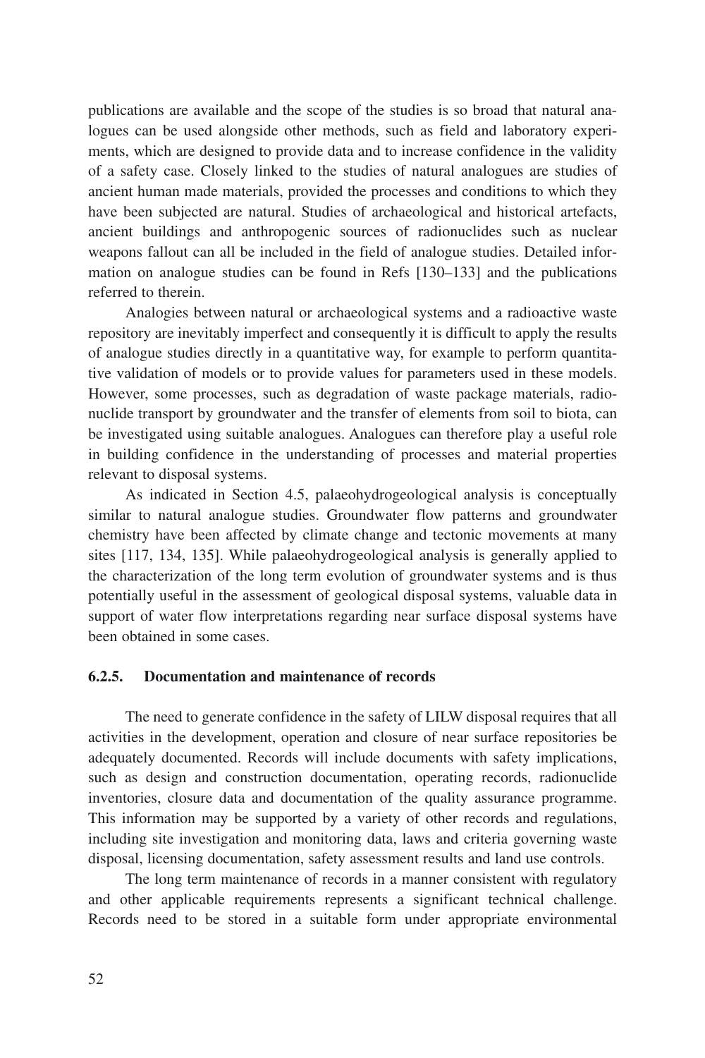publications are available and the scope of the studies is so broad that natural analogues can be used alongside other methods, such as field and laboratory experiments, which are designed to provide data and to increase confidence in the validity of a safety case. Closely linked to the studies of natural analogues are studies of ancient human made materials, provided the processes and conditions to which they have been subjected are natural. Studies of archaeological and historical artefacts, ancient buildings and anthropogenic sources of radionuclides such as nuclear weapons fallout can all be included in the field of analogue studies. Detailed information on analogue studies can be found in Refs [130–133] and the publications referred to therein.

Analogies between natural or archaeological systems and a radioactive waste repository are inevitably imperfect and consequently it is difficult to apply the results of analogue studies directly in a quantitative way, for example to perform quantitative validation of models or to provide values for parameters used in these models. However, some processes, such as degradation of waste package materials, radionuclide transport by groundwater and the transfer of elements from soil to biota, can be investigated using suitable analogues. Analogues can therefore play a useful role in building confidence in the understanding of processes and material properties relevant to disposal systems.

As indicated in Section 4.5, palaeohydrogeological analysis is conceptually similar to natural analogue studies. Groundwater flow patterns and groundwater chemistry have been affected by climate change and tectonic movements at many sites [117, 134, 135]. While palaeohydrogeological analysis is generally applied to the characterization of the long term evolution of groundwater systems and is thus potentially useful in the assessment of geological disposal systems, valuable data in support of water flow interpretations regarding near surface disposal systems have been obtained in some cases.

### 6.2.5. Documentation and maintenance of records

The need to generate confidence in the safety of LILW disposal requires that all activities in the development, operation and closure of near surface repositories be adequately documented. Records will include documents with safety implications, such as design and construction documentation, operating records, radionuclide inventories, closure data and documentation of the quality assurance programme. This information may be supported by a variety of other records and regulations, including site investigation and monitoring data, laws and criteria governing waste disposal, licensing documentation, safety assessment results and land use controls.

The long term maintenance of records in a manner consistent with regulatory and other applicable requirements represents a significant technical challenge. Records need to be stored in a suitable form under appropriate environmental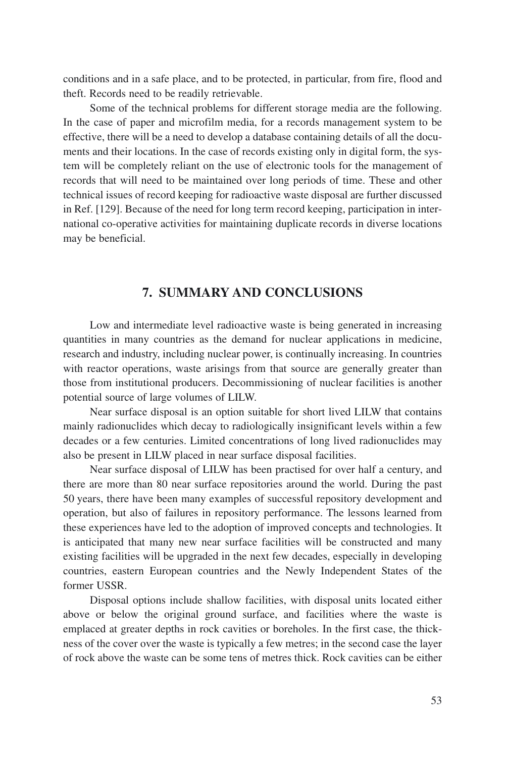conditions and in a safe place, and to be protected, in particular, from fire, flood and theft. Records need to be readily retrievable.

Some of the technical problems for different storage media are the following. In the case of paper and microfilm media, for a records management system to be effective, there will be a need to develop a database containing details of all the documents and their locations. In the case of records existing only in digital form, the system will be completely reliant on the use of electronic tools for the management of records that will need to be maintained over long periods of time. These and other technical issues of record keeping for radioactive waste disposal are further discussed in Ref. [129]. Because of the need for long term record keeping, participation in international co-operative activities for maintaining duplicate records in diverse locations may be beneficial.

## 7. SUMMARY AND CONCLUSIONS

Low and intermediate level radioactive waste is being generated in increasing quantities in many countries as the demand for nuclear applications in medicine, research and industry, including nuclear power, is continually increasing. In countries with reactor operations, waste arisings from that source are generally greater than those from institutional producers. Decommissioning of nuclear facilities is another potential source of large volumes of LILW.

Near surface disposal is an option suitable for short lived LILW that contains mainly radionuclides which decay to radiologically insignificant levels within a few decades or a few centuries. Limited concentrations of long lived radionuclides may also be present in LILW placed in near surface disposal facilities.

Near surface disposal of LILW has been practised for over half a century, and there are more than 80 near surface repositories around the world. During the past 50 years, there have been many examples of successful repository development and operation, but also of failures in repository performance. The lessons learned from these experiences have led to the adoption of improved concepts and technologies. It is anticipated that many new near surface facilities will be constructed and many existing facilities will be upgraded in the next few decades, especially in developing countries, eastern European countries and the Newly Independent States of the former USSR.

Disposal options include shallow facilities, with disposal units located either above or below the original ground surface, and facilities where the waste is emplaced at greater depths in rock cavities or boreholes. In the first case, the thickness of the cover over the waste is typically a few metres; in the second case the layer of rock above the waste can be some tens of metres thick. Rock cavities can be either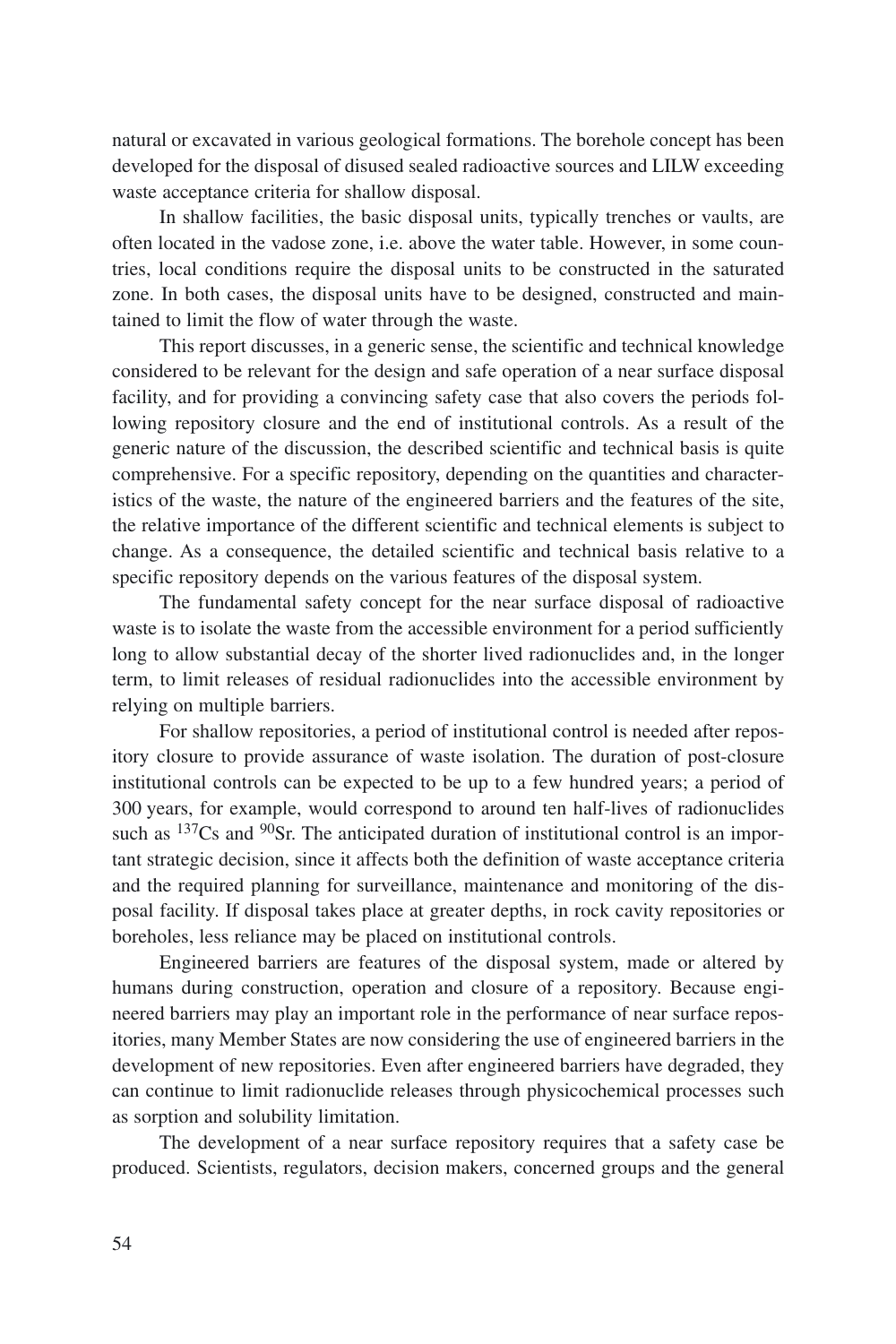natural or excavated in various geological formations. The borehole concept has been developed for the disposal of disused sealed radioactive sources and LILW exceeding waste acceptance criteria for shallow disposal.

In shallow facilities, the basic disposal units, typically trenches or vaults, are often located in the vadose zone, i.e. above the water table. However, in some countries, local conditions require the disposal units to be constructed in the saturated zone. In both cases, the disposal units have to be designed, constructed and maintained to limit the flow of water through the waste.

This report discusses, in a generic sense, the scientific and technical knowledge considered to be relevant for the design and safe operation of a near surface disposal facility, and for providing a convincing safety case that also covers the periods following repository closure and the end of institutional controls. As a result of the generic nature of the discussion, the described scientific and technical basis is quite comprehensive. For a specific repository, depending on the quantities and characteristics of the waste, the nature of the engineered barriers and the features of the site, the relative importance of the different scientific and technical elements is subject to change. As a consequence, the detailed scientific and technical basis relative to a specific repository depends on the various features of the disposal system.

The fundamental safety concept for the near surface disposal of radioactive waste is to isolate the waste from the accessible environment for a period sufficiently long to allow substantial decay of the shorter lived radionuclides and, in the longer term, to limit releases of residual radionuclides into the accessible environment by relying on multiple barriers.

For shallow repositories, a period of institutional control is needed after repository closure to provide assurance of waste isolation. The duration of post-closure institutional controls can be expected to be up to a few hundred years; a period of 300 years, for example, would correspond to around ten half-lives of radionuclides such as $^{137}Cs$ and $^{90}Sr$. The anticipated duration of institutional control is an important strategic decision, since it affects both the definition of waste acceptance criteria and the required planning for surveillance, maintenance and monitoring of the disposal facility. If disposal takes place at greater depths, in rock cavity repositories or boreholes, less reliance may be placed on institutional controls.

Engineered barriers are features of the disposal system, made or altered by humans during construction, operation and closure of a repository. Because engineered barriers may play an important role in the performance of near surface repositories, many Member States are now considering the use of engineered barriers in the development of new repositories. Even after engineered barriers have degraded, they can continue to limit radionuclide releases through physicochemical processes such as sorption and solubility limitation.

The development of a near surface repository requires that a safety case be produced. Scientists, regulators, decision makers, concerned groups and the general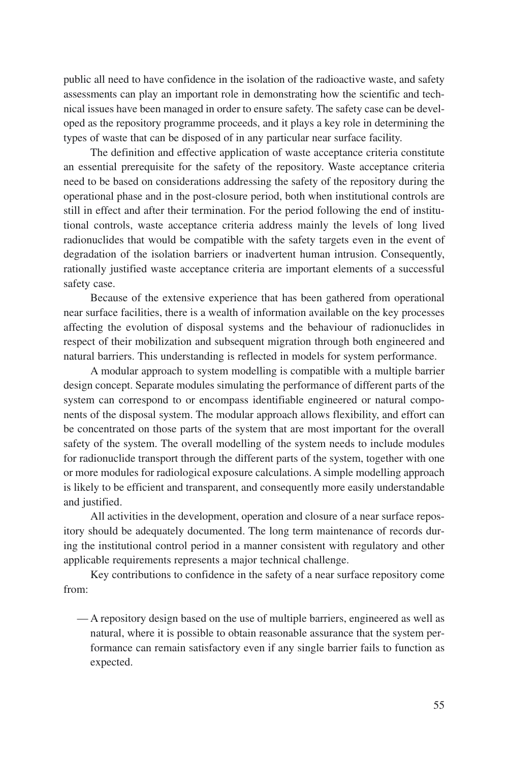public all need to have confidence in the isolation of the radioactive waste, and safety assessments can play an important role in demonstrating how the scientific and technical issues have been managed in order to ensure safety. The safety case can be developed as the repository programme proceeds, and it plays a key role in determining the types of waste that can be disposed of in any particular near surface facility.

The definition and effective application of waste acceptance criteria constitute an essential prerequisite for the safety of the repository. Waste acceptance criteria need to be based on considerations addressing the safety of the repository during the operational phase and in the post-closure period, both when institutional controls are still in effect and after their termination. For the period following the end of institutional controls, waste acceptance criteria address mainly the levels of long lived radionuclides that would be compatible with the safety targets even in the event of degradation of the isolation barriers or inadvertent human intrusion. Consequently, rationally justified waste acceptance criteria are important elements of a successful safety case.

Because of the extensive experience that has been gathered from operational near surface facilities, there is a wealth of information available on the key processes affecting the evolution of disposal systems and the behaviour of radionuclides in respect of their mobilization and subsequent migration through both engineered and natural barriers. This understanding is reflected in models for system performance.

A modular approach to system modelling is compatible with a multiple barrier design concept. Separate modules simulating the performance of different parts of the system can correspond to or encompass identifiable engineered or natural components of the disposal system. The modular approach allows flexibility, and effort can be concentrated on those parts of the system that are most important for the overall safety of the system. The overall modelling of the system needs to include modules for radionuclide transport through the different parts of the system, together with one or more modules for radiological exposure calculations. A simple modelling approach is likely to be efficient and transparent, and consequently more easily understandable and justified.

All activities in the development, operation and closure of a near surface repository should be adequately documented. The long term maintenance of records during the institutional control period in a manner consistent with regulatory and other applicable requirements represents a major technical challenge.

Key contributions to confidence in the safety of a near surface repository come from:

— A repository design based on the use of multiple barriers, engineered as well as natural, where it is possible to obtain reasonable assurance that the system performance can remain satisfactory even if any single barrier fails to function as expected.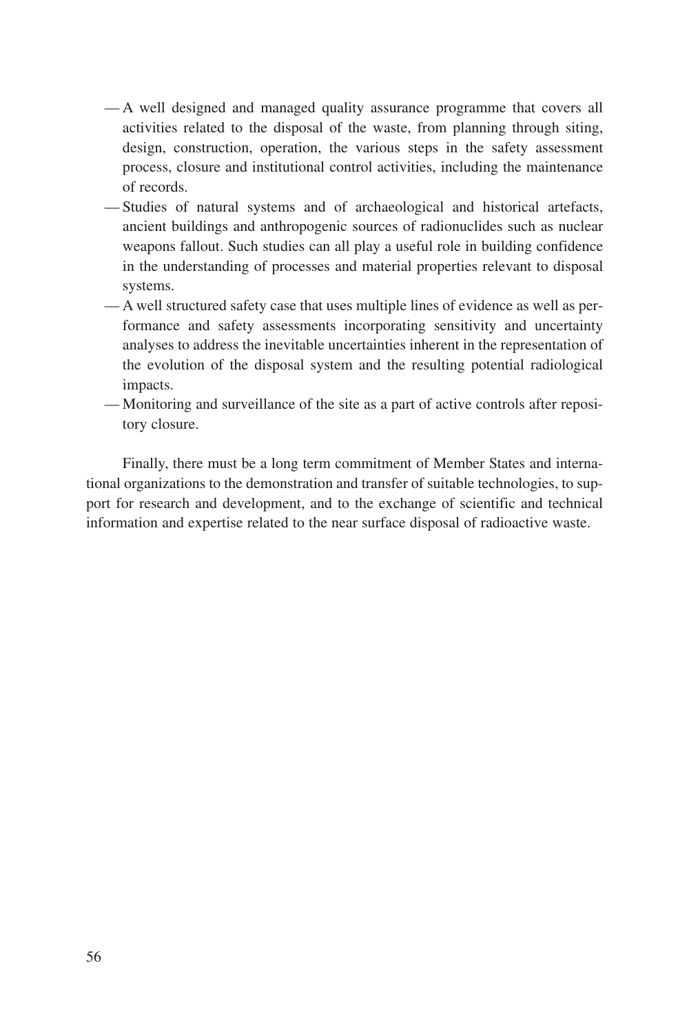- A well designed and managed quality assurance programme that covers all activities related to the disposal of the waste, from planning through siting, design, construction, operation, the various steps in the safety assessment process, closure and institutional control activities, including the maintenance of records.
- Studies of natural systems and of archaeological and historical artefacts, ancient buildings and anthropogenic sources of radionuclides such as nuclear weapons fallout. Such studies can all play a useful role in building confidence in the understanding of processes and material properties relevant to disposal systems.
- A well structured safety case that uses multiple lines of evidence as well as performance and safety assessments incorporating sensitivity and uncertainty analyses to address the inevitable uncertainties inherent in the representation of the evolution of the disposal system and the resulting potential radiological impacts.
- Monitoring and surveillance of the site as a part of active controls after repository closure.

Finally, there must be a long term commitment of Member States and international organizations to the demonstration and transfer of suitable technologies, to support for research and development, and to the exchange of scientific and technical information and expertise related to the near surface disposal of radioactive waste.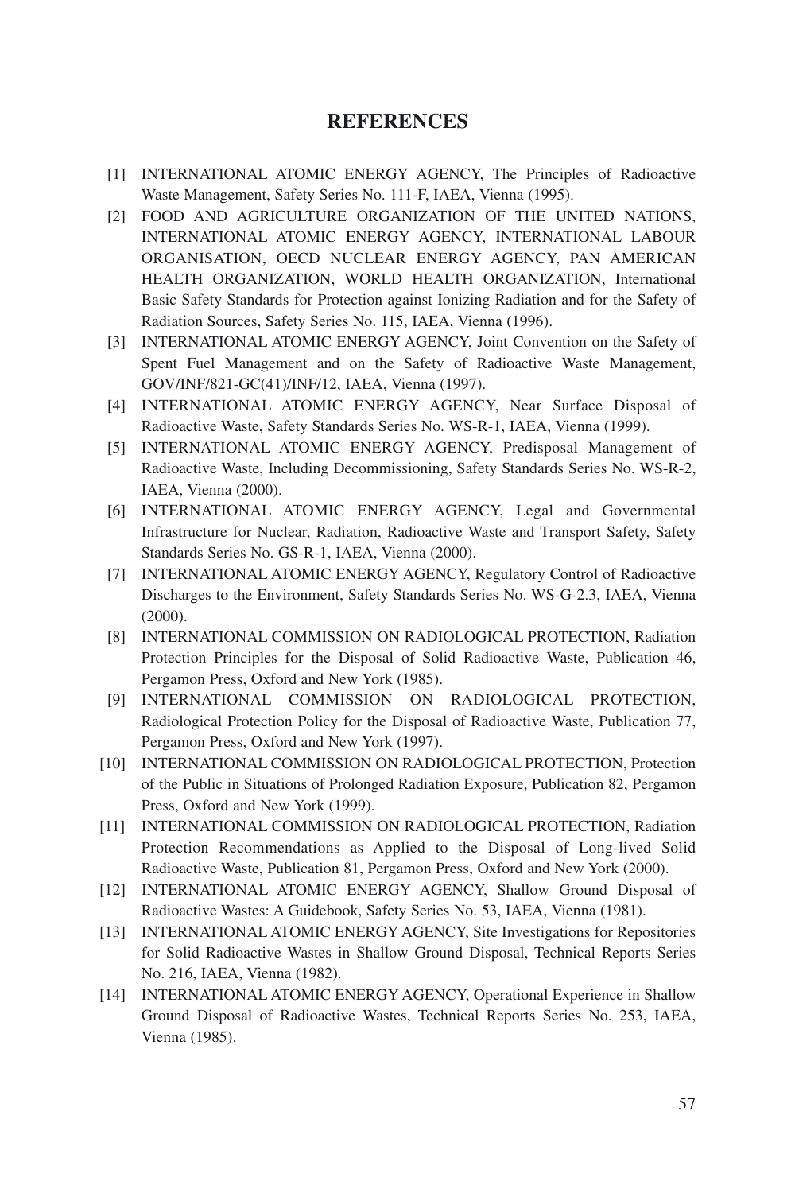# REFERENCES

[1] INTERNATIONAL ATOMIC ENERGY AGENCY, The Principles of Radioactive Waste Management, Safety Series No. 111-F, IAEA, Vienna (1995).

[2] FOOD AND AGRICULTURE ORGANIZATION OF THE UNITED NATIONS, INTERNATIONAL ATOMIC ENERGY AGENCY, INTERNATIONAL LABOUR ORGANISATION, OECD NUCLEAR ENERGY AGENCY, PAN AMERICAN HEALTH ORGANIZATION, WORLD HEALTH ORGANIZATION, International Basic Safety Standards for Protection against Ionizing Radiation and for the Safety of Radiation Sources, Safety Series No. 115, IAEA, Vienna (1996).

[3] INTERNATIONAL ATOMIC ENERGY AGENCY, Joint Convention on the Safety of Spent Fuel Management and on the Safety of Radioactive Waste Management, GOV/INF/821-GC(41)/INF/12, IAEA, Vienna (1997).

[4] INTERNATIONAL ATOMIC ENERGY AGENCY, Near Surface Disposal of Radioactive Waste, Safety Standards Series No. WS-R-1, IAEA, Vienna (1999).

[5] INTERNATIONAL ATOMIC ENERGY AGENCY, Predisposal Management of Radioactive Waste, Including Decommissioning, Safety Standards Series No. WS-R-2, IAEA, Vienna (2000).

[6] INTERNATIONAL ATOMIC ENERGY AGENCY, Legal and Governmental Infrastructure for Nuclear, Radiation, Radioactive Waste and Transport Safety, Safety Standards Series No. GS-R-1, IAEA, Vienna (2000).

[7] INTERNATIONAL ATOMIC ENERGY AGENCY, Regulatory Control of Radioactive Discharges to the Environment, Safety Standards Series No. WS-G-2.3, IAEA, Vienna (2000).

[8] INTERNATIONAL COMMISSION ON RADIOLOGICAL PROTECTION, Radiation Protection Principles for the Disposal of Solid Radioactive Waste, Publication 46, Pergamon Press, Oxford and New York (1985).

[9] INTERNATIONAL COMMISSION ON RADIOLOGICAL PROTECTION, Radiological Protection Policy for the Disposal of Radioactive Waste, Publication 77, Pergamon Press, Oxford and New York (1997).

[10] INTERNATIONAL COMMISSION ON RADIOLOGICAL PROTECTION, Protection of the Public in Situations of Prolonged Radiation Exposure, Publication 82, Pergamon Press, Oxford and New York (1999).

[11] INTERNATIONAL COMMISSION ON RADIOLOGICAL PROTECTION, Radiation Protection Recommendations as Applied to the Disposal of Long-lived Solid Radioactive Waste, Publication 81, Pergamon Press, Oxford and New York (2000).

[12] INTERNATIONAL ATOMIC ENERGY AGENCY, Shallow Ground Disposal of Radioactive Wastes: A Guidebook, Safety Series No. 53, IAEA, Vienna (1981).

[13] INTERNATIONAL ATOMIC ENERGY AGENCY, Site Investigations for Repositories for Solid Radioactive Wastes in Shallow Ground Disposal, Technical Reports Series No. 216, IAEA, Vienna (1982).

[14] INTERNATIONAL ATOMIC ENERGY AGENCY, Operational Experience in Shallow Ground Disposal of Radioactive Wastes, Technical Reports Series No. 253, IAEA, Vienna (1985).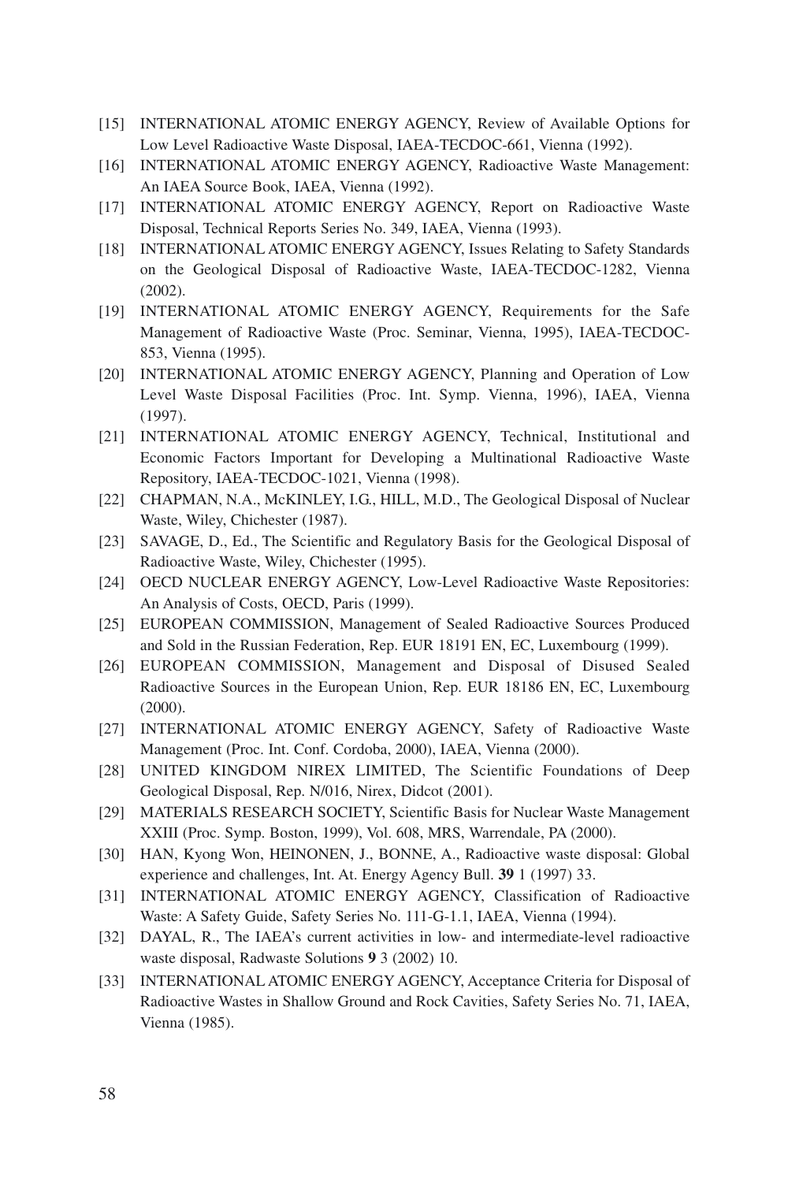[15] INTERNATIONAL ATOMIC ENERGY AGENCY, Review of Available Options for Low Level Radioactive Waste Disposal, IAEA-TECDOC-661, Vienna (1992).

[16] INTERNATIONAL ATOMIC ENERGY AGENCY, Radioactive Waste Management: An IAEA Source Book, IAEA, Vienna (1992).

[17] INTERNATIONAL ATOMIC ENERGY AGENCY, Report on Radioactive Waste Disposal, Technical Reports Series No. 349, IAEA, Vienna (1993).

[18] INTERNATIONAL ATOMIC ENERGY AGENCY, Issues Relating to Safety Standards on the Geological Disposal of Radioactive Waste, IAEA-TECDOC-1282, Vienna (2002).

[19] INTERNATIONAL ATOMIC ENERGY AGENCY, Requirements for the Safe Management of Radioactive Waste (Proc. Seminar, Vienna, 1995), IAEA-TECDOC-853, Vienna (1995).

[20] INTERNATIONAL ATOMIC ENERGY AGENCY, Planning and Operation of Low Level Waste Disposal Facilities (Proc. Int. Symp. Vienna, 1996), IAEA, Vienna (1997).

[21] INTERNATIONAL ATOMIC ENERGY AGENCY, Technical, Institutional and Economic Factors Important for Developing a Multinational Radioactive Waste Repository, IAEA-TECDOC-1021, Vienna (1998).

[22] CHAPMAN, N.A., McKINLEY, I.G., HILL, M.D., The Geological Disposal of Nuclear Waste, Wiley, Chichester (1987).

[23] SAVAGE, D., Ed., The Scientific and Regulatory Basis for the Geological Disposal of Radioactive Waste, Wiley, Chichester (1995).

[24] OECD NUCLEAR ENERGY AGENCY, Low-Level Radioactive Waste Repositories: An Analysis of Costs, OECD, Paris (1999).

[25] EUROPEAN COMMISSION, Management of Sealed Radioactive Sources Produced and Sold in the Russian Federation, Rep. EUR 18191 EN, EC, Luxembourg (1999).

[26] EUROPEAN COMMISSION, Management and Disposal of Disused Sealed Radioactive Sources in the European Union, Rep. EUR 18186 EN, EC, Luxembourg (2000).

[27] INTERNATIONAL ATOMIC ENERGY AGENCY, Safety of Radioactive Waste Management (Proc. Int. Conf. Cordoba, 2000), IAEA, Vienna (2000).

[28] UNITED KINGDOM NIREX LIMITED, The Scientific Foundations of Deep Geological Disposal, Rep. N/016, Nirex, Didcot (2001).

[29] MATERIALS RESEARCH SOCIETY, Scientific Basis for Nuclear Waste Management XXIII (Proc. Symp. Boston, 1999), Vol. 608, MRS, Warrendale, PA (2000).

[30] HAN, Kyong Won, HEINONEN, J., BONNE, A., Radioactive waste disposal: Global experience and challenges, Int. At. Energy Agency Bull. **39** 1 (1997) 33.

[31] INTERNATIONAL ATOMIC ENERGY AGENCY, Classification of Radioactive Waste: A Safety Guide, Safety Series No. 111-G-1.1, IAEA, Vienna (1994).

[32] DAYAL, R., The IAEA's current activities in low- and intermediate-level radioactive waste disposal, Radwaste Solutions **9** 3 (2002) 10.

[33] INTERNATIONAL ATOMIC ENERGY AGENCY, Acceptance Criteria for Disposal of Radioactive Wastes in Shallow Ground and Rock Cavities, Safety Series No. 71, IAEA, Vienna (1985).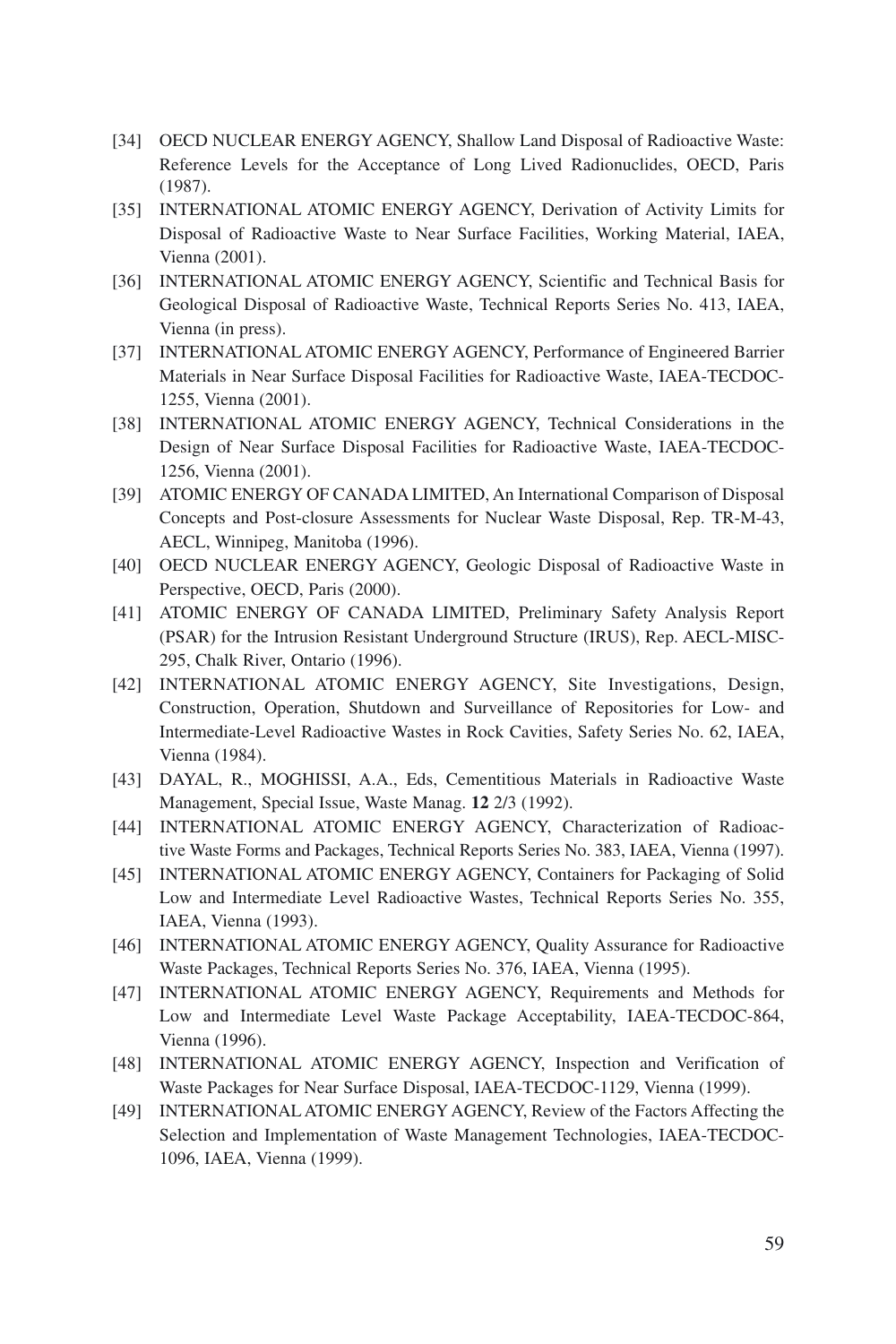[34] OECD NUCLEAR ENERGY AGENCY, Shallow Land Disposal of Radioactive Waste: Reference Levels for the Acceptance of Long Lived Radionuclides, OECD, Paris (1987).

[35] INTERNATIONAL ATOMIC ENERGY AGENCY, Derivation of Activity Limits for Disposal of Radioactive Waste to Near Surface Facilities, Working Material, IAEA, Vienna (2001).

[36] INTERNATIONAL ATOMIC ENERGY AGENCY, Scientific and Technical Basis for Geological Disposal of Radioactive Waste, Technical Reports Series No. 413, IAEA, Vienna (in press).

[37] INTERNATIONAL ATOMIC ENERGY AGENCY, Performance of Engineered Barrier Materials in Near Surface Disposal Facilities for Radioactive Waste, IAEA-TECDOC-1255, Vienna (2001).

[38] INTERNATIONAL ATOMIC ENERGY AGENCY, Technical Considerations in the Design of Near Surface Disposal Facilities for Radioactive Waste, IAEA-TECDOC-1256, Vienna (2001).

[39] ATOMIC ENERGY OF CANADA LIMITED, An International Comparison of Disposal Concepts and Post-closure Assessments for Nuclear Waste Disposal, Rep. TR-M-43, AECL, Winnipeg, Manitoba (1996).

[40] OECD NUCLEAR ENERGY AGENCY, Geologic Disposal of Radioactive Waste in Perspective, OECD, Paris (2000).

[41] ATOMIC ENERGY OF CANADA LIMITED, Preliminary Safety Analysis Report (PSAR) for the Intrusion Resistant Underground Structure (IRUS), Rep. AECL-MISC-295, Chalk River, Ontario (1996).

[42] INTERNATIONAL ATOMIC ENERGY AGENCY, Site Investigations, Design, Construction, Operation, Shutdown and Surveillance of Repositories for Low- and Intermediate-Level Radioactive Wastes in Rock Cavities, Safety Series No. 62, IAEA, Vienna (1984).

[43] DAYAL, R., MOGHISSI, A.A., Eds, Cementitious Materials in Radioactive Waste Management, Special Issue, Waste Manag. **12** 2/3 (1992).

[44] INTERNATIONAL ATOMIC ENERGY AGENCY, Characterization of Radioactive Waste Forms and Packages, Technical Reports Series No. 383, IAEA, Vienna (1997).

[45] INTERNATIONAL ATOMIC ENERGY AGENCY, Containers for Packaging of Solid Low and Intermediate Level Radioactive Wastes, Technical Reports Series No. 355, IAEA, Vienna (1993).

[46] INTERNATIONAL ATOMIC ENERGY AGENCY, Quality Assurance for Radioactive Waste Packages, Technical Reports Series No. 376, IAEA, Vienna (1995).

[47] INTERNATIONAL ATOMIC ENERGY AGENCY, Requirements and Methods for Low and Intermediate Level Waste Package Acceptability, IAEA-TECDOC-864, Vienna (1996).

[48] INTERNATIONAL ATOMIC ENERGY AGENCY, Inspection and Verification of Waste Packages for Near Surface Disposal, IAEA-TECDOC-1129, Vienna (1999).

[49] INTERNATIONAL ATOMIC ENERGY AGENCY, Review of the Factors Affecting the Selection and Implementation of Waste Management Technologies, IAEA-TECDOC-1096, IAEA, Vienna (1999).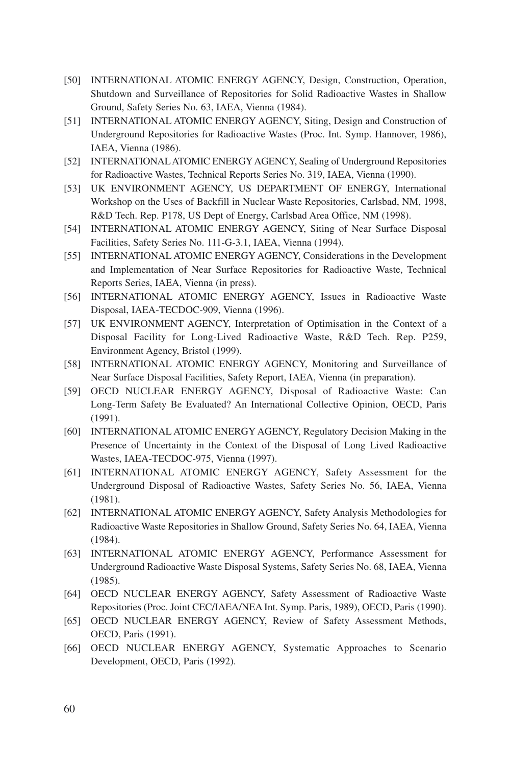[50] INTERNATIONAL ATOMIC ENERGY AGENCY, Design, Construction, Operation, Shutdown and Surveillance of Repositories for Solid Radioactive Wastes in Shallow Ground, Safety Series No. 63, IAEA, Vienna (1984).

[51] INTERNATIONAL ATOMIC ENERGY AGENCY, Siting, Design and Construction of Underground Repositories for Radioactive Wastes (Proc. Int. Symp. Hannover, 1986), IAEA, Vienna (1986).

[52] INTERNATIONAL ATOMIC ENERGY AGENCY, Sealing of Underground Repositories for Radioactive Wastes, Technical Reports Series No. 319, IAEA, Vienna (1990).

[53] UK ENVIRONMENT AGENCY, US DEPARTMENT OF ENERGY, International Workshop on the Uses of Backfill in Nuclear Waste Repositories, Carlsbad, NM, 1998, R&D Tech. Rep. P178, US Dept of Energy, Carlsbad Area Office, NM (1998).

[54] INTERNATIONAL ATOMIC ENERGY AGENCY, Siting of Near Surface Disposal Facilities, Safety Series No. 111-G-3.1, IAEA, Vienna (1994).

[55] INTERNATIONAL ATOMIC ENERGY AGENCY, Considerations in the Development and Implementation of Near Surface Repositories for Radioactive Waste, Technical Reports Series, IAEA, Vienna (in press).

[56] INTERNATIONAL ATOMIC ENERGY AGENCY, Issues in Radioactive Waste Disposal, IAEA-TECDOC-909, Vienna (1996).

[57] UK ENVIRONMENT AGENCY, Interpretation of Optimisation in the Context of a Disposal Facility for Long-Lived Radioactive Waste, R&D Tech. Rep. P259, Environment Agency, Bristol (1999).

[58] INTERNATIONAL ATOMIC ENERGY AGENCY, Monitoring and Surveillance of Near Surface Disposal Facilities, Safety Report, IAEA, Vienna (in preparation).

[59] OECD NUCLEAR ENERGY AGENCY, Disposal of Radioactive Waste: Can Long-Term Safety Be Evaluated? An International Collective Opinion, OECD, Paris (1991).

[60] INTERNATIONAL ATOMIC ENERGY AGENCY, Regulatory Decision Making in the Presence of Uncertainty in the Context of the Disposal of Long Lived Radioactive Wastes, IAEA-TECDOC-975, Vienna (1997).

[61] INTERNATIONAL ATOMIC ENERGY AGENCY, Safety Assessment for the Underground Disposal of Radioactive Wastes, Safety Series No. 56, IAEA, Vienna (1981).

[62] INTERNATIONAL ATOMIC ENERGY AGENCY, Safety Analysis Methodologies for Radioactive Waste Repositories in Shallow Ground, Safety Series No. 64, IAEA, Vienna (1984).

[63] INTERNATIONAL ATOMIC ENERGY AGENCY, Performance Assessment for Underground Radioactive Waste Disposal Systems, Safety Series No. 68, IAEA, Vienna (1985).

[64] OECD NUCLEAR ENERGY AGENCY, Safety Assessment of Radioactive Waste Repositories (Proc. Joint CEC/IAEA/NEA Int. Symp. Paris, 1989), OECD, Paris (1990).

[65] OECD NUCLEAR ENERGY AGENCY, Review of Safety Assessment Methods, OECD, Paris (1991).

[66] OECD NUCLEAR ENERGY AGENCY, Systematic Approaches to Scenario Development, OECD, Paris (1992).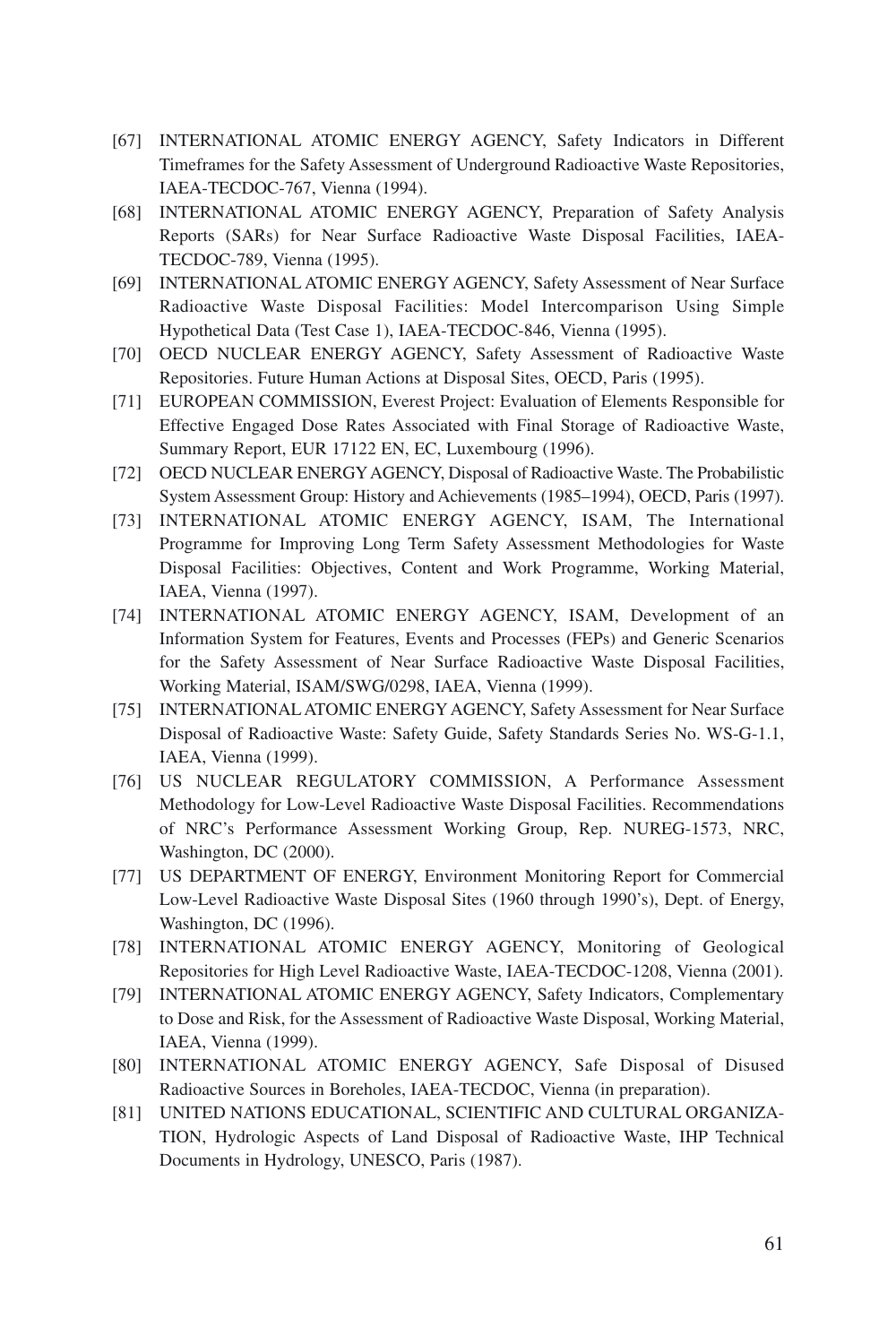[67] INTERNATIONAL ATOMIC ENERGY AGENCY, Safety Indicators in Different Timeframes for the Safety Assessment of Underground Radioactive Waste Repositories, IAEA-TECDOC-767, Vienna (1994).

[68] INTERNATIONAL ATOMIC ENERGY AGENCY, Preparation of Safety Analysis Reports (SARs) for Near Surface Radioactive Waste Disposal Facilities, IAEA-TECDOC-789, Vienna (1995).

[69] INTERNATIONAL ATOMIC ENERGY AGENCY, Safety Assessment of Near Surface Radioactive Waste Disposal Facilities: Model Intercomparison Using Simple Hypothetical Data (Test Case 1), IAEA-TECDOC-846, Vienna (1995).

[70] OECD NUCLEAR ENERGY AGENCY, Safety Assessment of Radioactive Waste Repositories. Future Human Actions at Disposal Sites, OECD, Paris (1995).

[71] EUROPEAN COMMISSION, Everest Project: Evaluation of Elements Responsible for Effective Engaged Dose Rates Associated with Final Storage of Radioactive Waste, Summary Report, EUR 17122 EN, EC, Luxembourg (1996).

[72] OECD NUCLEAR ENERGY AGENCY, Disposal of Radioactive Waste. The Probabilistic System Assessment Group: History and Achievements (1985–1994), OECD, Paris (1997).

[73] INTERNATIONAL ATOMIC ENERGY AGENCY, ISAM, The International Programme for Improving Long Term Safety Assessment Methodologies for Waste Disposal Facilities: Objectives, Content and Work Programme, Working Material, IAEA, Vienna (1997).

[74] INTERNATIONAL ATOMIC ENERGY AGENCY, ISAM, Development of an Information System for Features, Events and Processes (FEPs) and Generic Scenarios for the Safety Assessment of Near Surface Radioactive Waste Disposal Facilities, Working Material, ISAM/SWG/0298, IAEA, Vienna (1999).

[75] INTERNATIONAL ATOMIC ENERGY AGENCY, Safety Assessment for Near Surface Disposal of Radioactive Waste: Safety Guide, Safety Standards Series No. WS-G-1.1, IAEA, Vienna (1999).

[76] US NUCLEAR REGULATORY COMMISSION, A Performance Assessment Methodology for Low-Level Radioactive Waste Disposal Facilities. Recommendations of NRC's Performance Assessment Working Group, Rep. NUREG-1573, NRC, Washington, DC (2000).

[77] US DEPARTMENT OF ENERGY, Environment Monitoring Report for Commercial Low-Level Radioactive Waste Disposal Sites (1960 through 1990's), Dept. of Energy, Washington, DC (1996).

[78] INTERNATIONAL ATOMIC ENERGY AGENCY, Monitoring of Geological Repositories for High Level Radioactive Waste, IAEA-TECDOC-1208, Vienna (2001).

[79] INTERNATIONAL ATOMIC ENERGY AGENCY, Safety Indicators, Complementary to Dose and Risk, for the Assessment of Radioactive Waste Disposal, Working Material, IAEA, Vienna (1999).

[80] INTERNATIONAL ATOMIC ENERGY AGENCY, Safe Disposal of Disused Radioactive Sources in Boreholes, IAEA-TECDOC, Vienna (in preparation).

[81] UNITED NATIONS EDUCATIONAL, SCIENTIFIC AND CULTURAL ORGANIZATION, Hydrologic Aspects of Land Disposal of Radioactive Waste, IHP Technical Documents in Hydrology, UNESCO, Paris (1987).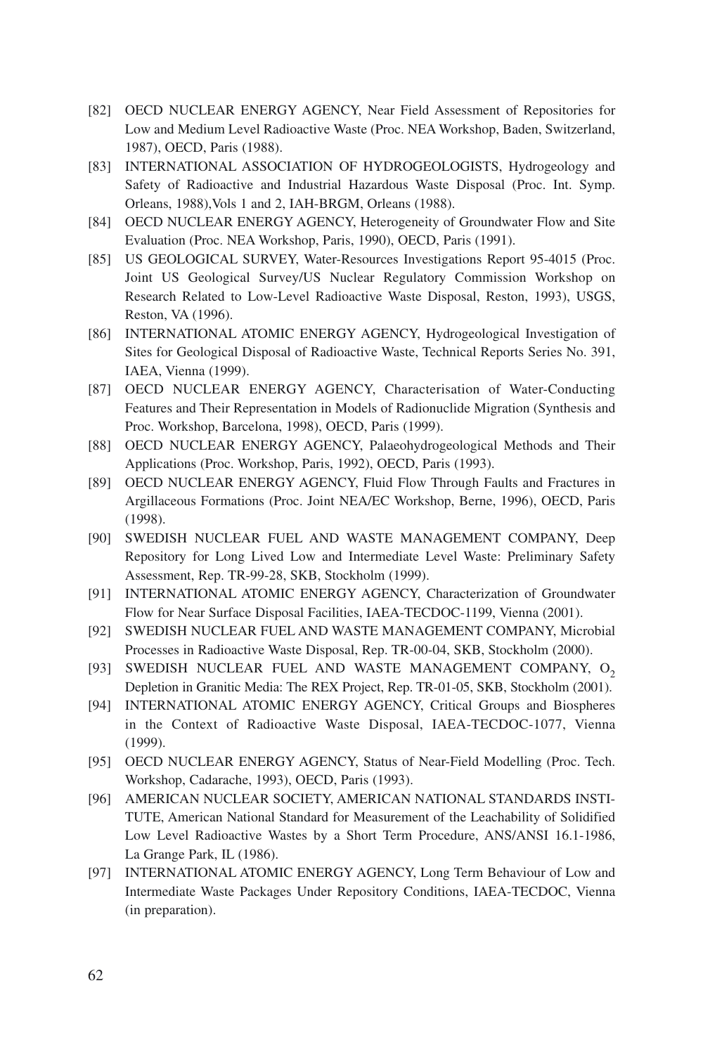[82] OECD NUCLEAR ENERGY AGENCY, Near Field Assessment of Repositories for Low and Medium Level Radioactive Waste (Proc. NEA Workshop, Baden, Switzerland, 1987), OECD, Paris (1988).

[83] INTERNATIONAL ASSOCIATION OF HYDROGEOLOGISTS, Hydrogeology and Safety of Radioactive and Industrial Hazardous Waste Disposal (Proc. Int. Symp. Orleans, 1988),Vols 1 and 2, IAH-BRGM, Orleans (1988).

[84] OECD NUCLEAR ENERGY AGENCY, Heterogeneity of Groundwater Flow and Site Evaluation (Proc. NEA Workshop, Paris, 1990), OECD, Paris (1991).

[85] US GEOLOGICAL SURVEY, Water-Resources Investigations Report 95-4015 (Proc. Joint US Geological Survey/US Nuclear Regulatory Commission Workshop on Research Related to Low-Level Radioactive Waste Disposal, Reston, 1993), USGS, Reston, VA (1996).

[86] INTERNATIONAL ATOMIC ENERGY AGENCY, Hydrogeological Investigation of Sites for Geological Disposal of Radioactive Waste, Technical Reports Series No. 391, IAEA, Vienna (1999).

[87] OECD NUCLEAR ENERGY AGENCY, Characterisation of Water-Conducting Features and Their Representation in Models of Radionuclide Migration (Synthesis and Proc. Workshop, Barcelona, 1998), OECD, Paris (1999).

[88] OECD NUCLEAR ENERGY AGENCY, Palaeohydrogeological Methods and Their Applications (Proc. Workshop, Paris, 1992), OECD, Paris (1993).

[89] OECD NUCLEAR ENERGY AGENCY, Fluid Flow Through Faults and Fractures in Argillaceous Formations (Proc. Joint NEA/EC Workshop, Berne, 1996), OECD, Paris (1998).

[90] SWEDISH NUCLEAR FUEL AND WASTE MANAGEMENT COMPANY, Deep Repository for Long Lived Low and Intermediate Level Waste: Preliminary Safety Assessment, Rep. TR-99-28, SKB, Stockholm (1999).

[91] INTERNATIONAL ATOMIC ENERGY AGENCY, Characterization of Groundwater Flow for Near Surface Disposal Facilities, IAEA-TECDOC-1199, Vienna (2001).

[92] SWEDISH NUCLEAR FUEL AND WASTE MANAGEMENT COMPANY, Microbial Processes in Radioactive Waste Disposal, Rep. TR-00-04, SKB, Stockholm (2000).

[93] SWEDISH NUCLEAR FUEL AND WASTE MANAGEMENT COMPANY, $O_2$ Depletion in Granitic Media: The REX Project, Rep. TR-01-05, SKB, Stockholm (2001).

[94] INTERNATIONAL ATOMIC ENERGY AGENCY, Critical Groups and Biospheres in the Context of Radioactive Waste Disposal, IAEA-TECDOC-1077, Vienna (1999).

[95] OECD NUCLEAR ENERGY AGENCY, Status of Near-Field Modelling (Proc. Tech. Workshop, Cadarache, 1993), OECD, Paris (1993).

[96] AMERICAN NUCLEAR SOCIETY, AMERICAN NATIONAL STANDARDS INSTITUTE, American National Standard for Measurement of the Leachability of Solidified Low Level Radioactive Wastes by a Short Term Procedure, ANS/ANSI 16.1-1986, La Grange Park, IL (1986).

[97] INTERNATIONAL ATOMIC ENERGY AGENCY, Long Term Behaviour of Low and Intermediate Waste Packages Under Repository Conditions, IAEA-TECDOC, Vienna (in preparation).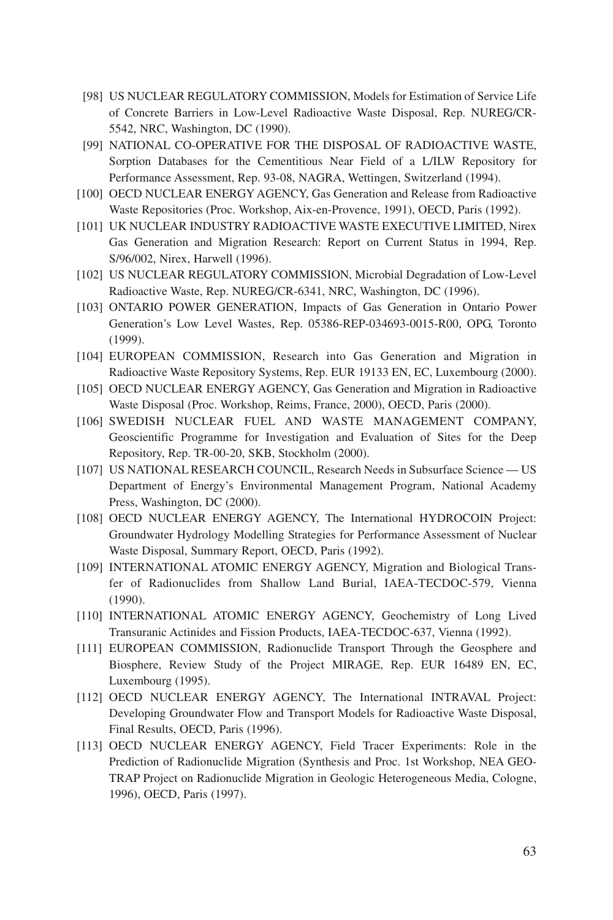[98] US NUCLEAR REGULATORY COMMISSION, Models for Estimation of Service Life of Concrete Barriers in Low-Level Radioactive Waste Disposal, Rep. NUREG/CR-5542, NRC, Washington, DC (1990).

[99] NATIONAL CO-OPERATIVE FOR THE DISPOSAL OF RADIOACTIVE WASTE, Sorption Databases for the Cementitious Near Field of a L/ILW Repository for Performance Assessment, Rep. 93-08, NAGRA, Wettingen, Switzerland (1994).

[100] OECD NUCLEAR ENERGY AGENCY, Gas Generation and Release from Radioactive Waste Repositories (Proc. Workshop, Aix-en-Provence, 1991), OECD, Paris (1992).

[101] UK NUCLEAR INDUSTRY RADIOACTIVE WASTE EXECUTIVE LIMITED, Nirex Gas Generation and Migration Research: Report on Current Status in 1994, Rep. S/96/002, Nirex, Harwell (1996).

[102] US NUCLEAR REGULATORY COMMISSION, Microbial Degradation of Low-Level Radioactive Waste, Rep. NUREG/CR-6341, NRC, Washington, DC (1996).

[103] ONTARIO POWER GENERATION, Impacts of Gas Generation in Ontario Power Generation's Low Level Wastes, Rep. 05386-REP-034693-0015-R00, OPG, Toronto (1999).

[104] EUROPEAN COMMISSION, Research into Gas Generation and Migration in Radioactive Waste Repository Systems, Rep. EUR 19133 EN, EC, Luxembourg (2000).

[105] OECD NUCLEAR ENERGY AGENCY, Gas Generation and Migration in Radioactive Waste Disposal (Proc. Workshop, Reims, France, 2000), OECD, Paris (2000).

[106] SWEDISH NUCLEAR FUEL AND WASTE MANAGEMENT COMPANY, Geoscientific Programme for Investigation and Evaluation of Sites for the Deep Repository, Rep. TR-00-20, SKB, Stockholm (2000).

[107] US NATIONAL RESEARCH COUNCIL, Research Needs in Subsurface Science — US Department of Energy's Environmental Management Program, National Academy Press, Washington, DC (2000).

[108] OECD NUCLEAR ENERGY AGENCY, The International HYDROCOIN Project: Groundwater Hydrology Modelling Strategies for Performance Assessment of Nuclear Waste Disposal, Summary Report, OECD, Paris (1992).

[109] INTERNATIONAL ATOMIC ENERGY AGENCY, Migration and Biological Transfer of Radionuclides from Shallow Land Burial, IAEA-TECDOC-579, Vienna (1990).

[110] INTERNATIONAL ATOMIC ENERGY AGENCY, Geochemistry of Long Lived Transuranic Actinides and Fission Products, IAEA-TECDOC-637, Vienna (1992).

[111] EUROPEAN COMMISSION, Radionuclide Transport Through the Geosphere and Biosphere, Review Study of the Project MIRAGE, Rep. EUR 16489 EN, EC, Luxembourg (1995).

[112] OECD NUCLEAR ENERGY AGENCY, The International INTRAVAL Project: Developing Groundwater Flow and Transport Models for Radioactive Waste Disposal, Final Results, OECD, Paris (1996).

[113] OECD NUCLEAR ENERGY AGENCY, Field Tracer Experiments: Role in the Prediction of Radionuclide Migration (Synthesis and Proc. 1st Workshop, NEA GEOTRAP Project on Radionuclide Migration in Geologic Heterogeneous Media, Cologne, 1996), OECD, Paris (1997).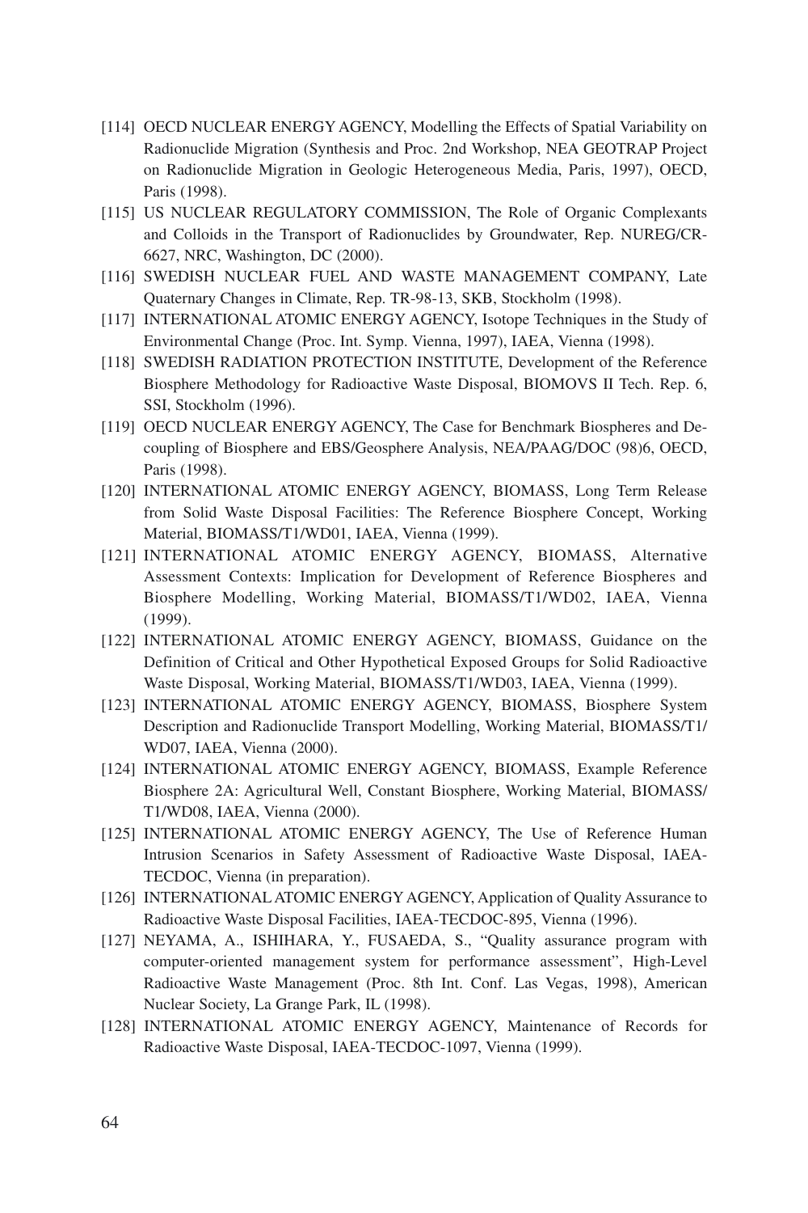[114] OECD NUCLEAR ENERGY AGENCY, Modelling the Effects of Spatial Variability on Radionuclide Migration (Synthesis and Proc. 2nd Workshop, NEA GEOTRAP Project on Radionuclide Migration in Geologic Heterogeneous Media, Paris, 1997), OECD, Paris (1998).

[115] US NUCLEAR REGULATORY COMMISSION, The Role of Organic Complexants and Colloids in the Transport of Radionuclides by Groundwater, Rep. NUREG/CR-6627, NRC, Washington, DC (2000).

[116] SWEDISH NUCLEAR FUEL AND WASTE MANAGEMENT COMPANY, Late Quaternary Changes in Climate, Rep. TR-98-13, SKB, Stockholm (1998).

[117] INTERNATIONAL ATOMIC ENERGY AGENCY, Isotope Techniques in the Study of Environmental Change (Proc. Int. Symp. Vienna, 1997), IAEA, Vienna (1998).

[118] SWEDISH RADIATION PROTECTION INSTITUTE, Development of the Reference Biosphere Methodology for Radioactive Waste Disposal, BIOMOVS II Tech. Rep. 6, SSI, Stockholm (1996).

[119] OECD NUCLEAR ENERGY AGENCY, The Case for Benchmark Biospheres and Decoupling of Biosphere and EBS/Geosphere Analysis, NEA/PAAG/DOC (98)6, OECD, Paris (1998).

[120] INTERNATIONAL ATOMIC ENERGY AGENCY, BIOMASS, Long Term Release from Solid Waste Disposal Facilities: The Reference Biosphere Concept, Working Material, BIOMASS/T1/WD01, IAEA, Vienna (1999).

[121] INTERNATIONAL ATOMIC ENERGY AGENCY, BIOMASS, Alternative Assessment Contexts: Implication for Development of Reference Biospheres and Biosphere Modelling, Working Material, BIOMASS/T1/WD02, IAEA, Vienna (1999).

[122] INTERNATIONAL ATOMIC ENERGY AGENCY, BIOMASS, Guidance on the Definition of Critical and Other Hypothetical Exposed Groups for Solid Radioactive Waste Disposal, Working Material, BIOMASS/T1/WD03, IAEA, Vienna (1999).

[123] INTERNATIONAL ATOMIC ENERGY AGENCY, BIOMASS, Biosphere System Description and Radionuclide Transport Modelling, Working Material, BIOMASS/T1/WD07, IAEA, Vienna (2000).

[124] INTERNATIONAL ATOMIC ENERGY AGENCY, BIOMASS, Example Reference Biosphere 2A: Agricultural Well, Constant Biosphere, Working Material, BIOMASS/T1/WD08, IAEA, Vienna (2000).

[125] INTERNATIONAL ATOMIC ENERGY AGENCY, The Use of Reference Human Intrusion Scenarios in Safety Assessment of Radioactive Waste Disposal, IAEA-TECDOC, Vienna (in preparation).

[126] INTERNATIONAL ATOMIC ENERGY AGENCY, Application of Quality Assurance to Radioactive Waste Disposal Facilities, IAEA-TECDOC-895, Vienna (1996).

[127] NEYAMA, A., ISHIHARA, Y., FUSAEDA, S., "Quality assurance program with computer-oriented management system for performance assessment", High-Level Radioactive Waste Management (Proc. 8th Int. Conf. Las Vegas, 1998), American Nuclear Society, La Grange Park, IL (1998).

[128] INTERNATIONAL ATOMIC ENERGY AGENCY, Maintenance of Records for Radioactive Waste Disposal, IAEA-TECDOC-1097, Vienna (1999).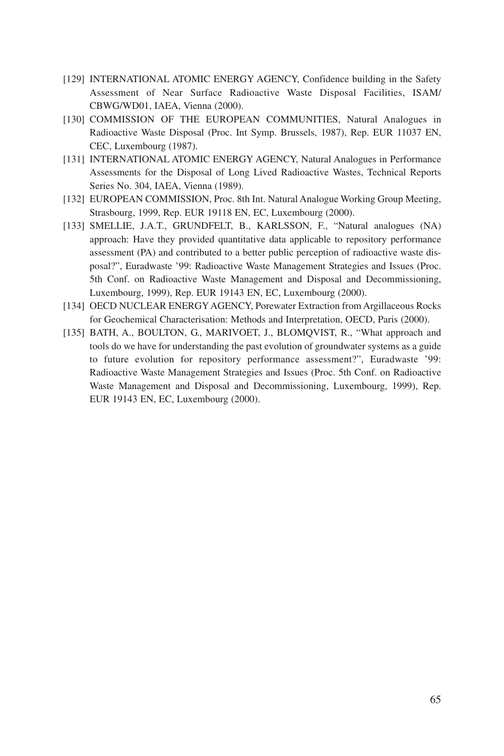[129] INTERNATIONAL ATOMIC ENERGY AGENCY, Confidence building in the Safety Assessment of Near Surface Radioactive Waste Disposal Facilities, ISAM/CBWG/WD01, IAEA, Vienna (2000).

[130] COMMISSION OF THE EUROPEAN COMMUNITIES, Natural Analogues in Radioactive Waste Disposal (Proc. Int Symp. Brussels, 1987), Rep. EUR 11037 EN, CEC, Luxembourg (1987).

[131] INTERNATIONAL ATOMIC ENERGY AGENCY, Natural Analogues in Performance Assessments for the Disposal of Long Lived Radioactive Wastes, Technical Reports Series No. 304, IAEA, Vienna (1989).

[132] EUROPEAN COMMISSION, Proc. 8th Int. Natural Analogue Working Group Meeting, Strasbourg, 1999, Rep. EUR 19118 EN, EC, Luxembourg (2000).

[133] SMELLIE, J.A.T., GRUNDFELT, B., KARLSSON, F., "Natural analogues (NA) approach: Have they provided quantitative data applicable to repository performance assessment (PA) and contributed to a better public perception of radioactive waste disposal?", Euradwaste '99: Radioactive Waste Management Strategies and Issues (Proc. 5th Conf. on Radioactive Waste Management and Disposal and Decommissioning, Luxembourg, 1999), Rep. EUR 19143 EN, EC, Luxembourg (2000).

[134] OECD NUCLEAR ENERGY AGENCY, Porewater Extraction from Argillaceous Rocks for Geochemical Characterisation: Methods and Interpretation, OECD, Paris (2000).

[135] BATH, A., BOULTON, G., MARIVOET, J., BLOMQVIST, R., "What approach and tools do we have for understanding the past evolution of groundwater systems as a guide to future evolution for repository performance assessment?", Euradwaste '99: Radioactive Waste Management Strategies and Issues (Proc. 5th Conf. on Radioactive Waste Management and Disposal and Decommissioning, Luxembourg, 1999), Rep. EUR 19143 EN, EC, Luxembourg (2000).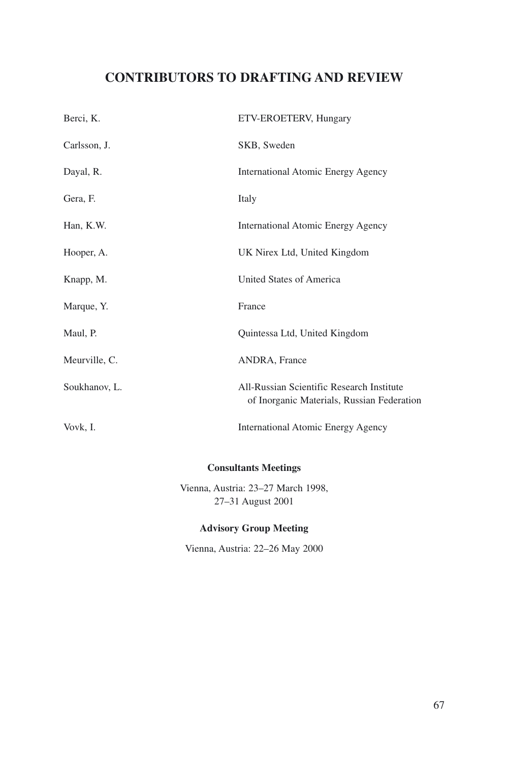# CONTRIBUTORS TO DRAFTING AND REVIEW

| | |
|---|---|
| Berci, K. | ETV-EROETERV, Hungary |
| Carlsson, J. | SKB, Sweden |
| Dayal, R. | International Atomic Energy Agency |
| Gera, F. | Italy |
| Han, K.W. | International Atomic Energy Agency |
| Hooper, A. | UK Nirex Ltd, United Kingdom |
| Knapp, M. | United States of America |
| Marque, Y. | France |
| Maul, P. | Quintessa Ltd, United Kingdom |
| Meurville, C. | ANDRA, France |
| Soukhanov, L. | All-Russian Scientific Research Institute of Inorganic Materials, Russian Federation |
| Vovk, I. | International Atomic Energy Agency |

**Consultants Meetings**

Vienna, Austria: 23–27 March 1998,
27–31 August 2001

**Advisory Group Meeting**

Vienna, Austria: 22–26 May 2000